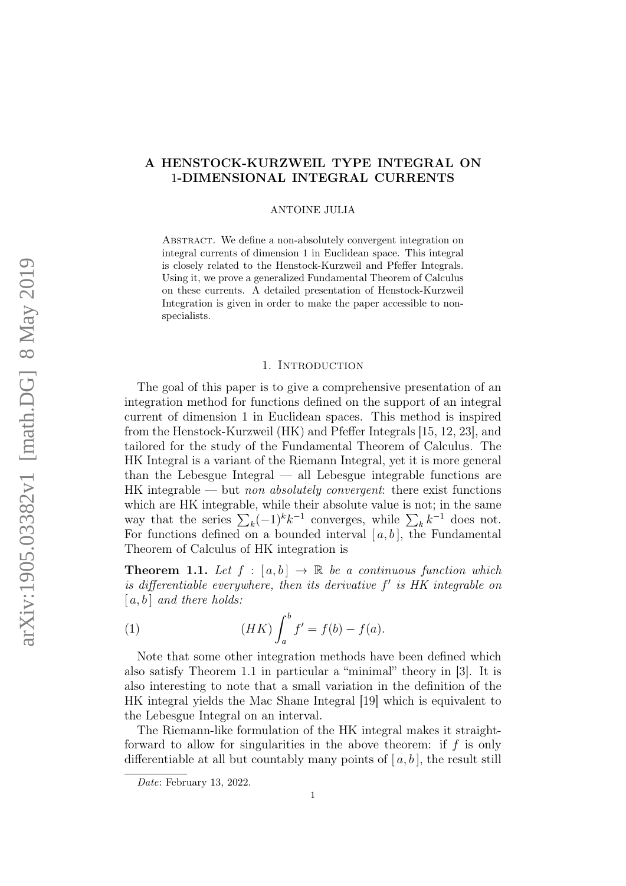# A HENSTOCK-KURZWEIL TYPE INTEGRAL ON 1-DIMENSIONAL INTEGRAL CURRENTS

ANTOINE JULIA

Abstract. We define a non-absolutely convergent integration on integral currents of dimension 1 in Euclidean space. This integral is closely related to the Henstock-Kurzweil and Pfeffer Integrals. Using it, we prove a generalized Fundamental Theorem of Calculus on these currents. A detailed presentation of Henstock-Kurzweil Integration is given in order to make the paper accessible to non-specialists.

## 1. Introduction

The goal of this paper is to give a comprehensive presentation of an integration method for functions defined on the support of an integral current of dimension 1 in Euclidean spaces. This method is inspired from the Henstock-Kurzweil (HK) and Pfeffer Integrals [15, 12, 23], and tailored for the study of the Fundamental Theorem of Calculus. The HK Integral is a variant of the Riemann Integral, yet it is more general than the Lebesgue Integral — all Lebesgue integrable functions are HK integrable — but *non absolutely convergent*: there exist functions which are HK integrable, while their absolute value is not; in the same way that the series $\sum_k (-1)^k k^{-1}$ converges, while $\sum_k k^{-1}$ does not. For functions defined on a bounded interval $[\,a, b\,]$, the Fundamental Theorem of Calculus of HK integration is

**Theorem 1.1.** *Let $f : [\,a, b\,] \to \mathbb{R}$ be a continuous function which is differentiable everywhere, then its derivative $f'$ is HK integrable on $[\,a, b\,]$ and there holds:*

$$(HK) \int_a^b f' = f(b) - f(a). \tag{1}$$

Note that some other integration methods have been defined which also satisfy Theorem 1.1 in particular a "minimal" theory in [3]. It is also interesting to note that a small variation in the definition of the HK integral yields the Mac Shane Integral [19] which is equivalent to the Lebesgue Integral on an interval.

The Riemann-like formulation of the HK integral makes it straightforward to allow for singularities in the above theorem: if $f$ is only differentiable at all but countably many points of $[\,a, b\,]$, the result still

*Date*: February 13, 2022.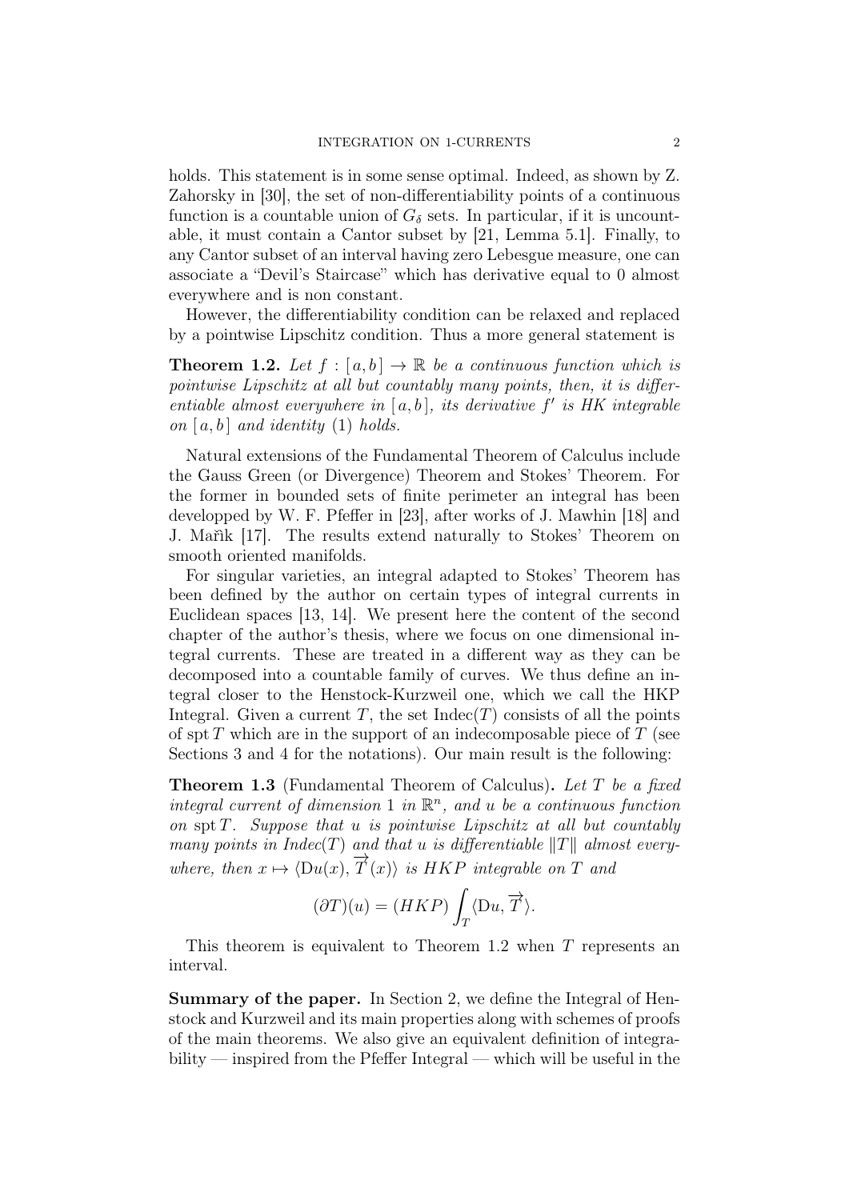holds. This statement is in some sense optimal. Indeed, as shown by Z. Zahorsky in [30], the set of non-differentiability points of a continuous function is a countable union of $G_\delta$ sets. In particular, if it is uncountable, it must contain a Cantor subset by [21, Lemma 5.1]. Finally, to any Cantor subset of an interval having zero Lebesgue measure, one can associate a "Devil's Staircase" which has derivative equal to 0 almost everywhere and is non constant.

However, the differentiability condition can be relaxed and replaced by a pointwise Lipschitz condition. Thus a more general statement is

**Theorem 1.2.** *Let $f : [\,a, b\,] \to \mathbb{R}$ be a continuous function which is pointwise Lipschitz at all but countably many points, then, it is differentiable almost everywhere in $[\,a, b\,]$, its derivative $f'$ is HK integrable on $[\,a, b\,]$ and identity (1) holds.*

Natural extensions of the Fundamental Theorem of Calculus include the Gauss Green (or Divergence) Theorem and Stokes' Theorem. For the former in bounded sets of finite perimeter an integral has been developped by W. F. Pfeffer in [23], after works of J. Mawhin [18] and J. Mařík [17]. The results extend naturally to Stokes' Theorem on smooth oriented manifolds.

For singular varieties, an integral adapted to Stokes' Theorem has been defined by the author on certain types of integral currents in Euclidean spaces [13, 14]. We present here the content of the second chapter of the author's thesis, where we focus on one dimensional integral currents. These are treated in a different way as they can be decomposed into a countable family of curves. We thus define an integral closer to the Henstock-Kurzweil one, which we call the HKP Integral. Given a current $T$, the set $\operatorname{Indec}(T)$ consists of all the points of $\operatorname{spt} T$ which are in the support of an indecomposable piece of $T$ (see Sections 3 and 4 for the notations). Our main result is the following:

**Theorem 1.3** (Fundamental Theorem of Calculus)**.** *Let $T$ be a fixed integral current of dimension 1 in $\mathbb{R}^n$, and $u$ be a continuous function on $\operatorname{spt} T$. Suppose that $u$ is pointwise Lipschitz at all but countably many points in $\operatorname{Indec}(T)$ and that $u$ is differentiable $\|T\|$ almost everywhere, then $x \mapsto \langle \mathrm{D}u(x), \overrightarrow{T}(x)\rangle$ is HKP integrable on $T$ and*

$$(\partial T)(u) = (HKP) \int_T \langle \mathrm{D}u, \overrightarrow{T}\rangle.$$

This theorem is equivalent to Theorem 1.2 when $T$ represents an interval.

**Summary of the paper.** In Section 2, we define the Integral of Henstock and Kurzweil and its main properties along with schemes of proofs of the main theorems. We also give an equivalent definition of integrability — inspired from the Pfeffer Integral — which will be useful in the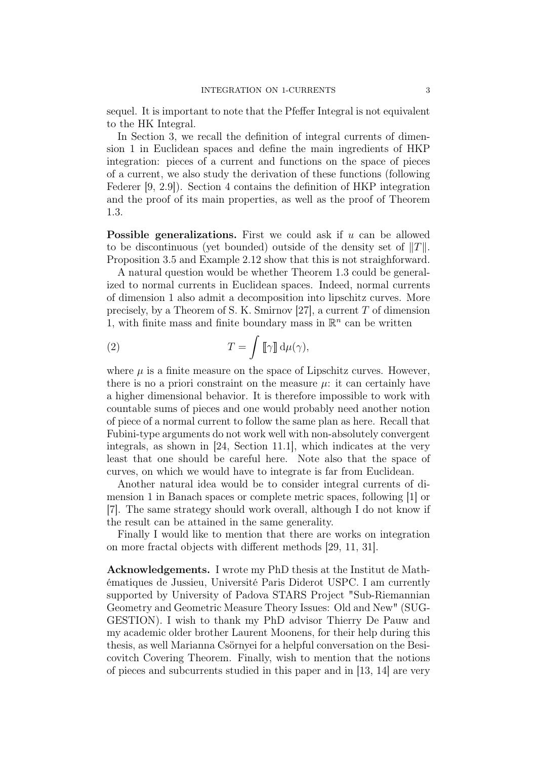sequel. It is important to note that the Pfeffer Integral is not equivalent to the HK Integral.

In Section 3, we recall the definition of integral currents of dimension 1 in Euclidean spaces and define the main ingredients of HKP integration: pieces of a current and functions on the space of pieces of a current, we also study the derivation of these functions (following Federer [9, 2.9]). Section 4 contains the definition of HKP integration and the proof of its main properties, as well as the proof of Theorem 1.3.

**Possible generalizations.** First we could ask if $u$ can be allowed to be discontinuous (yet bounded) outside of the density set of $\|T\|$. Proposition 3.5 and Example 2.12 show that this is not straighforward.

A natural question would be whether Theorem 1.3 could be generalized to normal currents in Euclidean spaces. Indeed, normal currents of dimension 1 also admit a decomposition into lipschitz curves. More precisely, by a Theorem of S. K. Smirnov [27], a current $T$ of dimension 1, with finite mass and finite boundary mass in $\mathbb{R}^n$ can be written

$$T = \int [\![\gamma]\!] \, \mathrm{d}\mu(\gamma), \tag{2}$$

where $\mu$ is a finite measure on the space of Lipschitz curves. However, there is no a priori constraint on the measure $\mu$: it can certainly have a higher dimensional behavior. It is therefore impossible to work with countable sums of pieces and one would probably need another notion of piece of a normal current to follow the same plan as here. Recall that Fubini-type arguments do not work well with non-absolutely convergent integrals, as shown in [24, Section 11.1], which indicates at the very least that one should be careful here. Note also that the space of curves, on which we would have to integrate is far from Euclidean.

Another natural idea would be to consider integral currents of dimension 1 in Banach spaces or complete metric spaces, following [1] or [7]. The same strategy should work overall, although I do not know if the result can be attained in the same generality.

Finally I would like to mention that there are works on integration on more fractal objects with different methods [29, 11, 31].

**Acknowledgements.** I wrote my PhD thesis at the Institut de Mathématiques de Jussieu, Université Paris Diderot USPC. I am currently supported by University of Padova STARS Project "Sub-Riemannian Geometry and Geometric Measure Theory Issues: Old and New" (SUGGESTION). I wish to thank my PhD advisor Thierry De Pauw and my academic older brother Laurent Moonens, for their help during this thesis, as well Marianna Csörnyei for a helpful conversation on the Besicovitch Covering Theorem. Finally, wish to mention that the notions of pieces and subcurrents studied in this paper and in [13, 14] are very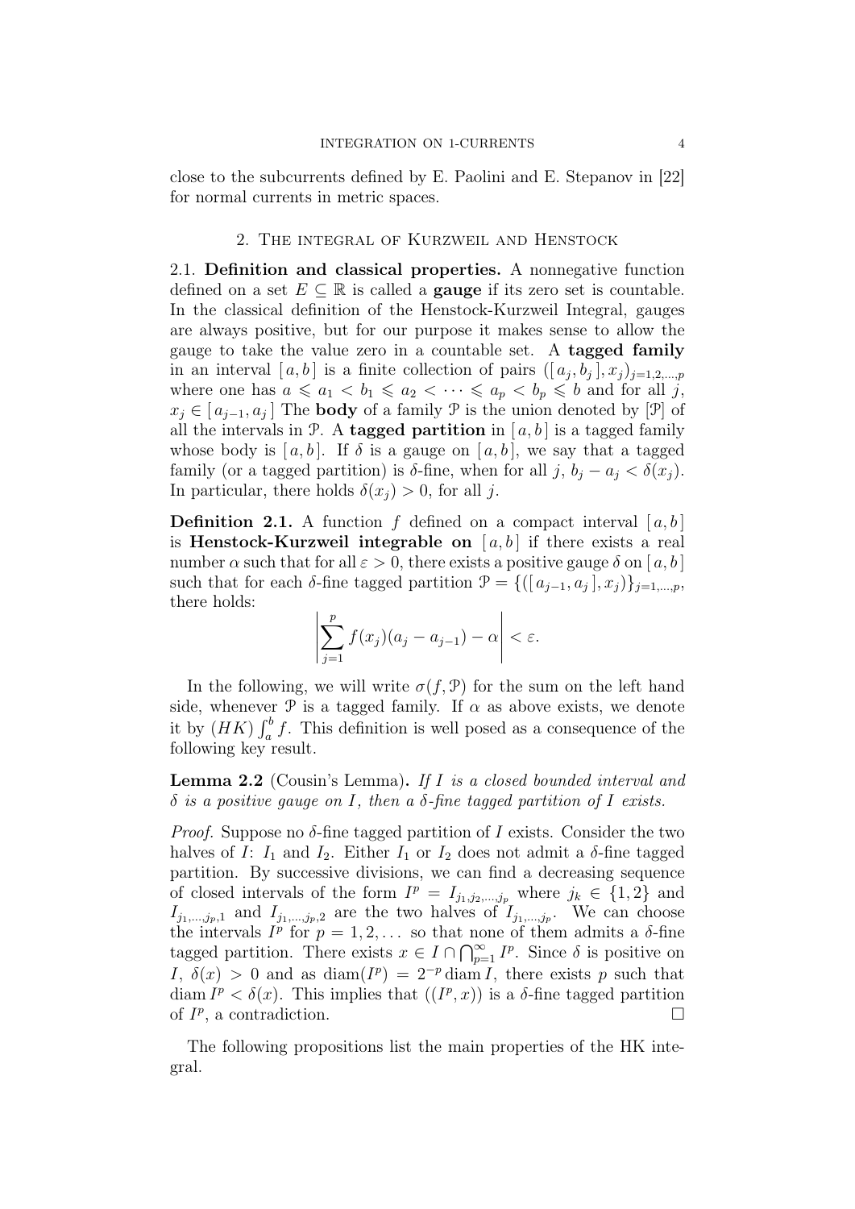close to the subcurrents defined by E. Paolini and E. Stepanov in [22] for normal currents in metric spaces.

## 2. The integral of Kurzweil and Henstock

2.1. **Definition and classical properties.** A nonnegative function defined on a set $E \subseteq \mathbb{R}$ is called a **gauge** if its zero set is countable. In the classical definition of the Henstock-Kurzweil Integral, gauges are always positive, but for our purpose it makes sense to allow the gauge to take the value zero in a countable set. A **tagged family** in an interval $[a, b]$ is a finite collection of pairs $([a_j, b_j], x_j)_{j=1,2,\dots,p}$ where one has $a \leqslant a_1 < b_1 \leqslant a_2 < \cdots \leqslant a_p < b_p \leqslant b$ and for all $j$, $x_j \in [a_{j-1}, a_j]$ The **body** of a family $\mathcal{P}$ is the union denoted by $[\mathcal{P}]$ of all the intervals in $\mathcal{P}$. A **tagged partition** in $[a, b]$ is a tagged family whose body is $[a, b]$. If $\delta$ is a gauge on $[a, b]$, we say that a tagged family (or a tagged partition) is $\delta$-fine, when for all $j$, $b_j - a_j < \delta(x_j)$. In particular, there holds $\delta(x_j) > 0$, for all $j$.

**Definition 2.1.** A function $f$ defined on a compact interval $[a, b]$ is **Henstock-Kurzweil integrable on** $[a, b]$ if there exists a real number $\alpha$ such that for all $\varepsilon > 0$, there exists a positive gauge $\delta$ on $[a, b]$ such that for each $\delta$-fine tagged partition $\mathcal{P} = \{([a_{j-1}, a_j], x_j)\}_{j=1,\dots,p}$, there holds:

$$\left| \sum_{j=1}^{p} f(x_j)(a_j - a_{j-1}) - \alpha \right| < \varepsilon.$$

In the following, we will write $\sigma(f, \mathcal{P})$ for the sum on the left hand side, whenever $\mathcal{P}$ is a tagged family. If $\alpha$ as above exists, we denote it by $(HK) \int_a^b f$. This definition is well posed as a consequence of the following key result.

**Lemma 2.2** (Cousin's Lemma)**.** *If $I$ is a closed bounded interval and $\delta$ is a positive gauge on $I$, then a $\delta$-fine tagged partition of $I$ exists.*

*Proof.* Suppose no $\delta$-fine tagged partition of $I$ exists. Consider the two halves of $I$: $I_1$ and $I_2$. Either $I_1$ or $I_2$ does not admit a $\delta$-fine tagged partition. By successive divisions, we can find a decreasing sequence of closed intervals of the form $I^p = I_{j_1,j_2,\dots,j_p}$ where $j_k \in \{1, 2\}$ and $I_{j_1,\dots,j_p,1}$ and $I_{j_1,\dots,j_p,2}$ are the two halves of $I_{j_1,\dots,j_p}$. We can choose the intervals $I^p$ for $p = 1, 2, \dots$ so that none of them admits a $\delta$-fine tagged partition. There exists $x \in I \cap \bigcap_{p=1}^{\infty} I^p$. Since $\delta$ is positive on $I$, $\delta(x) > 0$ and as $\operatorname{diam}(I^p) = 2^{-p} \operatorname{diam} I$, there exists $p$ such that $\operatorname{diam} I^p < \delta(x)$. This implies that $((I^p, x))$ is a $\delta$-fine tagged partition of $I^p$, a contradiction. $\square$

The following propositions list the main properties of the HK integral.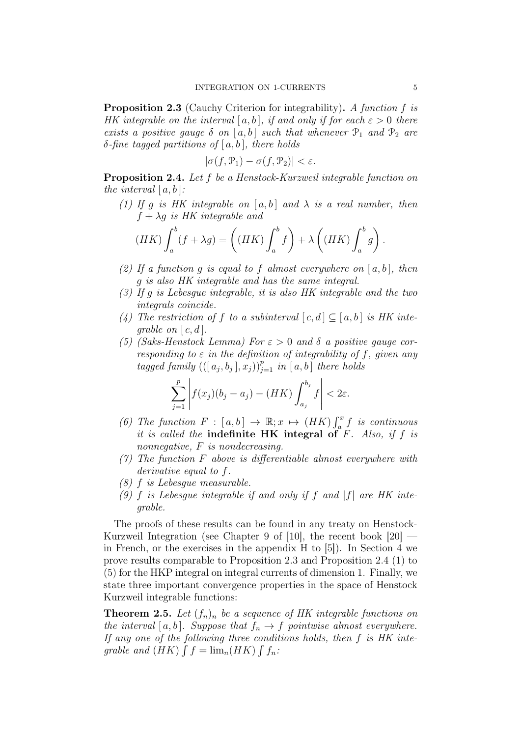**Proposition 2.3** (Cauchy Criterion for integrability)**.** *A function $f$ is HK integrable on the interval $[a,b]$, if and only if for each $\varepsilon > 0$ there exists a positive gauge $\delta$ on $[a,b]$ such that whenever $\mathcal{P}_1$ and $\mathcal{P}_2$ are $\delta$-fine tagged partitions of $[a,b]$, there holds*

$$|\sigma(f,\mathcal{P}_1) - \sigma(f,\mathcal{P}_2)| < \varepsilon.$$

**Proposition 2.4.** *Let $f$ be a Henstock-Kurzweil integrable function on the interval $[a,b]$:*

*(1) If $g$ is HK integrable on $[a,b]$ and $\lambda$ is a real number, then $f + \lambda g$ is HK integrable and*

$$(HK)\int_a^b (f+\lambda g) = \left((HK)\int_a^b f\right) + \lambda\left((HK)\int_a^b g\right).$$

*(2) If a function $g$ is equal to $f$ almost everywhere on $[a,b]$, then $g$ is also HK integrable and has the same integral.*

*(3) If $g$ is Lebesgue integrable, it is also HK integrable and the two integrals coincide.*

*(4) The restriction of $f$ to a subinterval $[c,d] \subseteq [a,b]$ is HK integrable on $[c,d]$.*

*(5) (Saks-Henstock Lemma) For $\varepsilon > 0$ and $\delta$ a positive gauge corresponding to $\varepsilon$ in the definition of integrability of $f$, given any tagged family $(([a_j,b_j],x_j))_{j=1}^p$ in $[a,b]$ there holds*

$$\sum_{j=1}^{p}\left| f(x_j)(b_j - a_j) - (HK)\int_{a_j}^{b_j} f\right| < 2\varepsilon.$$

*(6) The function $F : [a,b] \to \mathbb{R}; x \mapsto (HK)\int_a^x f$ is continuous it is called the* **indefinite HK integral of** *$F$. Also, if $f$ is nonnegative, $F$ is nondecreasing.*

*(7) The function $F$ above is differentiable almost everywhere with derivative equal to $f$.*

*(8) $f$ is Lebesgue measurable.*

*(9) $f$ is Lebesgue integrable if and only if $f$ and $|f|$ are HK integrable.*

The proofs of these results can be found in any treaty on Henstock-Kurzweil Integration (see Chapter 9 of [10], the recent book [20] — in French, or the exercises in the appendix H to [5]). In Section 4 we prove results comparable to Proposition 2.3 and Proposition 2.4 (1) to (5) for the HKP integral on integral currents of dimension 1. Finally, we state three important convergence properties in the space of Henstock Kurzweil integrable functions:

**Theorem 2.5.** *Let $(f_n)_n$ be a sequence of HK integrable functions on the interval $[a,b]$. Suppose that $f_n \to f$ pointwise almost everywhere. If any one of the following three conditions holds, then $f$ is HK integrable and $(HK)\int f = \lim_n (HK)\int f_n$:*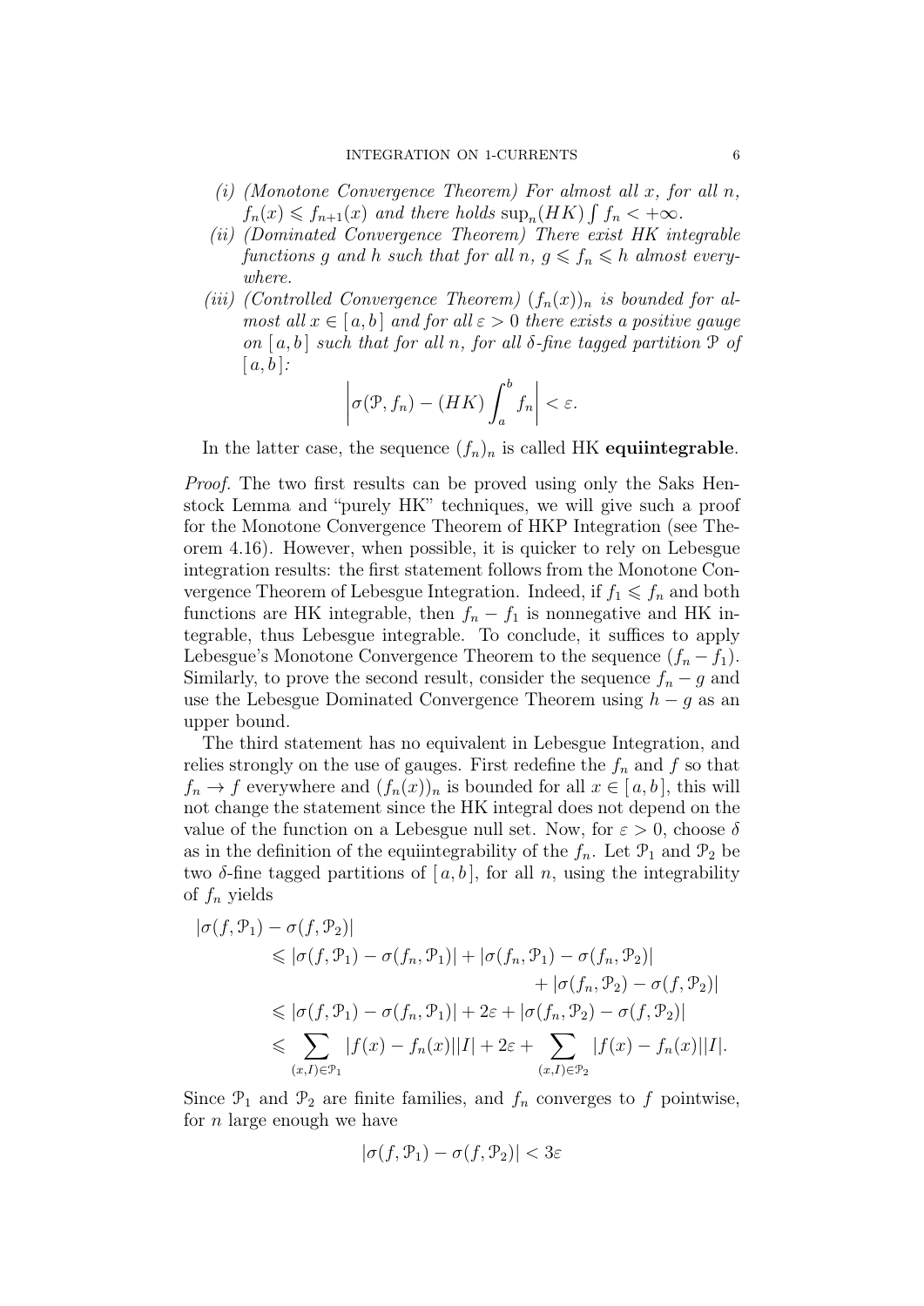(i) *(Monotone Convergence Theorem) For almost all $x$, for all $n$, $f_n(x) \leqslant f_{n+1}(x)$ and there holds $\sup_n (HK) \int f_n < +\infty$.*

(ii) *(Dominated Convergence Theorem) There exist HK integrable functions $g$ and $h$ such that for all $n$, $g \leqslant f_n \leqslant h$ almost everywhere.*

(iii) *(Controlled Convergence Theorem) $(f_n(x))_n$ is bounded for almost all $x \in [a,b]$ and for all $\varepsilon > 0$ there exists a positive gauge on $[a,b]$ such that for all $n$, for all $\delta$-fine tagged partition $\mathcal{P}$ of $[a,b]$:*

$$\left| \sigma(\mathcal{P}, f_n) - (HK) \int_a^b f_n \right| < \varepsilon.$$

In the latter case, the sequence $(f_n)_n$ is called HK **equiintegrable**.

*Proof.* The two first results can be proved using only the Saks Henstock Lemma and "purely HK" techniques, we will give such a proof for the Monotone Convergence Theorem of HKP Integration (see Theorem 4.16). However, when possible, it is quicker to rely on Lebesgue integration results: the first statement follows from the Monotone Convergence Theorem of Lebesgue Integration. Indeed, if $f_1 \leqslant f_n$ and both functions are HK integrable, then $f_n - f_1$ is nonnegative and HK integrable, thus Lebesgue integrable. To conclude, it suffices to apply Lebesgue's Monotone Convergence Theorem to the sequence $(f_n - f_1)$. Similarly, to prove the second result, consider the sequence $f_n - g$ and use the Lebesgue Dominated Convergence Theorem using $h - g$ as an upper bound.

The third statement has no equivalent in Lebesgue Integration, and relies strongly on the use of gauges. First redefine the $f_n$ and $f$ so that $f_n \to f$ everywhere and $(f_n(x))_n$ is bounded for all $x \in [a,b]$, this will not change the statement since the HK integral does not depend on the value of the function on a Lebesgue null set. Now, for $\varepsilon > 0$, choose $\delta$ as in the definition of the equiintegrability of the $f_n$. Let $\mathcal{P}_1$ and $\mathcal{P}_2$ be two $\delta$-fine tagged partitions of $[a,b]$, for all $n$, using the integrability of $f_n$ yields

$$\begin{aligned}
|\sigma(f, \mathcal{P}_1) &- \sigma(f, \mathcal{P}_2)| \\
&\leqslant |\sigma(f, \mathcal{P}_1) - \sigma(f_n, \mathcal{P}_1)| + |\sigma(f_n, \mathcal{P}_1) - \sigma(f_n, \mathcal{P}_2)| \\
&\qquad\qquad + |\sigma(f_n, \mathcal{P}_2) - \sigma(f, \mathcal{P}_2)| \\
&\leqslant |\sigma(f, \mathcal{P}_1) - \sigma(f_n, \mathcal{P}_1)| + 2\varepsilon + |\sigma(f_n, \mathcal{P}_2) - \sigma(f, \mathcal{P}_2)| \\
&\leqslant \sum_{(x,I) \in \mathcal{P}_1} |f(x) - f_n(x)||I| + 2\varepsilon + \sum_{(x,I) \in \mathcal{P}_2} |f(x) - f_n(x)||I|.
\end{aligned}$$

Since $\mathcal{P}_1$ and $\mathcal{P}_2$ are finite families, and $f_n$ converges to $f$ pointwise, for $n$ large enough we have

$$|\sigma(f, \mathcal{P}_1) - \sigma(f, \mathcal{P}_2)| < 3\varepsilon$$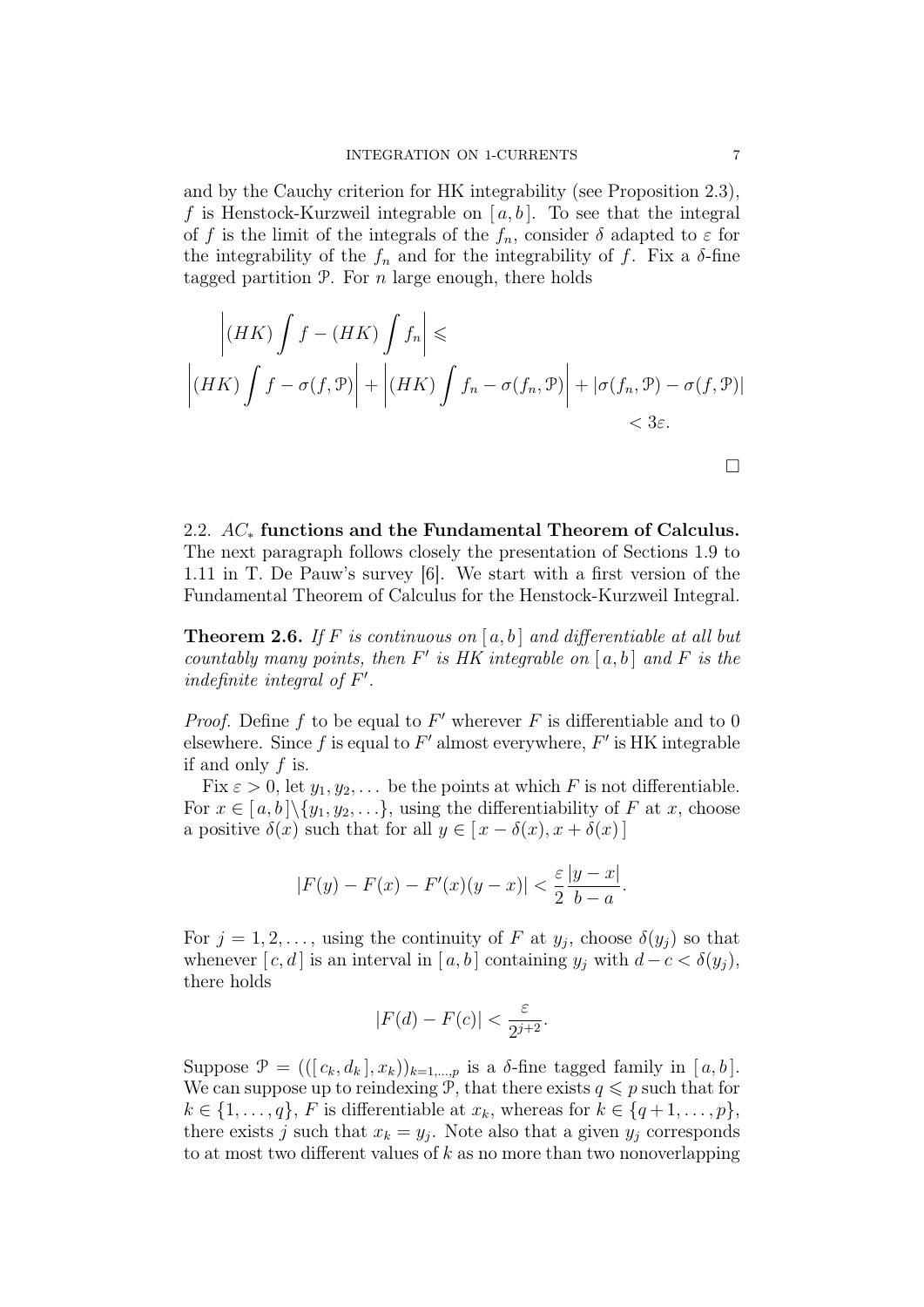and by the Cauchy criterion for HK integrability (see Proposition 2.3), $f$ is Henstock-Kurzweil integrable on $[a, b]$. To see that the integral of $f$ is the limit of the integrals of the $f_n$, consider $\delta$ adapted to $\varepsilon$ for the integrability of the $f_n$ and for the integrability of $f$. Fix a $\delta$-fine tagged partition $\mathcal{P}$. For $n$ large enough, there holds

$$
\begin{aligned}
&\left|(HK)\int f - (HK)\int f_n\right| \leqslant \\
&\left|(HK)\int f - \sigma(f,\mathcal{P})\right| + \left|(HK)\int f_n - \sigma(f_n,\mathcal{P})\right| + |\sigma(f_n,\mathcal{P}) - \sigma(f,\mathcal{P})| \\
&\qquad < 3\varepsilon.
\end{aligned}
$$

□

2.2. **$AC_*$ functions and the Fundamental Theorem of Calculus.** The next paragraph follows closely the presentation of Sections 1.9 to 1.11 in T. De Pauw's survey [6]. We start with a first version of the Fundamental Theorem of Calculus for the Henstock-Kurzweil Integral.

**Theorem 2.6.** *If $F$ is continuous on $[a, b]$ and differentiable at all but countably many points, then $F'$ is HK integrable on $[a, b]$ and $F$ is the indefinite integral of $F'$.*

*Proof.* Define $f$ to be equal to $F'$ wherever $F$ is differentiable and to $0$ elsewhere. Since $f$ is equal to $F'$ almost everywhere, $F'$ is HK integrable if and only $f$ is.

Fix $\varepsilon > 0$, let $y_1, y_2, \ldots$ be the points at which $F$ is not differentiable. For $x \in [a, b] \backslash \{y_1, y_2, \ldots\}$, using the differentiability of $F$ at $x$, choose a positive $\delta(x)$ such that for all $y \in [x - \delta(x), x + \delta(x)]$

$$
|F(y) - F(x) - F'(x)(y - x)| < \frac{\varepsilon}{2}\frac{|y - x|}{b - a}.
$$

For $j = 1, 2, \ldots$, using the continuity of $F$ at $y_j$, choose $\delta(y_j)$ so that whenever $[c, d]$ is an interval in $[a, b]$ containing $y_j$ with $d - c < \delta(y_j)$, there holds

$$
|F(d) - F(c)| < \frac{\varepsilon}{2^{j+2}}.
$$

Suppose $\mathcal{P} = (([c_k, d_k], x_k))_{k=1,\ldots,p}$ is a $\delta$-fine tagged family in $[a, b]$. We can suppose up to reindexing $\mathcal{P}$, that there exists $q \leqslant p$ such that for $k \in \{1, \ldots, q\}$, $F$ is differentiable at $x_k$, whereas for $k \in \{q+1, \ldots, p\}$, there exists $j$ such that $x_k = y_j$. Note also that a given $y_j$ corresponds to at most two different values of $k$ as no more than two nonoverlapping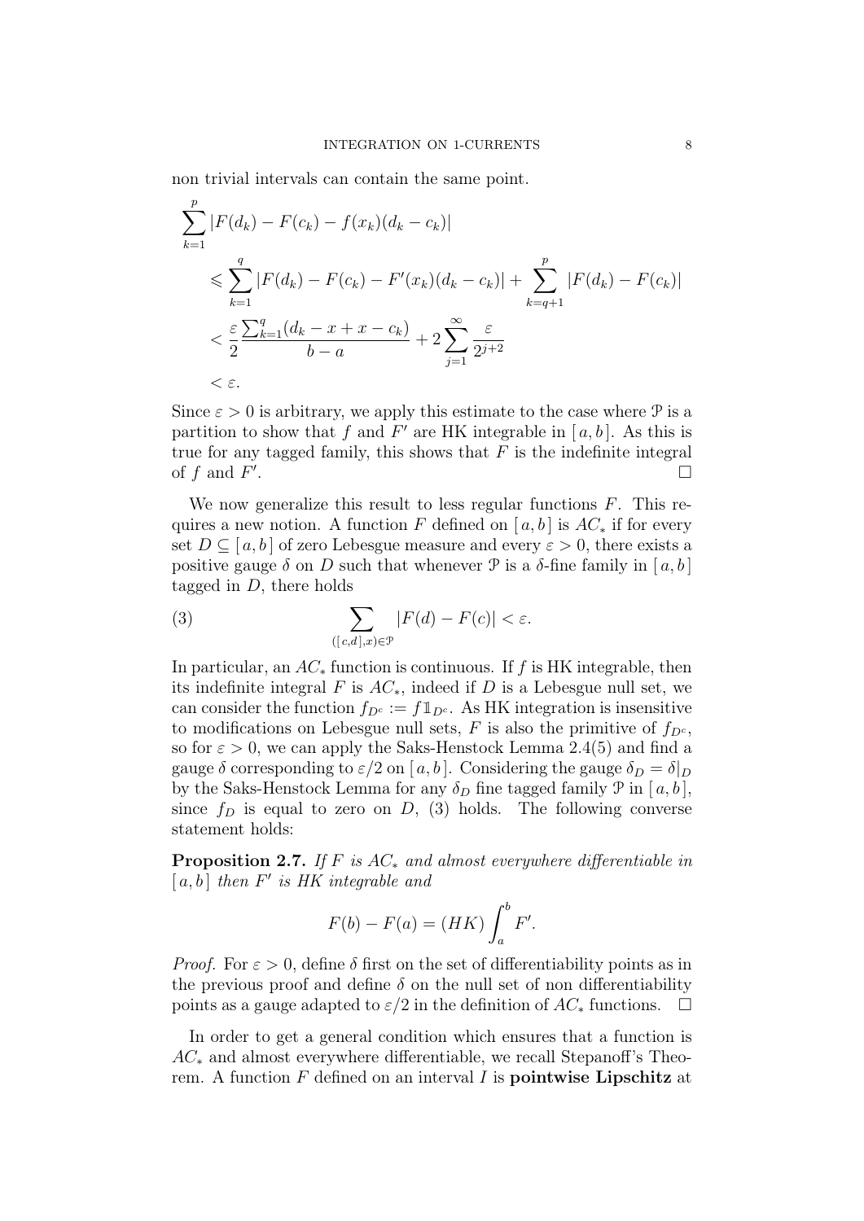non trivial intervals can contain the same point.

$$
\begin{aligned}
\sum_{k=1}^{p} &|F(d_k) - F(c_k) - f(x_k)(d_k - c_k)| \\
&\leqslant \sum_{k=1}^{q} |F(d_k) - F(c_k) - F'(x_k)(d_k - c_k)| + \sum_{k=q+1}^{p} |F(d_k) - F(c_k)| \\
&< \frac{\varepsilon}{2} \frac{\sum_{k=1}^{q} (d_k - x + x - c_k)}{b-a} + 2 \sum_{j=1}^{\infty} \frac{\varepsilon}{2^{j+2}} \\
&< \varepsilon.
\end{aligned}
$$

Since $\varepsilon > 0$ is arbitrary, we apply this estimate to the case where $\mathcal{P}$ is a partition to show that $f$ and $F'$ are HK integrable in $[\,a, b\,]$. As this is true for any tagged family, this shows that $F$ is the indefinite integral of $f$ and $F'$. $\square$

We now generalize this result to less regular functions $F$. This requires a new notion. A function $F$ defined on $[\,a, b\,]$ is $AC_*$ if for every set $D \subseteq [\,a, b\,]$ of zero Lebesgue measure and every $\varepsilon > 0$, there exists a positive gauge $\delta$ on $D$ such that whenever $\mathcal{P}$ is a $\delta$-fine family in $[\,a, b\,]$ tagged in $D$, there holds

$$
\sum_{([\,c,d\,],x) \in \mathcal{P}} |F(d) - F(c)| < \varepsilon. \tag{3}
$$

In particular, an $AC_*$ function is continuous. If $f$ is HK integrable, then its indefinite integral $F$ is $AC_*$, indeed if $D$ is a Lebesgue null set, we can consider the function $f_{D^c} := f \mathbb{1}_{D^c}$. As HK integration is insensitive to modifications on Lebesgue null sets, $F$ is also the primitive of $f_{D^c}$, so for $\varepsilon > 0$, we can apply the Saks-Henstock Lemma 2.4(5) and find a gauge $\delta$ corresponding to $\varepsilon/2$ on $[\,a, b\,]$. Considering the gauge $\delta_D = \delta|_D$ by the Saks-Henstock Lemma for any $\delta_D$ fine tagged family $\mathcal{P}$ in $[\,a, b\,]$, since $f_D$ is equal to zero on $D$, (3) holds. The following converse statement holds:

**Proposition 2.7.** *If $F$ is $AC_*$ and almost everywhere differentiable in $[\,a, b\,]$ then $F'$ is HK integrable and*

$$
F(b) - F(a) = (HK) \int_a^b F'.
$$

*Proof.* For $\varepsilon > 0$, define $\delta$ first on the set of differentiability points as in the previous proof and define $\delta$ on the null set of non differentiability points as a gauge adapted to $\varepsilon/2$ in the definition of $AC_*$ functions. $\square$

In order to get a general condition which ensures that a function is $AC_*$ and almost everywhere differentiable, we recall Stepanoff's Theorem. A function $F$ defined on an interval $I$ is **pointwise Lipschitz** at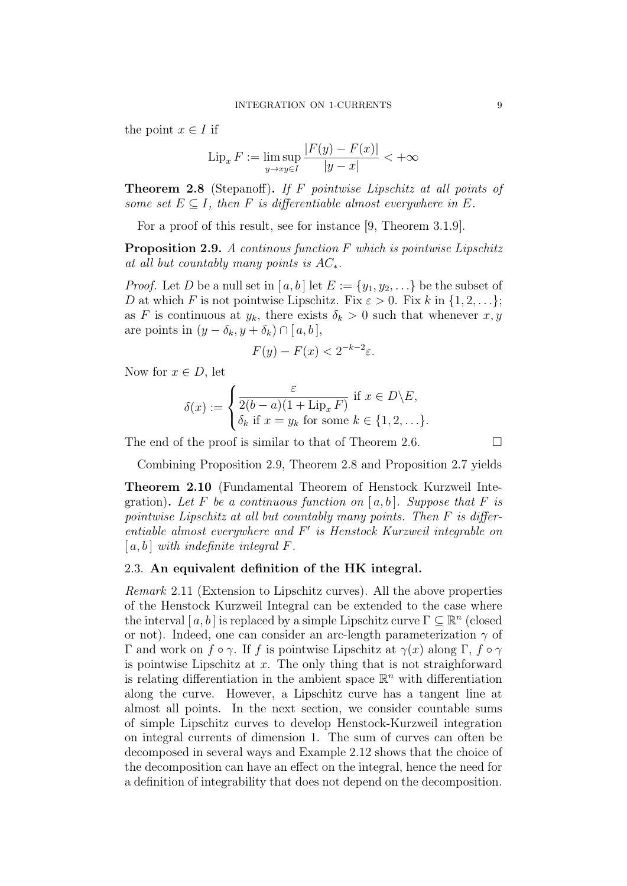the point $x \in I$ if

$$\operatorname{Lip}_x F := \limsup_{y \to xy \in I} \frac{|F(y) - F(x)|}{|y - x|} < +\infty$$

**Theorem 2.8** (Stepanoff)**.** *If $F$ pointwise Lipschitz at all points of some set $E \subseteq I$, then $F$ is differentiable almost everywhere in $E$.*

For a proof of this result, see for instance [9, Theorem 3.1.9].

**Proposition 2.9.** *A continous function $F$ which is pointwise Lipschitz at all but countably many points is $AC_*$.*

*Proof.* Let $D$ be a null set in $[\,a, b\,]$ let $E := \{y_1, y_2, \ldots\}$ be the subset of $D$ at which $F$ is not pointwise Lipschitz. Fix $\varepsilon > 0$. Fix $k$ in $\{1, 2, \ldots\}$; as $F$ is continuous at $y_k$, there exists $\delta_k > 0$ such that whenever $x, y$ are points in $(y - \delta_k, y + \delta_k) \cap [\,a, b\,]$,

$$F(y) - F(x) < 2^{-k-2}\varepsilon.$$

Now for $x \in D$, let

$$\delta(x) := \begin{cases} \dfrac{\varepsilon}{2(b-a)(1 + \operatorname{Lip}_x F)} \text{ if } x \in D \backslash E, \\ \delta_k \text{ if } x = y_k \text{ for some } k \in \{1, 2, \ldots\}. \end{cases}$$

The end of the proof is similar to that of Theorem 2.6. □

Combining Proposition 2.9, Theorem 2.8 and Proposition 2.7 yields

**Theorem 2.10** (Fundamental Theorem of Henstock Kurzweil Integration)**.** *Let $F$ be a continuous function on $[\,a, b\,]$. Suppose that $F$ is pointwise Lipschitz at all but countably many points. Then $F$ is differentiable almost everywhere and $F'$ is Henstock Kurzweil integrable on $[\,a, b\,]$ with indefinite integral $F$.*

### 2.3. **An equivalent definition of the HK integral.**

*Remark* 2.11 (Extension to Lipschitz curves). All the above properties of the Henstock Kurzweil Integral can be extended to the case where the interval $[\,a, b\,]$ is replaced by a simple Lipschitz curve $\Gamma \subseteq \mathbb{R}^n$ (closed or not). Indeed, one can consider an arc-length parameterization $\gamma$ of $\Gamma$ and work on $f \circ \gamma$. If $f$ is pointwise Lipschitz at $\gamma(x)$ along $\Gamma$, $f \circ \gamma$ is pointwise Lipschitz at $x$. The only thing that is not straighforward is relating differentiation in the ambient space $\mathbb{R}^n$ with differentiation along the curve. However, a Lipschitz curve has a tangent line at almost all points. In the next section, we consider countable sums of simple Lipschitz curves to develop Henstock-Kurzweil integration on integral currents of dimension 1. The sum of curves can often be decomposed in several ways and Example 2.12 shows that the choice of the decomposition can have an effect on the integral, hence the need for a definition of integrability that does not depend on the decomposition.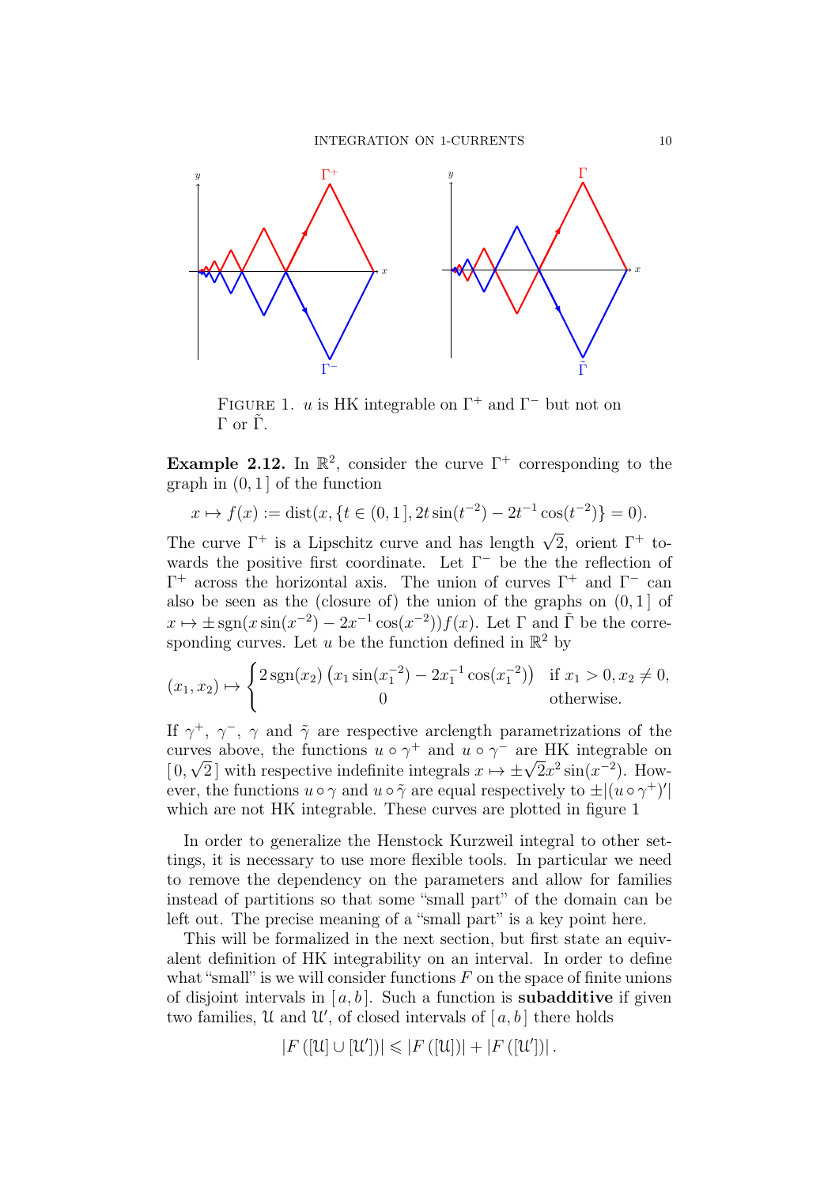FIGURE 1. $u$ is HK integrable on $\Gamma^+$ and $\Gamma^-$ but not on $\Gamma$ or $\tilde{\Gamma}$.

**Example 2.12.** In $\mathbb{R}^2$, consider the curve $\Gamma^+$ corresponding to the graph in $(0,1\,]$ of the function

$$x \mapsto f(x) := \operatorname{dist}(x, \{t \in (0,1\,], 2t\sin(t^{-2}) - 2t^{-1}\cos(t^{-2})\} = 0).$$

The curve $\Gamma^+$ is a Lipschitz curve and has length $\sqrt{2}$, orient $\Gamma^+$ towards the positive first coordinate. Let $\Gamma^-$ be the the reflection of $\Gamma^+$ across the horizontal axis. The union of curves $\Gamma^+$ and $\Gamma^-$ can also be seen as the (closure of) the union of the graphs on $(0,1\,]$ of $x \mapsto \pm\operatorname{sgn}(x\sin(x^{-2}) - 2x^{-1}\cos(x^{-2}))f(x)$. Let $\Gamma$ and $\tilde{\Gamma}$ be the corresponding curves. Let $u$ be the function defined in $\mathbb{R}^2$ by

$$(x_1, x_2) \mapsto \begin{cases} 2\operatorname{sgn}(x_2)\left(x_1\sin(x_1^{-2}) - 2x_1^{-1}\cos(x_1^{-2})\right) & \text{if } x_1 > 0, x_2 \neq 0, \\ 0 & \text{otherwise.} \end{cases}$$

If $\gamma^+$, $\gamma^-$, $\gamma$ and $\tilde{\gamma}$ are respective arclength parametrizations of the curves above, the functions $u \circ \gamma^+$ and $u \circ \gamma^-$ are HK integrable on $[\,0, \sqrt{2}\,]$ with respective indefinite integrals $x \mapsto \pm\sqrt{2}x^2\sin(x^{-2})$. However, the functions $u \circ \gamma$ and $u \circ \tilde{\gamma}$ are equal respectively to $\pm|(u \circ \gamma^+)'|$ which are not HK integrable. These curves are plotted in figure 1

In order to generalize the Henstock Kurzweil integral to other settings, it is necessary to use more flexible tools. In particular we need to remove the dependency on the parameters and allow for families instead of partitions so that some "small part" of the domain can be left out. The precise meaning of a "small part" is a key point here.

This will be formalized in the next section, but first state an equivalent definition of HK integrability on an interval. In order to define what "small" is we will consider functions $F$ on the space of finite unions of disjoint intervals in $[\,a,b\,]$. Such a function is **subadditive** if given two families, $\mathcal{U}$ and $\mathcal{U}'$, of closed intervals of $[\,a,b\,]$ there holds

$$|F([\mathcal{U}] \cup [\mathcal{U}'])| \leqslant |F([\mathcal{U}])| + |F([\mathcal{U}'])|.$$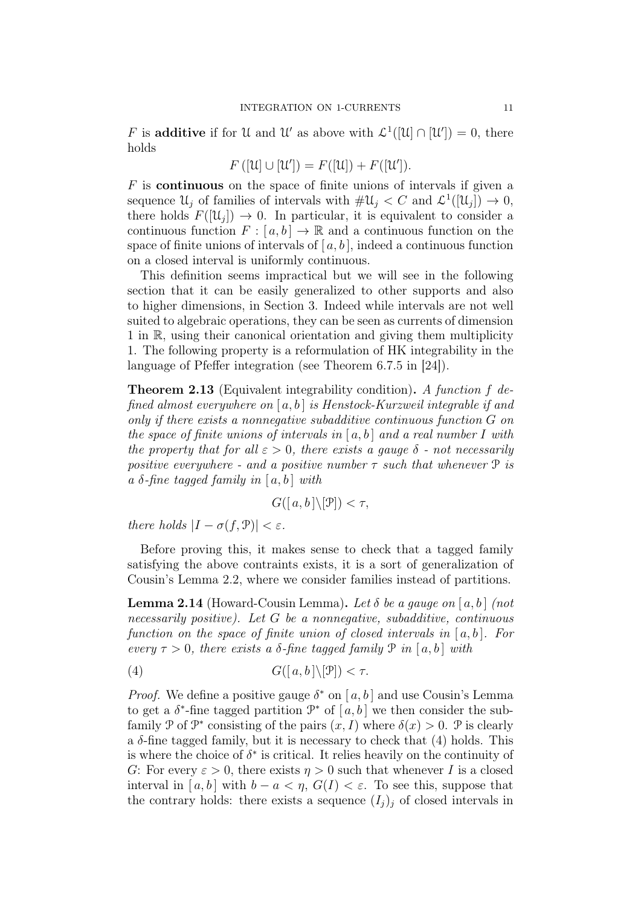$F$ is **additive** if for $\mathcal{U}$ and $\mathcal{U}'$ as above with $\mathcal{L}^1([\mathcal{U}] \cap [\mathcal{U}']) = 0$, there holds

$$F([\mathcal{U}] \cup [\mathcal{U}']) = F([\mathcal{U}]) + F([\mathcal{U}']).$$

$F$ is **continuous** on the space of finite unions of intervals if given a sequence $\mathcal{U}_j$ of families of intervals with $\#\mathcal{U}_j < C$ and $\mathcal{L}^1([\mathcal{U}_j]) \to 0$, there holds $F([\mathcal{U}_j]) \to 0$. In particular, it is equivalent to consider a continuous function $F : [a, b] \to \mathbb{R}$ and a continuous function on the space of finite unions of intervals of $[a, b]$, indeed a continuous function on a closed interval is uniformly continuous.

This definition seems impractical but we will see in the following section that it can be easily generalized to other supports and also to higher dimensions, in Section 3. Indeed while intervals are not well suited to algebraic operations, they can be seen as currents of dimension 1 in $\mathbb{R}$, using their canonical orientation and giving them multiplicity 1. The following property is a reformulation of HK integrability in the language of Pfeffer integration (see Theorem 6.7.5 in [24]).

**Theorem 2.13** (Equivalent integrability condition)**.** *A function $f$ defined almost everywhere on $[a, b]$ is Henstock-Kurzweil integrable if and only if there exists a nonnegative subadditive continuous function $G$ on the space of finite unions of intervals in $[a, b]$ and a real number $I$ with the property that for all $\varepsilon > 0$, there exists a gauge $\delta$ - not necessarily positive everywhere - and a positive number $\tau$ such that whenever $\mathcal{P}$ is a $\delta$-fine tagged family in $[a, b]$ with*

$$G([a, b] \setminus [\mathcal{P}]) < \tau,$$

*there holds $|I - \sigma(f, \mathcal{P})| < \varepsilon$.*

Before proving this, it makes sense to check that a tagged family satisfying the above contraints exists, it is a sort of generalization of Cousin's Lemma 2.2, where we consider families instead of partitions.

**Lemma 2.14** (Howard-Cousin Lemma)**.** *Let $\delta$ be a gauge on $[a, b]$ (not necessarily positive). Let $G$ be a nonnegative, subadditive, continuous function on the space of finite union of closed intervals in $[a, b]$. For every $\tau > 0$, there exists a $\delta$-fine tagged family $\mathcal{P}$ in $[a, b]$ with*

$$G([a, b] \setminus [\mathcal{P}]) < \tau. \tag{4}$$

*Proof.* We define a positive gauge $\delta^*$ on $[a, b]$ and use Cousin's Lemma to get a $\delta^*$-fine tagged partition $\mathcal{P}^*$ of $[a, b]$ we then consider the subfamily $\mathcal{P}$ of $\mathcal{P}^*$ consisting of the pairs $(x, I)$ where $\delta(x) > 0$. $\mathcal{P}$ is clearly a $\delta$-fine tagged family, but it is necessary to check that (4) holds. This is where the choice of $\delta^*$ is critical. It relies heavily on the continuity of $G$: For every $\varepsilon > 0$, there exists $\eta > 0$ such that whenever $I$ is a closed interval in $[a, b]$ with $b - a < \eta$, $G(I) < \varepsilon$. To see this, suppose that the contrary holds: there exists a sequence $(I_j)_j$ of closed intervals in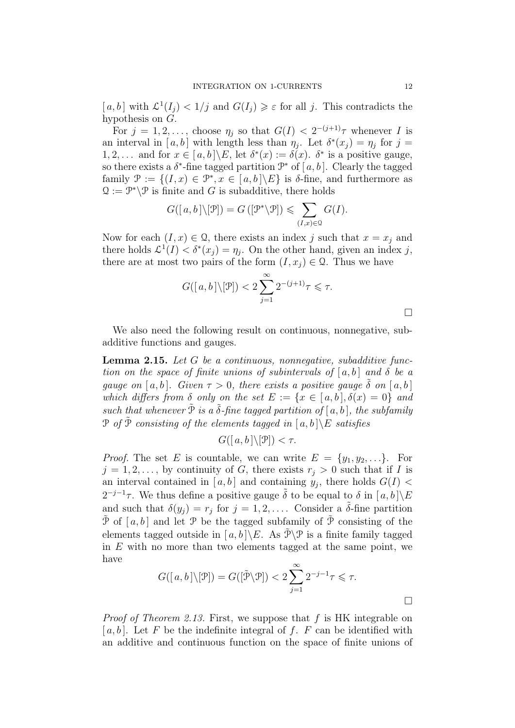$[a,b]$ with $\mathcal{L}^1(I_j) < 1/j$ and $G(I_j) \geqslant \varepsilon$ for all $j$. This contradicts the hypothesis on $G$.

For $j = 1, 2, \ldots,$ choose $\eta_j$ so that $G(I) < 2^{-(j+1)}\tau$ whenever $I$ is an interval in $[a,b]$ with length less than $\eta_j$. Let $\delta^*(x_j) = \eta_j$ for $j = 1, 2, \ldots$ and for $x \in [a,b]\backslash E$, let $\delta^*(x) := \delta(x)$. $\delta^*$ is a positive gauge, so there exists a $\delta^*$-fine tagged partition $\mathcal{P}^*$ of $[a,b]$. Clearly the tagged family $\mathcal{P} := \{(I,x) \in \mathcal{P}^*, x \in [a,b]\backslash E\}$ is $\delta$-fine, and furthermore as $\mathcal{Q} := \mathcal{P}^*\backslash\mathcal{P}$ is finite and $G$ is subadditive, there holds

$$G([a,b]\backslash[\mathcal{P}]) = G\left([\mathcal{P}^*\backslash\mathcal{P}]\right) \leqslant \sum_{(I,x)\in\mathcal{Q}} G(I).$$

Now for each $(I,x) \in \mathcal{Q}$, there exists an index $j$ such that $x = x_j$ and there holds $\mathcal{L}^1(I) < \delta^*(x_j) = \eta_j$. On the other hand, given an index $j$, there are at most two pairs of the form $(I, x_j) \in \mathcal{Q}$. Thus we have

$$G([a,b]\backslash[\mathcal{P}]) < 2\sum_{j=1}^{\infty} 2^{-(j+1)}\tau \leqslant \tau.$$

□

We also need the following result on continuous, nonnegative, subadditive functions and gauges.

**Lemma 2.15.** *Let $G$ be a continuous, nonnegative, subadditive function on the space of finite unions of subintervals of $[a,b]$ and $\delta$ be a gauge on $[a,b]$. Given $\tau > 0$, there exists a positive gauge $\tilde{\delta}$ on $[a,b]$ which differs from $\delta$ only on the set $E := \{x \in [a,b], \delta(x) = 0\}$ and such that whenever $\tilde{\mathcal{P}}$ is a $\tilde{\delta}$-fine tagged partition of $[a,b]$, the subfamily $\mathcal{P}$ of $\tilde{\mathcal{P}}$ consisting of the elements tagged in $[a,b]\backslash E$ satisfies*

$$G([a,b]\backslash[\mathcal{P}]) < \tau.$$

*Proof.* The set $E$ is countable, we can write $E = \{y_1, y_2, \ldots\}$. For $j = 1, 2, \ldots,$ by continuity of $G$, there exists $r_j > 0$ such that if $I$ is an interval contained in $[a,b]$ and containing $y_j$, there holds $G(I) < 2^{-j-1}\tau$. We thus define a positive gauge $\tilde{\delta}$ to be equal to $\delta$ in $[a,b]\backslash E$ and such that $\delta(y_j) = r_j$ for $j = 1, 2, \ldots.$ Consider a $\tilde{\delta}$-fine partition $\tilde{\mathcal{P}}$ of $[a,b]$ and let $\mathcal{P}$ be the tagged subfamily of $\tilde{\mathcal{P}}$ consisting of the elements tagged outside in $[a,b]\backslash E$. As $\tilde{\mathcal{P}}\backslash\mathcal{P}$ is a finite family tagged in $E$ with no more than two elements tagged at the same point, we have

$$G([a,b]\backslash[\mathcal{P}]) = G([\tilde{\mathcal{P}}\backslash\mathcal{P}]) < 2\sum_{j=1}^{\infty} 2^{-j-1}\tau \leqslant \tau.$$

□

*Proof of Theorem 2.13.* First, we suppose that $f$ is HK integrable on $[a,b]$. Let $F$ be the indefinite integral of $f$. $F$ can be identified with an additive and continuous function on the space of finite unions of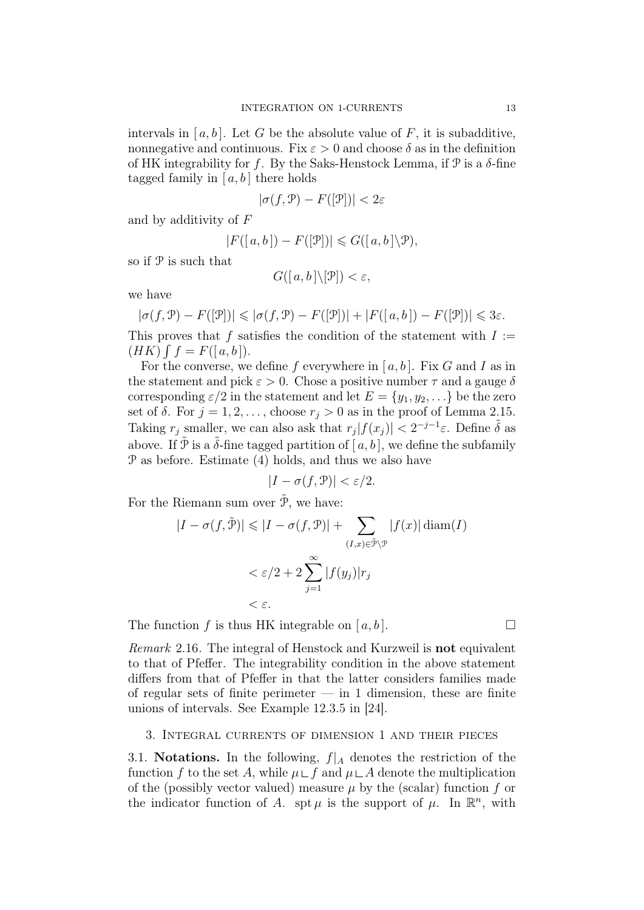intervals in $[a, b]$. Let $G$ be the absolute value of $F$, it is subadditive, nonnegative and continuous. Fix $\varepsilon > 0$ and choose $\delta$ as in the definition of HK integrability for $f$. By the Saks-Henstock Lemma, if $\mathcal{P}$ is a $\delta$-fine tagged family in $[a, b]$ there holds

$$|\sigma(f, \mathcal{P}) - F([\mathcal{P}])| < 2\varepsilon$$

and by additivity of $F$

$$|F([a, b]) - F([\mathcal{P}])| \leqslant G([a, b] \backslash \mathcal{P}),$$

so if $\mathcal{P}$ is such that

$$G([a, b] \backslash [\mathcal{P}]) < \varepsilon,$$

we have

$$|\sigma(f, \mathcal{P}) - F([\mathcal{P}])| \leqslant |\sigma(f, \mathcal{P}) - F([\mathcal{P}])| + |F([a, b]) - F([\mathcal{P}])| \leqslant 3\varepsilon.$$

This proves that $f$ satisfies the condition of the statement with $I := (HK) \int f = F([a, b])$.

For the converse, we define $f$ everywhere in $[a, b]$. Fix $G$ and $I$ as in the statement and pick $\varepsilon > 0$. Chose a positive number $\tau$ and a gauge $\delta$ corresponding $\varepsilon/2$ in the statement and let $E = \{y_1, y_2, \ldots\}$ be the zero set of $\delta$. For $j = 1, 2, \ldots$, choose $r_j > 0$ as in the proof of Lemma 2.15. Taking $r_j$ smaller, we can also ask that $r_j |f(x_j)| < 2^{-j-1}\varepsilon$. Define $\tilde{\delta}$ as above. If $\tilde{\mathcal{P}}$ is a $\tilde{\delta}$-fine tagged partition of $[a, b]$, we define the subfamily $\mathcal{P}$ as before. Estimate (4) holds, and thus we also have

$$|I - \sigma(f, \mathcal{P})| < \varepsilon/2.$$

For the Riemann sum over $\tilde{\mathcal{P}}$, we have:

$$\begin{aligned}
|I - \sigma(f, \tilde{\mathcal{P}})| &\leqslant |I - \sigma(f, \mathcal{P})| + \sum_{(I,x) \in \tilde{\mathcal{P}} \backslash \mathcal{P}} |f(x)| \operatorname{diam}(I) \\
&< \varepsilon/2 + 2 \sum_{j=1}^{\infty} |f(y_j)| r_j \\
&< \varepsilon.
\end{aligned}$$

The function $f$ is thus HK integrable on $[a, b]$. $\square$

*Remark* 2.16. The integral of Henstock and Kurzweil is **not** equivalent to that of Pfeffer. The integrability condition in the above statement differs from that of Pfeffer in that the latter considers families made of regular sets of finite perimeter — in 1 dimension, these are finite unions of intervals. See Example 12.3.5 in [24].

## 3. Integral currents of dimension 1 and their pieces

3.1. **Notations.** In the following, $f|_A$ denotes the restriction of the function $f$ to the set $A$, while $\mu \llcorner f$ and $\mu \llcorner A$ denote the multiplication of the (possibly vector valued) measure $\mu$ by the (scalar) function $f$ or the indicator function of $A$. $\operatorname{spt} \mu$ is the support of $\mu$. In $\mathbb{R}^n$, with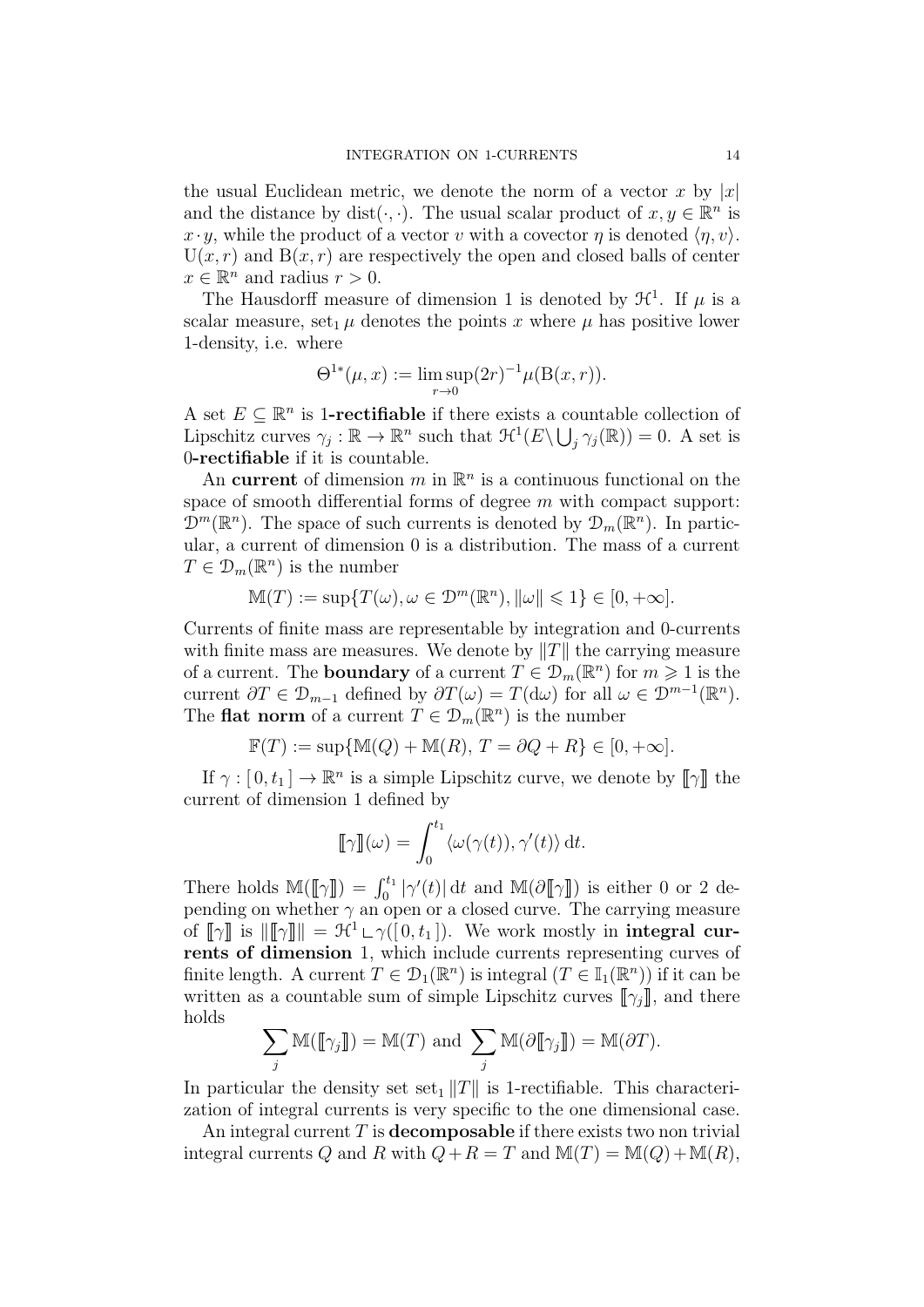the usual Euclidean metric, we denote the norm of a vector $x$ by $|x|$ and the distance by $\operatorname{dist}(\cdot,\cdot)$. The usual scalar product of $x, y \in \mathbb{R}^n$ is $x \cdot y$, while the product of a vector $v$ with a covector $\eta$ is denoted $\langle \eta, v\rangle$. $\mathrm{U}(x,r)$ and $\mathrm{B}(x,r)$ are respectively the open and closed balls of center $x \in \mathbb{R}^n$ and radius $r > 0$.

The Hausdorff measure of dimension 1 is denoted by $\mathcal{H}^1$. If $\mu$ is a scalar measure, $\operatorname{set}_1 \mu$ denotes the points $x$ where $\mu$ has positive lower 1-density, i.e. where

$$\Theta^{1*}(\mu, x) := \limsup_{r\to 0} (2r)^{-1}\mu(\mathrm{B}(x,r)).$$

A set $E \subseteq \mathbb{R}^n$ is **1-rectifiable** if there exists a countable collection of Lipschitz curves $\gamma_j : \mathbb{R} \to \mathbb{R}^n$ such that $\mathcal{H}^1(E \setminus \bigcup_j \gamma_j(\mathbb{R})) = 0$. A set is **0-rectifiable** if it is countable.

An **current** of dimension $m$ in $\mathbb{R}^n$ is a continuous functional on the space of smooth differential forms of degree $m$ with compact support: $\mathcal{D}^m(\mathbb{R}^n)$. The space of such currents is denoted by $\mathcal{D}_m(\mathbb{R}^n)$. In particular, a current of dimension 0 is a distribution. The mass of a current $T \in \mathcal{D}_m(\mathbb{R}^n)$ is the number

$$\mathbb{M}(T) := \sup\{T(\omega), \omega \in \mathcal{D}^m(\mathbb{R}^n), \|\omega\| \leqslant 1\} \in [0, +\infty].$$

Currents of finite mass are representable by integration and 0-currents with finite mass are measures. We denote by $\|T\|$ the carrying measure of a current. The **boundary** of a current $T \in \mathcal{D}_m(\mathbb{R}^n)$ for $m \geqslant 1$ is the current $\partial T \in \mathcal{D}_{m-1}$ defined by $\partial T(\omega) = T(\mathrm{d}\omega)$ for all $\omega \in \mathcal{D}^{m-1}(\mathbb{R}^n)$. The **flat norm** of a current $T \in \mathcal{D}_m(\mathbb{R}^n)$ is the number

$$\mathbb{F}(T) := \sup\{\mathbb{M}(Q) + \mathbb{M}(R),\, T = \partial Q + R\} \in [0, +\infty].$$

If $\gamma : [\,0, t_1\,] \to \mathbb{R}^n$ is a simple Lipschitz curve, we denote by $[\![\gamma]\!]$ the current of dimension 1 defined by

$$[\![\gamma]\!](\omega) = \int_0^{t_1} \langle \omega(\gamma(t)), \gamma'(t)\rangle \,\mathrm{d}t.$$

There holds $\mathbb{M}([\![\gamma]\!]) = \int_0^{t_1} |\gamma'(t)| \,\mathrm{d}t$ and $\mathbb{M}(\partial[\![\gamma]\!])$ is either 0 or 2 depending on whether $\gamma$ an open or a closed curve. The carrying measure of $[\![\gamma]\!]$ is $\|[\![\gamma]\!]\| = \mathcal{H}^1 \llcorner \gamma([\,0, t_1\,])$. We work mostly in **integral currents of dimension** 1, which include currents representing curves of finite length. A current $T \in \mathcal{D}_1(\mathbb{R}^n)$ is integral ($T \in \mathbb{I}_1(\mathbb{R}^n)$) if it can be written as a countable sum of simple Lipschitz curves $[\![\gamma_j]\!]$, and there holds

$$\sum_j \mathbb{M}([\![\gamma_j]\!]) = \mathbb{M}(T) \text{ and } \sum_j \mathbb{M}(\partial[\![\gamma_j]\!]) = \mathbb{M}(\partial T).$$

In particular the density set $\operatorname{set}_1 \|T\|$ is 1-rectifiable. This characterization of integral currents is very specific to the one dimensional case.

An integral current $T$ is **decomposable** if there exists two non trivial integral currents $Q$ and $R$ with $Q + R = T$ and $\mathbb{M}(T) = \mathbb{M}(Q) + \mathbb{M}(R)$,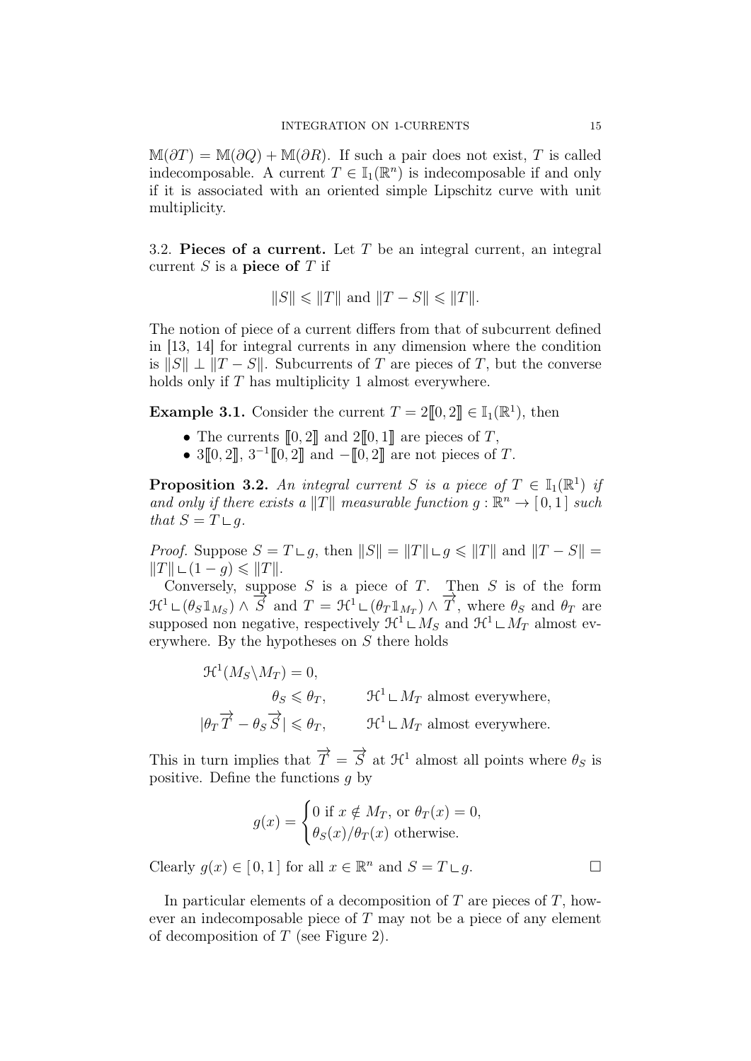$\mathbb{M}(\partial T) = \mathbb{M}(\partial Q) + \mathbb{M}(\partial R)$. If such a pair does not exist, $T$ is called indecomposable. A current $T \in \mathbb{I}_1(\mathbb{R}^n)$ is indecomposable if and only if it is associated with an oriented simple Lipschitz curve with unit multiplicity.

3.2. **Pieces of a current.** Let $T$ be an integral current, an integral current $S$ is a **piece of** $T$ if

$$\|S\| \leqslant \|T\| \text{ and } \|T - S\| \leqslant \|T\|.$$

The notion of piece of a current differs from that of subcurrent defined in [13, 14] for integral currents in any dimension where the condition is $\|S\| \perp \|T - S\|$. Subcurrents of $T$ are pieces of $T$, but the converse holds only if $T$ has multiplicity 1 almost everywhere.

**Example 3.1.** Consider the current $T = 2[\![0, 2]\!] \in \mathbb{I}_1(\mathbb{R}^1)$, then

- The currents $[\![0, 2]\!]$ and $2[\![0, 1]\!]$ are pieces of $T$,
- $3[\![0, 2]\!]$, $3^{-1}[\![0, 2]\!]$ and $-[\![0, 2]\!]$ are not pieces of $T$.

**Proposition 3.2.** *An integral current $S$ is a piece of $T \in \mathbb{I}_1(\mathbb{R}^1)$ if and only if there exists a $\|T\|$ measurable function $g : \mathbb{R}^n \to [\,0, 1\,]$ such that $S = T \llcorner g$.*

*Proof.* Suppose $S = T \llcorner g$, then $\|S\| = \|T\| \llcorner g \leqslant \|T\|$ and $\|T - S\| = \|T\| \llcorner (1 - g) \leqslant \|T\|$.

Conversely, suppose $S$ is a piece of $T$. Then $S$ is of the form $\mathcal{H}^1 \llcorner (\theta_S \mathbb{1}_{M_S}) \wedge \overrightarrow{S}$ and $T = \mathcal{H}^1 \llcorner (\theta_T \mathbb{1}_{M_T}) \wedge \overrightarrow{T}$, where $\theta_S$ and $\theta_T$ are supposed non negative, respectively $\mathcal{H}^1 \llcorner M_S$ and $\mathcal{H}^1 \llcorner M_T$ almost everywhere. By the hypotheses on $S$ there holds

$$\begin{aligned}
&\mathcal{H}^1(M_S \backslash M_T) = 0, \\
&\theta_S \leqslant \theta_T, \qquad \mathcal{H}^1 \llcorner M_T \text{ almost everywhere,} \\
&|\theta_T \overrightarrow{T} - \theta_S \overrightarrow{S}| \leqslant \theta_T, \qquad \mathcal{H}^1 \llcorner M_T \text{ almost everywhere.}
\end{aligned}$$

This in turn implies that $\overrightarrow{T} = \overrightarrow{S}$ at $\mathcal{H}^1$ almost all points where $\theta_S$ is positive. Define the functions $g$ by

$$g(x) = \begin{cases} 0 \text{ if } x \notin M_T, \text{ or } \theta_T(x) = 0, \\ \theta_S(x)/\theta_T(x) \text{ otherwise.} \end{cases}$$

Clearly $g(x) \in [\,0, 1\,]$ for all $x \in \mathbb{R}^n$ and $S = T \llcorner g$. $\square$

In particular elements of a decomposition of $T$ are pieces of $T$, however an indecomposable piece of $T$ may not be a piece of any element of decomposition of $T$ (see Figure 2).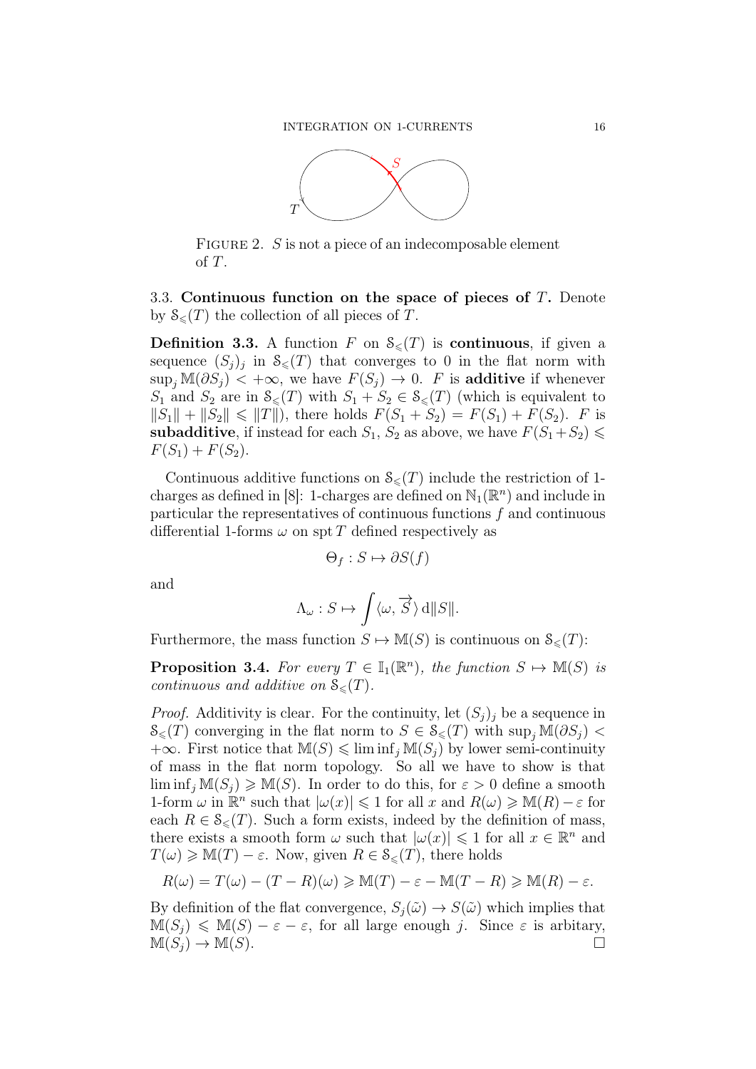FIGURE 2. $S$ is not a piece of an indecomposable element of $T$.

### 3.3. Continuous function on the space of pieces of $T$.

Denote by $\mathcal{S}_{\leqslant}(T)$ the collection of all pieces of $T$.

**Definition 3.3.** A function $F$ on $\mathcal{S}_{\leqslant}(T)$ is **continuous**, if given a sequence $(S_j)_j$ in $\mathcal{S}_{\leqslant}(T)$ that converges to 0 in the flat norm with $\sup_j \mathbb{M}(\partial S_j) < +\infty$, we have $F(S_j) \to 0$. $F$ is **additive** if whenever $S_1$ and $S_2$ are in $\mathcal{S}_{\leqslant}(T)$ with $S_1 + S_2 \in \mathcal{S}_{\leqslant}(T)$ (which is equivalent to $\|S_1\| + \|S_2\| \leqslant \|T\|$), there holds $F(S_1 + S_2) = F(S_1) + F(S_2)$. $F$ is **subadditive**, if instead for each $S_1$, $S_2$ as above, we have $F(S_1 + S_2) \leqslant F(S_1) + F(S_2)$.

Continuous additive functions on $\mathcal{S}_{\leqslant}(T)$ include the restriction of 1-charges as defined in [8]: 1-charges are defined on $\mathbb{N}_1(\mathbb{R}^n)$ and include in particular the representatives of continuous functions $f$ and continuous differential 1-forms $\omega$ on $\operatorname{spt} T$ defined respectively as

$$\Theta_f : S \mapsto \partial S(f)$$

and

$$\Lambda_\omega : S \mapsto \int \langle \omega, \overrightarrow{S} \rangle \, \mathrm{d}\|S\|.$$

Furthermore, the mass function $S \mapsto \mathbb{M}(S)$ is continuous on $\mathcal{S}_{\leqslant}(T)$:

**Proposition 3.4.** *For every $T \in \mathbb{I}_1(\mathbb{R}^n)$, the function $S \mapsto \mathbb{M}(S)$ is continuous and additive on $\mathcal{S}_{\leqslant}(T)$.*

*Proof.* Additivity is clear. For the continuity, let $(S_j)_j$ be a sequence in $\mathcal{S}_{\leqslant}(T)$ converging in the flat norm to $S \in \mathcal{S}_{\leqslant}(T)$ with $\sup_j \mathbb{M}(\partial S_j) < +\infty$. First notice that $\mathbb{M}(S) \leqslant \liminf_j \mathbb{M}(S_j)$ by lower semi-continuity of mass in the flat norm topology. So all we have to show is that $\liminf_j \mathbb{M}(S_j) \geqslant \mathbb{M}(S)$. In order to do this, for $\varepsilon > 0$ define a smooth 1-form $\omega$ in $\mathbb{R}^n$ such that $|\omega(x)| \leqslant 1$ for all $x$ and $R(\omega) \geqslant \mathbb{M}(R) - \varepsilon$ for each $R \in \mathcal{S}_{\leqslant}(T)$. Such a form exists, indeed by the definition of mass, there exists a smooth form $\omega$ such that $|\omega(x)| \leqslant 1$ for all $x \in \mathbb{R}^n$ and $T(\omega) \geqslant \mathbb{M}(T) - \varepsilon$. Now, given $R \in \mathcal{S}_{\leqslant}(T)$, there holds

$$R(\omega) = T(\omega) - (T - R)(\omega) \geqslant \mathbb{M}(T) - \varepsilon - \mathbb{M}(T - R) \geqslant \mathbb{M}(R) - \varepsilon.$$

By definition of the flat convergence, $S_j(\tilde{\omega}) \to S(\tilde{\omega})$ which implies that $\mathbb{M}(S_j) \leqslant \mathbb{M}(S) - \varepsilon - \varepsilon$, for all large enough $j$. Since $\varepsilon$ is arbitary, $\mathbb{M}(S_j) \to \mathbb{M}(S)$. $\square$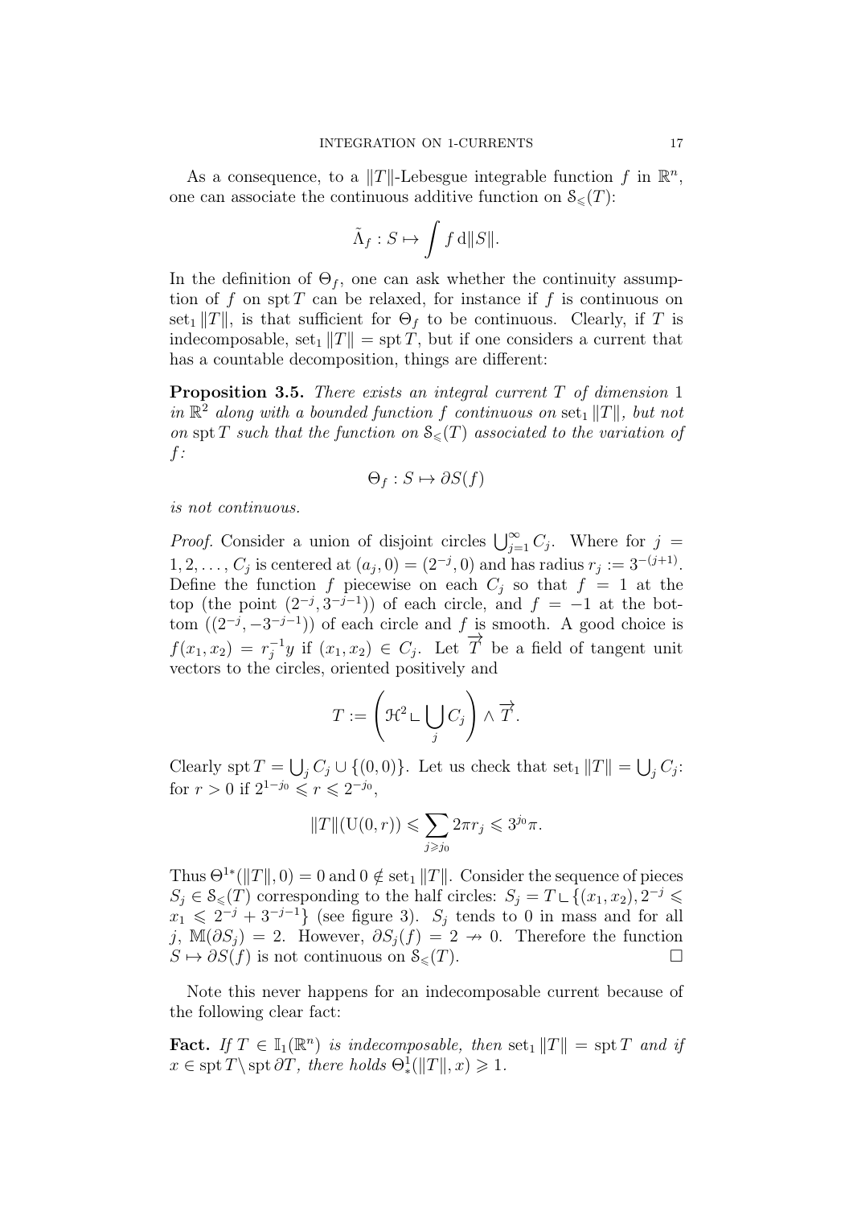As a consequence, to a $\|T\|$-Lebesgue integrable function $f$ in $\mathbb{R}^n$, one can associate the continuous additive function on $\mathcal{S}_{\leqslant}(T)$:

$$\tilde{\Lambda}_f : S \mapsto \int f \, \mathrm{d}\|S\|.$$

In the definition of $\Theta_f$, one can ask whether the continuity assumption of $f$ on $\operatorname{spt} T$ can be relaxed, for instance if $f$ is continuous on $\operatorname{set}_1 \|T\|$, is that sufficient for $\Theta_f$ to be continuous. Clearly, if $T$ is indecomposable, $\operatorname{set}_1 \|T\| = \operatorname{spt} T$, but if one considers a current that has a countable decomposition, things are different:

**Proposition 3.5.** *There exists an integral current $T$ of dimension 1 in $\mathbb{R}^2$ along with a bounded function $f$ continuous on $\operatorname{set}_1 \|T\|$, but not on $\operatorname{spt} T$ such that the function on $\mathcal{S}_{\leqslant}(T)$ associated to the variation of $f$:*

$$\Theta_f : S \mapsto \partial S(f)$$

*is not continuous.*

*Proof.* Consider a union of disjoint circles $\bigcup_{j=1}^{\infty} C_j$. Where for $j = 1, 2, \ldots, C_j$ is centered at $(a_j, 0) = (2^{-j}, 0)$ and has radius $r_j := 3^{-(j+1)}$. Define the function $f$ piecewise on each $C_j$ so that $f = 1$ at the top (the point $(2^{-j}, 3^{-j-1})$) of each circle, and $f = -1$ at the bottom $((2^{-j}, -3^{-j-1}))$ of each circle and $f$ is smooth. A good choice is $f(x_1, x_2) = r_j^{-1} y$ if $(x_1, x_2) \in C_j$. Let $\overrightarrow{T}$ be a field of tangent unit vectors to the circles, oriented positively and

$$T := \left( \mathcal{H}^2 \llcorner \bigcup_j C_j \right) \wedge \overrightarrow{T}.$$

Clearly $\operatorname{spt} T = \bigcup_j C_j \cup \{(0,0)\}$. Let us check that $\operatorname{set}_1 \|T\| = \bigcup_j C_j$: for $r > 0$ if $2^{1-j_0} \leqslant r \leqslant 2^{-j_0}$,

$$\|T\|(\mathrm{U}(0,r)) \leqslant \sum_{j \geqslant j_0} 2\pi r_j \leqslant 3^{j_0} \pi.$$

Thus $\Theta^{1*}(\|T\|, 0) = 0$ and $0 \notin \operatorname{set}_1 \|T\|$. Consider the sequence of pieces $S_j \in \mathcal{S}_{\leqslant}(T)$ corresponding to the half circles: $S_j = T \llcorner \{(x_1, x_2), 2^{-j} \leqslant x_1 \leqslant 2^{-j} + 3^{-j-1}\}$ (see figure 3). $S_j$ tends to 0 in mass and for all $j$, $\mathbb{M}(\partial S_j) = 2$. However, $\partial S_j(f) = 2 \nrightarrow 0$. Therefore the function $S \mapsto \partial S(f)$ is not continuous on $\mathcal{S}_{\leqslant}(T)$. $\square$

Note this never happens for an indecomposable current because of the following clear fact:

**Fact.** *If $T \in \mathbb{I}_1(\mathbb{R}^n)$ is indecomposable, then $\operatorname{set}_1 \|T\| = \operatorname{spt} T$ and if $x \in \operatorname{spt} T \setminus \operatorname{spt} \partial T$, there holds $\Theta^1_*(\|T\|, x) \geqslant 1$.*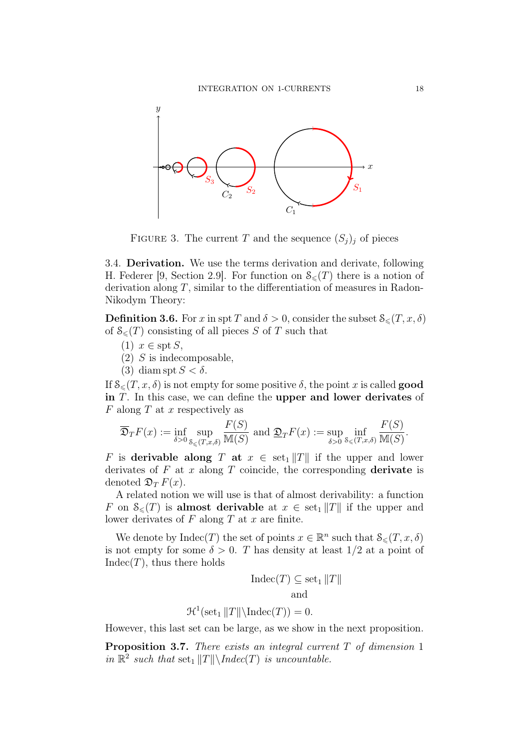FIGURE 3. The current $T$ and the sequence $(S_j)_j$ of pieces

3.4. **Derivation.** We use the terms derivation and derivate, following H. Federer [9, Section 2.9]. For function on $\mathcal{S}_{\leqslant}(T)$ there is a notion of derivation along $T$, similar to the differentiation of measures in Radon-Nikodym Theory:

**Definition 3.6.** For $x$ in $\operatorname{spt} T$ and $\delta > 0$, consider the subset $\mathcal{S}_{\leqslant}(T, x, \delta)$ of $\mathcal{S}_{\leqslant}(T)$ consisting of all pieces $S$ of $T$ such that

1. $x \in \operatorname{spt} S$,
2. $S$ is indecomposable,
3. $\operatorname{diam} \operatorname{spt} S < \delta$.

If $\mathcal{S}_{\leqslant}(T, x, \delta)$ is not empty for some positive $\delta$, the point $x$ is called **good in** $T$. In this case, we can define the **upper and lower derivates** of $F$ along $T$ at $x$ respectively as

$$\overline{\mathfrak{D}}_T F(x) := \inf_{\delta > 0} \sup_{\mathcal{S}_{\leqslant}(T,x,\delta)} \frac{F(S)}{\mathbb{M}(S)} \text{ and } \underline{\mathfrak{D}}_T F(x) := \sup_{\delta > 0} \inf_{\mathcal{S}_{\leqslant}(T,x,\delta)} \frac{F(S)}{\mathbb{M}(S)}.$$

$F$ is **derivable along** $T$ **at** $x \in \operatorname{set}_1 \|T\|$ if the upper and lower derivates of $F$ at $x$ along $T$ coincide, the corresponding **derivate** is denoted $\mathfrak{D}_T\, F(x)$.

A related notion we will use is that of almost derivability: a function $F$ on $\mathcal{S}_{\leqslant}(T)$ is **almost derivable** at $x \in \operatorname{set}_1 \|T\|$ if the upper and lower derivates of $F$ along $T$ at $x$ are finite.

We denote by $\operatorname{Indec}(T)$ the set of points $x \in \mathbb{R}^n$ such that $\mathcal{S}_{\leqslant}(T, x, \delta)$ is not empty for some $\delta > 0$. $T$ has density at least $1/2$ at a point of $\operatorname{Indec}(T)$, thus there holds

$$\operatorname{Indec}(T) \subseteq \operatorname{set}_1 \|T\|$$

and

$$\mathcal{H}^1(\operatorname{set}_1 \|T\| \backslash \operatorname{Indec}(T)) = 0.$$

However, this last set can be large, as we show in the next proposition.

**Proposition 3.7.** *There exists an integral current $T$ of dimension 1 in $\mathbb{R}^2$ such that $\operatorname{set}_1 \|T\| \backslash \operatorname{Indec}(T)$ is uncountable.*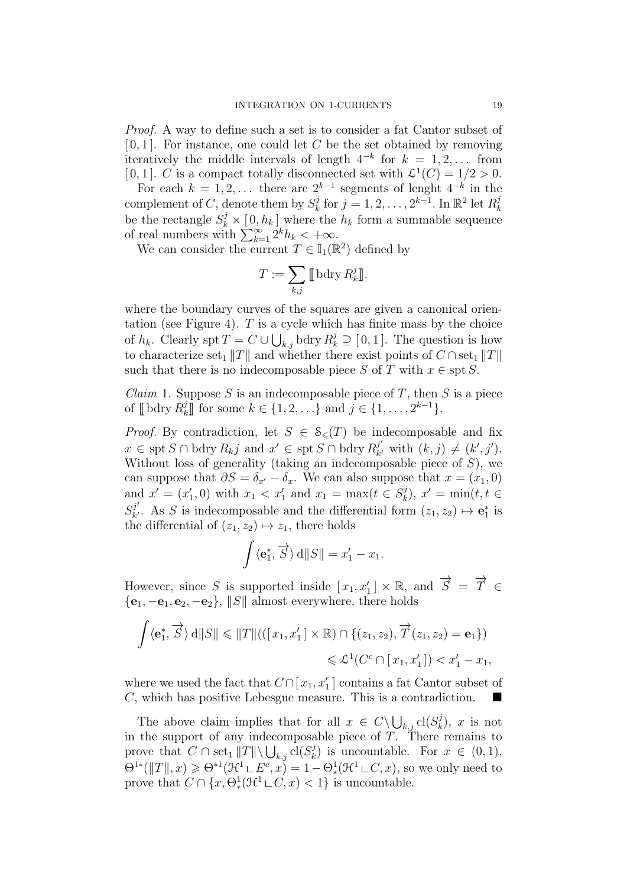*Proof.* A way to define such a set is to consider a fat Cantor subset of $[0,1]$. For instance, one could let $C$ be the set obtained by removing iteratively the middle intervals of length $4^{-k}$ for $k = 1, 2, \dots$ from $[0,1]$. $C$ is a compact totally disconnected set with $\mathcal{L}^1(C) = 1/2 > 0$.

For each $k = 1, 2, \dots$ there are $2^{k-1}$ segments of lenght $4^{-k}$ in the complement of $C$, denote them by $S_k^j$ for $j = 1, 2, \dots, 2^{k-1}$. In $\mathbb{R}^2$ let $R_k^j$ be the rectangle $S_k^j \times [0, h_k]$ where the $h_k$ form a summable sequence of real numbers with $\sum_{k=1}^{\infty} 2^k h_k < +\infty$.

We can consider the current $T \in \mathbb{I}_1(\mathbb{R}^2)$ defined by

$$T := \sum_{k,j} [\![ \operatorname{bdry} R_k^j ]\!].$$

where the boundary curves of the squares are given a canonical orientation (see Figure 4). $T$ is a cycle which has finite mass by the choice of $h_k$. Clearly $\operatorname{spt} T = C \cup \bigcup_{k,j} \operatorname{bdry} R_k^j \supseteq [0,1]$. The question is how to characterize $\operatorname{set}_1 \|T\|$ and whether there exist points of $C \cap \operatorname{set}_1 \|T\|$ such that there is no indecomposable piece $S$ of $T$ with $x \in \operatorname{spt} S$.

*Claim* 1. Suppose $S$ is an indecomposable piece of $T$, then $S$ is a piece of $[\![ \operatorname{bdry} R_k^j ]\!]$ for some $k \in \{1, 2, \dots\}$ and $j \in \{1, \dots, 2^{k-1}\}$.

*Proof.* By contradiction, let $S \in \mathcal{S}_{\leqslant}(T)$ be indecomposable and fix $x \in \operatorname{spt} S \cap \operatorname{bdry} R_k j$ and $x' \in \operatorname{spt} S \cap \operatorname{bdry} R_{k'}^{j'}$ with $(k,j) \neq (k',j')$. Without loss of generality (taking an indecomposable piece of $S$), we can suppose that $\partial S = \delta_{x'} - \delta_x$. We can also suppose that $x = (x_1, 0)$ and $x' = (x_1', 0)$ with $x_1 < x_1'$ and $x_1 = \max(t \in S_k^j)$, $x' = \min(t, t \in S_{k'}^{j'}$. As $S$ is indecomposable and the differential form $(z_1, z_2) \mapsto \mathbf{e}_1^*$ is the differential of $(z_1, z_2) \mapsto z_1$, there holds

$$\int \langle \mathbf{e}_1^*, \overrightarrow{S} \rangle \, \mathrm{d}\|S\| = x_1' - x_1.$$

However, since $S$ is supported inside $[x_1, x_1'] \times \mathbb{R}$, and $\overrightarrow{S} = \overrightarrow{T} \in \{\mathbf{e}_1, -\mathbf{e}_1, \mathbf{e}_2, -\mathbf{e}_2\}$, $\|S\|$ almost everywhere, there holds

$$\begin{aligned}\int \langle \mathbf{e}_1^*, \overrightarrow{S} \rangle \, \mathrm{d}\|S\| &\leqslant \|T\|(([x_1, x_1'] \times \mathbb{R}) \cap \{(z_1, z_2), \overrightarrow{T}(z_1, z_2) = \mathbf{e}_1\}) \\ &\leqslant \mathcal{L}^1(C^c \cap [x_1, x_1']) < x_1' - x_1,\end{aligned}$$

where we used the fact that $C \cap [x_1, x_1']$ contains a fat Cantor subset of $C$, which has positive Lebesgue measure. This is a contradiction. ■

The above claim implies that for all $x \in C \setminus \bigcup_{k,j} \operatorname{cl}(S_k^j)$, $x$ is not in the support of any indecomposable piece of $T$. There remains to prove that $C \cap \operatorname{set}_1 \|T\| \setminus \bigcup_{k,j} \operatorname{cl}(S_k^j)$ is uncountable. For $x \in (0,1)$, $\Theta^{1*}(\|T\|, x) \geqslant \Theta^{*1}(\mathcal{H}^1 \llcorner E^c, x) = 1 - \Theta_*^1(\mathcal{H}^1 \llcorner C, x)$, so we only need to prove that $C \cap \{x, \Theta_*^1(\mathcal{H}^1 \llcorner C, x) < 1\}$ is uncountable.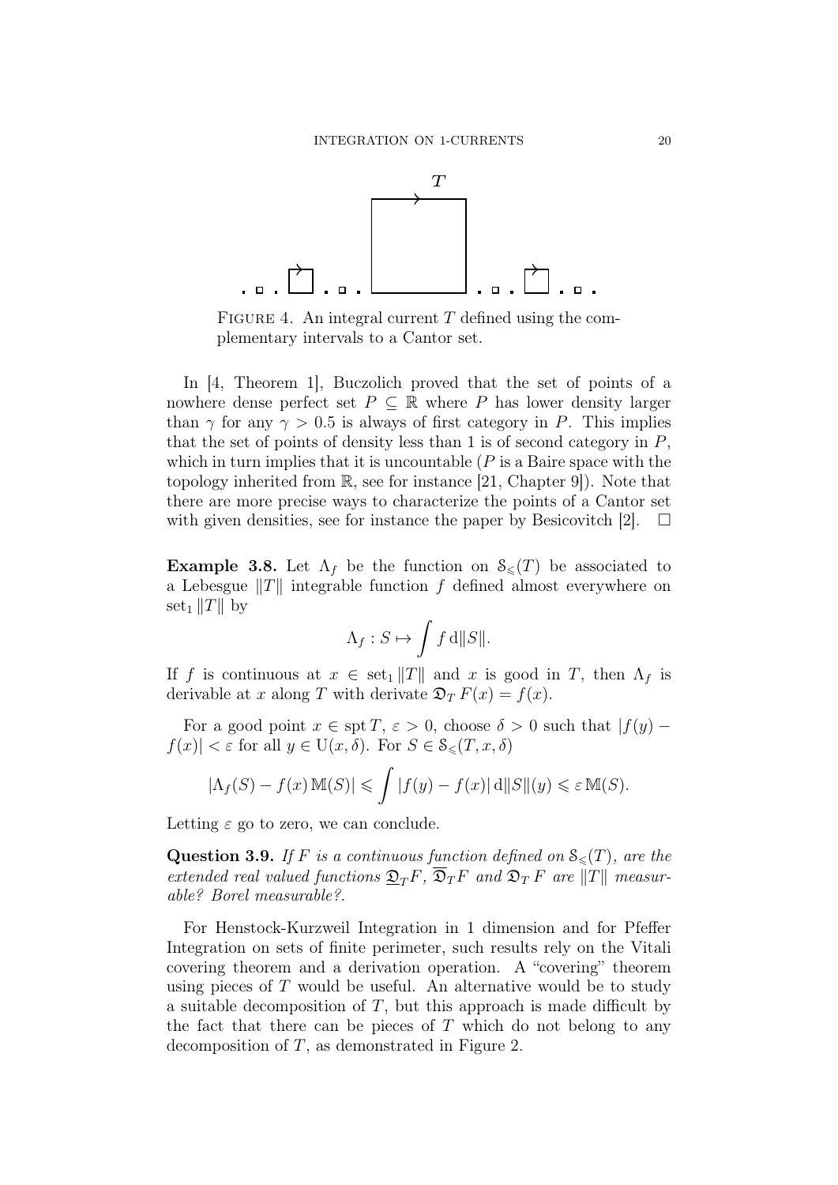FIGURE 4. An integral current $T$ defined using the complementary intervals to a Cantor set.

In [4, Theorem 1], Buczolich proved that the set of points of a nowhere dense perfect set $P \subseteq \mathbb{R}$ where $P$ has lower density larger than $\gamma$ for any $\gamma > 0.5$ is always of first category in $P$. This implies that the set of points of density less than 1 is of second category in $P$, which in turn implies that it is uncountable ($P$ is a Baire space with the topology inherited from $\mathbb{R}$, see for instance [21, Chapter 9]). Note that there are more precise ways to characterize the points of a Cantor set with given densities, see for instance the paper by Besicovitch [2]. $\square$

**Example 3.8.** Let $\Lambda_f$ be the function on $\mathcal{S}_{\leqslant}(T)$ be associated to a Lebesgue $\|T\|$ integrable function $f$ defined almost everywhere on $\operatorname{set}_1 \|T\|$ by

$$\Lambda_f : S \mapsto \int f \, \mathrm{d}\|S\|.$$

If $f$ is continuous at $x \in \operatorname{set}_1 \|T\|$ and $x$ is good in $T$, then $\Lambda_f$ is derivable at $x$ along $T$ with derivate $\mathfrak{D}_T \, F(x) = f(x)$.

For a good point $x \in \operatorname{spt} T$, $\varepsilon > 0$, choose $\delta > 0$ such that $|f(y) - f(x)| < \varepsilon$ for all $y \in \mathrm{U}(x, \delta)$. For $S \in \mathcal{S}_{\leqslant}(T, x, \delta)$

$$|\Lambda_f(S) - f(x) \, \mathbb{M}(S)| \leqslant \int |f(y) - f(x)| \, \mathrm{d}\|S\|(y) \leqslant \varepsilon \, \mathbb{M}(S).$$

Letting $\varepsilon$ go to zero, we can conclude.

**Question 3.9.** *If $F$ is a continuous function defined on $\mathcal{S}_{\leqslant}(T)$, are the extended real valued functions $\underline{\mathfrak{D}}_T F$, $\overline{\mathfrak{D}}_T F$ and $\mathfrak{D}_T \, F$ are $\|T\|$ measurable? Borel measurable?.*

For Henstock-Kurzweil Integration in 1 dimension and for Pfeffer Integration on sets of finite perimeter, such results rely on the Vitali covering theorem and a derivation operation. A "covering" theorem using pieces of $T$ would be useful. An alternative would be to study a suitable decomposition of $T$, but this approach is made difficult by the fact that there can be pieces of $T$ which do not belong to any decomposition of $T$, as demonstrated in Figure 2.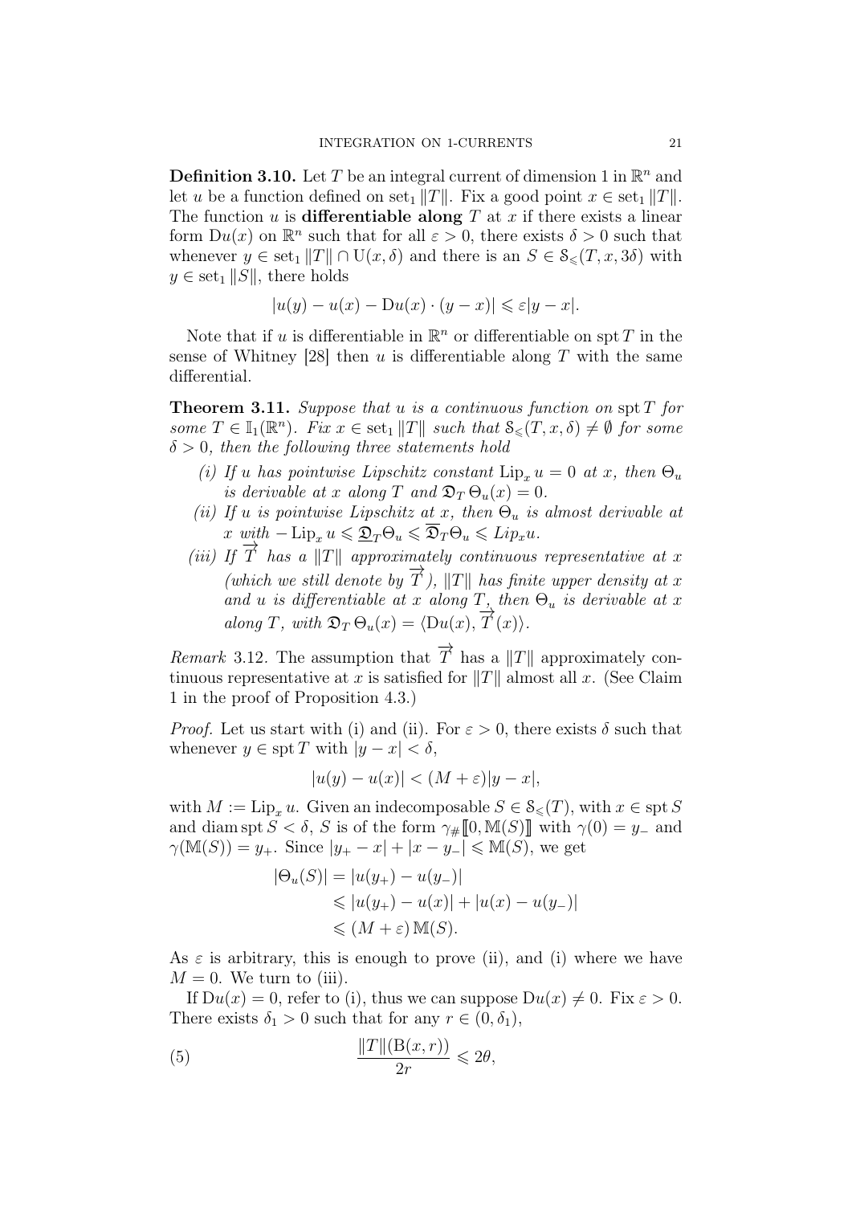**Definition 3.10.** Let $T$ be an integral current of dimension 1 in $\mathbb{R}^n$ and let $u$ be a function defined on $\operatorname{set}_1 \|T\|$. Fix a good point $x \in \operatorname{set}_1 \|T\|$. The function $u$ is **differentiable along** $T$ at $x$ if there exists a linear form $\mathrm{D}u(x)$ on $\mathbb{R}^n$ such that for all $\varepsilon > 0$, there exists $\delta > 0$ such that whenever $y \in \operatorname{set}_1 \|T\| \cap \mathrm{U}(x, \delta)$ and there is an $S \in \mathcal{S}_{\leqslant}(T, x, 3\delta)$ with $y \in \operatorname{set}_1 \|S\|$, there holds

$$|u(y) - u(x) - \mathrm{D}u(x) \cdot (y - x)| \leqslant \varepsilon |y - x|.$$

Note that if $u$ is differentiable in $\mathbb{R}^n$ or differentiable on $\operatorname{spt} T$ in the sense of Whitney [28] then $u$ is differentiable along $T$ with the same differential.

**Theorem 3.11.** *Suppose that $u$ is a continuous function on $\operatorname{spt} T$ for some $T \in \mathbb{I}_1(\mathbb{R}^n)$. Fix $x \in \operatorname{set}_1 \|T\|$ such that $\mathcal{S}_{\leqslant}(T, x, \delta) \neq \emptyset$ for some $\delta > 0$, then the following three statements hold*

*(i) If $u$ has pointwise Lipschitz constant $\operatorname{Lip}_x u = 0$ at $x$, then $\Theta_u$ is derivable at $x$ along $T$ and $\mathfrak{D}_T \Theta_u(x) = 0$.*

*(ii) If $u$ is pointwise Lipschitz at $x$, then $\Theta_u$ is almost derivable at $x$ with $-\operatorname{Lip}_x u \leqslant \underline{\mathfrak{D}}_T \Theta_u \leqslant \overline{\mathfrak{D}}_T \Theta_u \leqslant Lip_x u$.*

*(iii) If $\overrightarrow{T}$ has a $\|T\|$ approximately continuous representative at $x$ (which we still denote by $\overrightarrow{T}$), $\|T\|$ has finite upper density at $x$ and $u$ is differentiable at $x$ along $T$, then $\Theta_u$ is derivable at $x$ along $T$, with $\mathfrak{D}_T \Theta_u(x) = \langle \mathrm{D}u(x), \overrightarrow{T}(x) \rangle$.*

*Remark* 3.12. The assumption that $\overrightarrow{T}$ has a $\|T\|$ approximately continuous representative at $x$ is satisfied for $\|T\|$ almost all $x$. (See Claim 1 in the proof of Proposition 4.3.)

*Proof.* Let us start with (i) and (ii). For $\varepsilon > 0$, there exists $\delta$ such that whenever $y \in \operatorname{spt} T$ with $|y - x| < \delta$,

$$|u(y) - u(x)| < (M + \varepsilon)|y - x|,$$

with $M := \operatorname{Lip}_x u$. Given an indecomposable $S \in \mathcal{S}_{\leqslant}(T)$, with $x \in \operatorname{spt} S$ and $\operatorname{diam} \operatorname{spt} S < \delta$, $S$ is of the form $\gamma_{\#}[\![0, \mathbb{M}(S)]\!]$ with $\gamma(0) = y_-$ and $\gamma(\mathbb{M}(S)) = y_+$. Since $|y_+ - x| + |x - y_-| \leqslant \mathbb{M}(S)$, we get

$$\begin{aligned}
|\Theta_u(S)| &= |u(y_+) - u(y_-)| \\
&\leqslant |u(y_+) - u(x)| + |u(x) - u(y_-)| \\
&\leqslant (M + \varepsilon)\, \mathbb{M}(S).
\end{aligned}$$

As $\varepsilon$ is arbitrary, this is enough to prove (ii), and (i) where we have $M = 0$. We turn to (iii).

If $\mathrm{D}u(x) = 0$, refer to (i), thus we can suppose $\mathrm{D}u(x) \neq 0$. Fix $\varepsilon > 0$. There exists $\delta_1 > 0$ such that for any $r \in (0, \delta_1)$,

$$\frac{\|T\|(\mathrm{B}(x, r))}{2r} \leqslant 2\theta, \tag{5}$$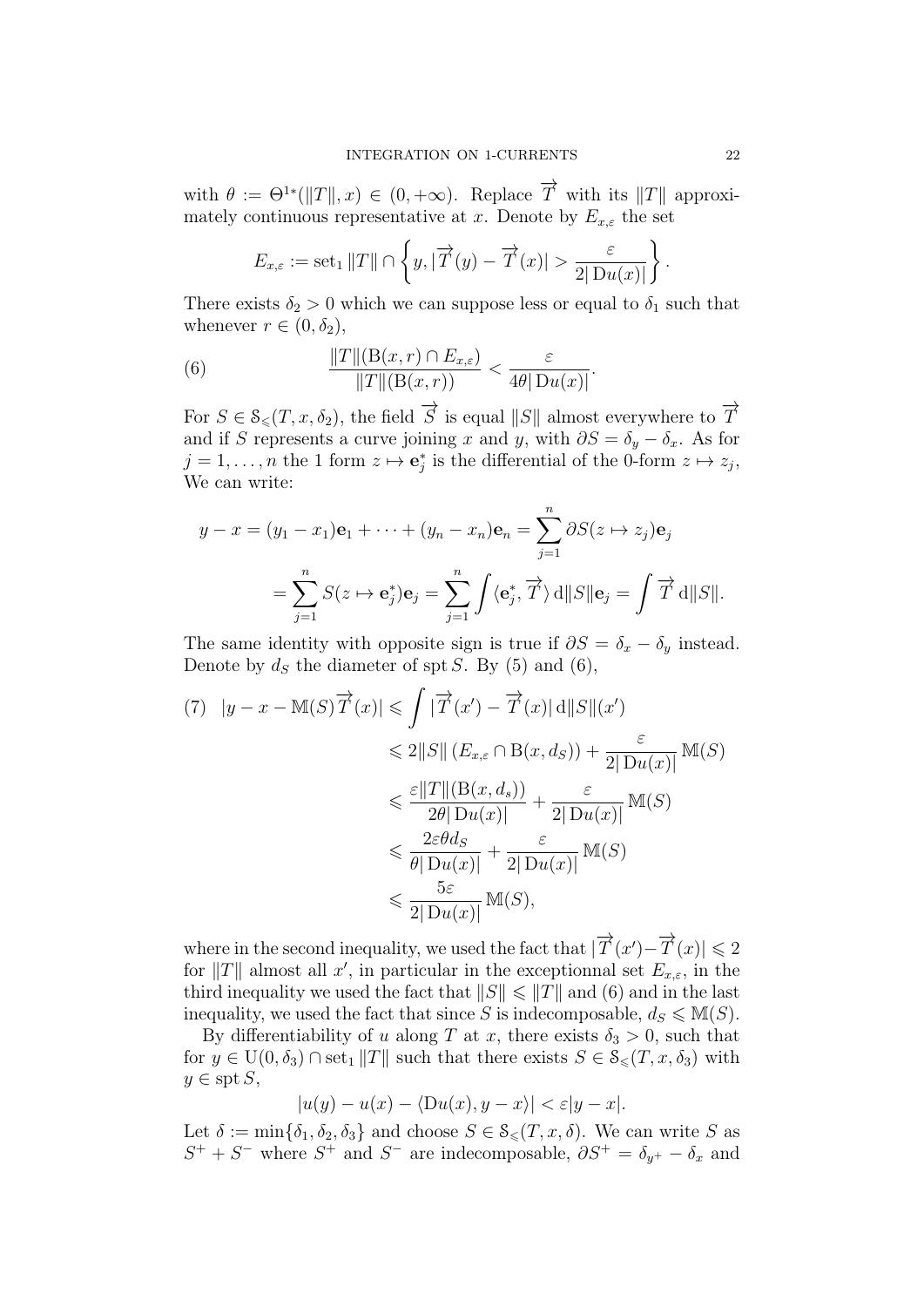with $\theta := \Theta^{1*}(\|T\|, x) \in (0, +\infty)$. Replace $\overrightarrow{T}$ with its $\|T\|$ approximately continuous representative at $x$. Denote by $E_{x,\varepsilon}$ the set

$$E_{x,\varepsilon} := \operatorname{set}_1 \|T\| \cap \left\{ y, |\overrightarrow{T}(y) - \overrightarrow{T}(x)| > \frac{\varepsilon}{2|\operatorname{D}u(x)|} \right\}.$$

There exists $\delta_2 > 0$ which we can suppose less or equal to $\delta_1$ such that whenever $r \in (0, \delta_2)$,

$$\text{(6)} \qquad \frac{\|T\|(\mathrm{B}(x,r) \cap E_{x,\varepsilon})}{\|T\|(\mathrm{B}(x,r))} < \frac{\varepsilon}{4\theta|\operatorname{D}u(x)|}.$$

For $S \in \mathcal{S}_{\leqslant}(T, x, \delta_2)$, the field $\overrightarrow{S}$ is equal $\|S\|$ almost everywhere to $\overrightarrow{T}$ and if $S$ represents a curve joining $x$ and $y$, with $\partial S = \delta_y - \delta_x$. As for $j = 1, \ldots, n$ the 1 form $z \mapsto \mathbf{e}_j^*$ is the differential of the 0-form $z \mapsto z_j$, We can write:

$$\begin{aligned}
y - x = (y_1 - x_1)\mathbf{e}_1 + \cdots + (y_n - x_n)\mathbf{e}_n &= \sum_{j=1}^{n} \partial S(z \mapsto z_j)\mathbf{e}_j \\
&= \sum_{j=1}^{n} S(z \mapsto \mathbf{e}_j^*)\mathbf{e}_j = \sum_{j=1}^{n} \int \langle \mathbf{e}_j^*, \overrightarrow{T} \rangle \, \mathrm{d}\|S\| \mathbf{e}_j = \int \overrightarrow{T} \, \mathrm{d}\|S\|.
\end{aligned}$$

The same identity with opposite sign is true if $\partial S = \delta_x - \delta_y$ instead. Denote by $d_S$ the diameter of $\operatorname{spt} S$. By (5) and (6),

$$\begin{aligned}
\text{(7)} \quad |y - x - \mathbb{M}(S)\overrightarrow{T}(x)| &\leqslant \int |\overrightarrow{T}(x') - \overrightarrow{T}(x)| \, \mathrm{d}\|S\|(x') \\
&\leqslant 2\|S\|\left(E_{x,\varepsilon} \cap \mathrm{B}(x, d_S)\right) + \frac{\varepsilon}{2|\operatorname{D}u(x)|}\mathbb{M}(S) \\
&\leqslant \frac{\varepsilon\|T\|(\mathrm{B}(x, d_s))}{2\theta|\operatorname{D}u(x)|} + \frac{\varepsilon}{2|\operatorname{D}u(x)|}\mathbb{M}(S) \\
&\leqslant \frac{2\varepsilon\theta d_S}{\theta|\operatorname{D}u(x)|} + \frac{\varepsilon}{2|\operatorname{D}u(x)|}\mathbb{M}(S) \\
&\leqslant \frac{5\varepsilon}{2|\operatorname{D}u(x)|}\mathbb{M}(S),
\end{aligned}$$

where in the second inequality, we used the fact that $|\overrightarrow{T}(x') - \overrightarrow{T}(x)| \leqslant 2$ for $\|T\|$ almost all $x'$, in particular in the exceptionnal set $E_{x,\varepsilon}$, in the third inequality we used the fact that $\|S\| \leqslant \|T\|$ and (6) and in the last inequality, we used the fact that since $S$ is indecomposable, $d_S \leqslant \mathbb{M}(S)$.

By differentiability of $u$ along $T$ at $x$, there exists $\delta_3 > 0$, such that for $y \in \mathrm{U}(0, \delta_3) \cap \operatorname{set}_1 \|T\|$ such that there exists $S \in \mathcal{S}_{\leqslant}(T, x, \delta_3)$ with $y \in \operatorname{spt} S$,

$$|u(y) - u(x) - \langle \operatorname{D}u(x), y - x \rangle| < \varepsilon|y - x|.$$

Let $\delta := \min\{\delta_1, \delta_2, \delta_3\}$ and choose $S \in \mathcal{S}_{\leqslant}(T, x, \delta)$. We can write $S$ as $S^+ + S^-$ where $S^+$ and $S^-$ are indecomposable, $\partial S^+ = \delta_{y^+} - \delta_x$ and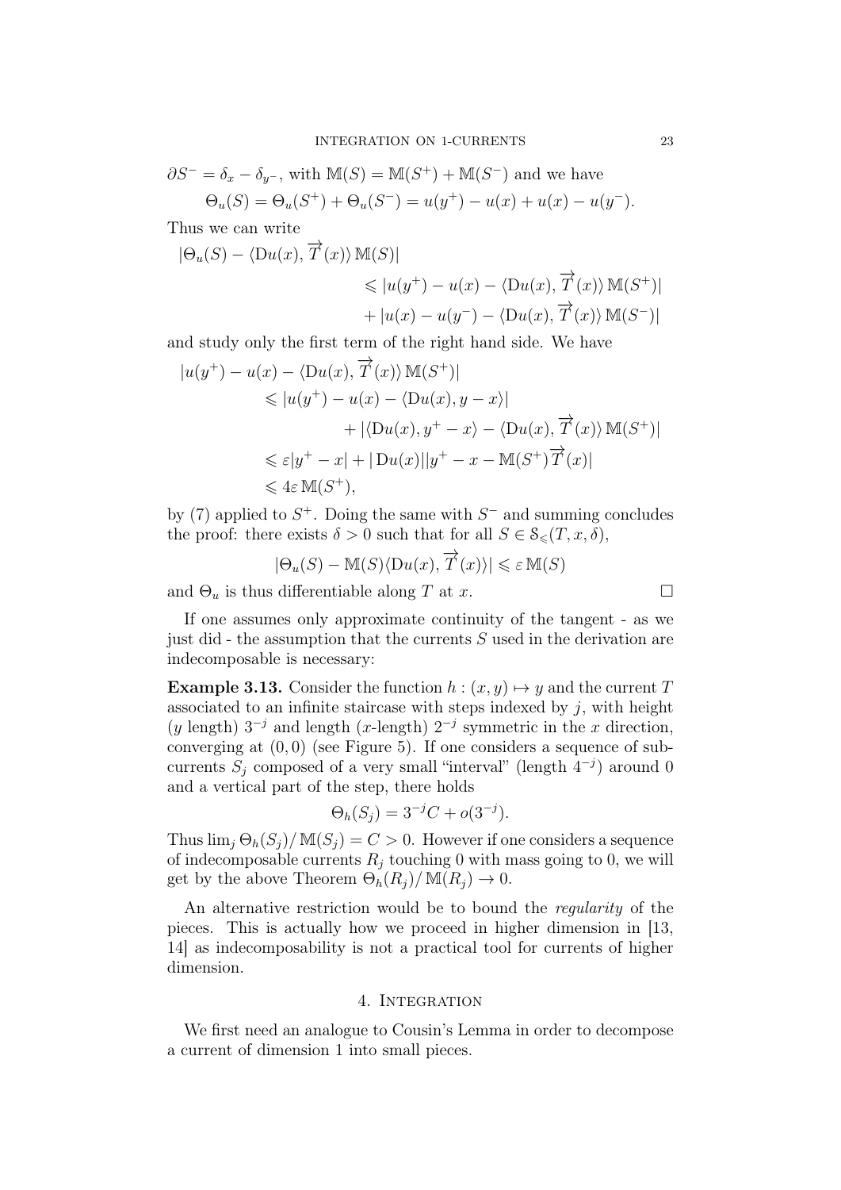$\partial S^- = \delta_x - \delta_{y^-}$, with $\mathbb{M}(S) = \mathbb{M}(S^+) + \mathbb{M}(S^-)$ and we have

$$\Theta_u(S) = \Theta_u(S^+) + \Theta_u(S^-) = u(y^+) - u(x) + u(x) - u(y^-).$$

Thus we can write

$$
\begin{aligned}
|\Theta_u(S) - \langle \mathrm{D}u(x), \overrightarrow{T}(x)\rangle \,\mathbb{M}(S)| &\\
&\leqslant |u(y^+) - u(x) - \langle \mathrm{D}u(x), \overrightarrow{T}(x)\rangle \,\mathbb{M}(S^+)| \\
&\quad + |u(x) - u(y^-) - \langle \mathrm{D}u(x), \overrightarrow{T}(x)\rangle \,\mathbb{M}(S^-)|
\end{aligned}
$$

and study only the first term of the right hand side. We have

$$
\begin{aligned}
|u(y^+) - u(x) - \langle \mathrm{D}u(x), \overrightarrow{T}(x)\rangle \,\mathbb{M}(S^+)| &\\
&\leqslant |u(y^+) - u(x) - \langle \mathrm{D}u(x), y - x\rangle| \\
&\quad + |\langle \mathrm{D}u(x), y^+ - x\rangle - \langle \mathrm{D}u(x), \overrightarrow{T}(x)\rangle \,\mathbb{M}(S^+)| \\
&\leqslant \varepsilon |y^+ - x| + |\mathrm{D}u(x)||y^+ - x - \mathbb{M}(S^+)\overrightarrow{T}(x)| \\
&\leqslant 4\varepsilon \,\mathbb{M}(S^+),
\end{aligned}
$$

by (7) applied to $S^+$. Doing the same with $S^-$ and summing concludes the proof: there exists $\delta > 0$ such that for all $S \in \mathcal{S}_{\leqslant}(T, x, \delta)$,

$$|\Theta_u(S) - \mathbb{M}(S)\langle \mathrm{D}u(x), \overrightarrow{T}(x)\rangle| \leqslant \varepsilon \,\mathbb{M}(S)$$

and $\Theta_u$ is thus differentiable along $T$ at $x$. □

If one assumes only approximate continuity of the tangent - as we just did - the assumption that the currents $S$ used in the derivation are indecomposable is necessary:

**Example 3.13.** Consider the function $h : (x, y) \mapsto y$ and the current $T$ associated to an infinite staircase with steps indexed by $j$, with height ($y$ length) $3^{-j}$ and length ($x$-length) $2^{-j}$ symmetric in the $x$ direction, converging at $(0, 0)$ (see Figure 5). If one considers a sequence of sub-currents $S_j$ composed of a very small "interval" (length $4^{-j}$) around 0 and a vertical part of the step, there holds

$$\Theta_h(S_j) = 3^{-j}C + o(3^{-j}).$$

Thus $\lim_j \Theta_h(S_j)/\,\mathbb{M}(S_j) = C > 0$. However if one considers a sequence of indecomposable currents $R_j$ touching 0 with mass going to 0, we will get by the above Theorem $\Theta_h(R_j)/\,\mathbb{M}(R_j) \to 0$.

An alternative restriction would be to bound the *regularity* of the pieces. This is actually how we proceed in higher dimension in [13, 14] as indecomposability is not a practical tool for currents of higher dimension.

## 4. Integration

We first need an analogue to Cousin's Lemma in order to decompose a current of dimension 1 into small pieces.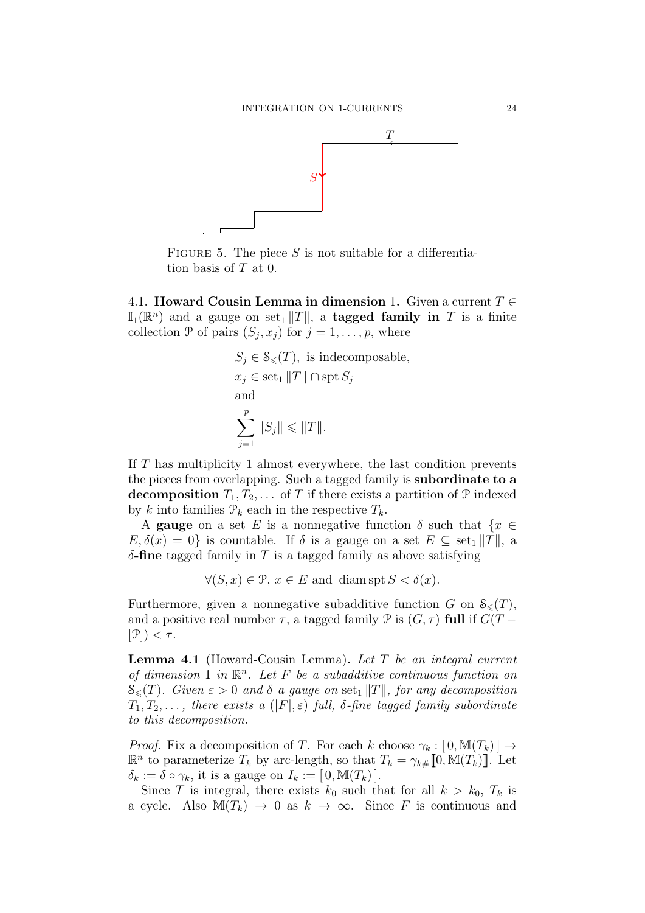FIGURE 5. The piece $S$ is not suitable for a differentiation basis of $T$ at 0.

4.1. **Howard Cousin Lemma in dimension 1.** Given a current $T \in \mathbb{I}_1(\mathbb{R}^n)$ and a gauge on $\operatorname{set}_1 \|T\|$, a **tagged family in** $T$ is a finite collection $\mathcal{P}$ of pairs $(S_j, x_j)$ for $j = 1, \ldots, p$, where

$$
\begin{aligned}
&S_j \in \mathcal{S}_{\leqslant}(T), \text{ is indecomposable,} \\
&x_j \in \operatorname{set}_1 \|T\| \cap \operatorname{spt} S_j \\
&\text{and} \\
&\sum_{j=1}^{p} \|S_j\| \leqslant \|T\|.
\end{aligned}
$$

If $T$ has multiplicity 1 almost everywhere, the last condition prevents the pieces from overlapping. Such a tagged family is **subordinate to a decomposition** $T_1, T_2, \ldots$ of $T$ if there exists a partition of $\mathcal{P}$ indexed by $k$ into families $\mathcal{P}_k$ each in the respective $T_k$.

A **gauge** on a set $E$ is a nonnegative function $\delta$ such that $\{x \in E, \delta(x) = 0\}$ is countable. If $\delta$ is a gauge on a set $E \subseteq \operatorname{set}_1 \|T\|$, a $\delta$**-fine** tagged family in $T$ is a tagged family as above satisfying

$$
\forall (S, x) \in \mathcal{P},\ x \in E \text{ and } \operatorname{diam} \operatorname{spt} S < \delta(x).
$$

Furthermore, given a nonnegative subadditive function $G$ on $\mathcal{S}_{\leqslant}(T)$, and a positive real number $\tau$, a tagged family $\mathcal{P}$ is $(G, \tau)$ **full** if $G(T - [\mathcal{P}]) < \tau$.

**Lemma 4.1** (Howard-Cousin Lemma)**.** *Let $T$ be an integral current of dimension 1 in $\mathbb{R}^n$. Let $F$ be a subadditive continuous function on $\mathcal{S}_{\leqslant}(T)$. Given $\varepsilon > 0$ and $\delta$ a gauge on $\operatorname{set}_1 \|T\|$, for any decomposition $T_1, T_2, \ldots$, there exists a $(|F|, \varepsilon)$ full, $\delta$-fine tagged family subordinate to this decomposition.*

*Proof.* Fix a decomposition of $T$. For each $k$ choose $\gamma_k : [\,0, \mathbb{M}(T_k)\,] \to \mathbb{R}^n$ to parameterize $T_k$ by arc-length, so that $T_k = \gamma_{k\#}[\![0, \mathbb{M}(T_k)]\!]$. Let $\delta_k := \delta \circ \gamma_k$, it is a gauge on $I_k := [\,0, \mathbb{M}(T_k)\,]$.

Since $T$ is integral, there exists $k_0$ such that for all $k > k_0$, $T_k$ is a cycle. Also $\mathbb{M}(T_k) \to 0$ as $k \to \infty$. Since $F$ is continuous and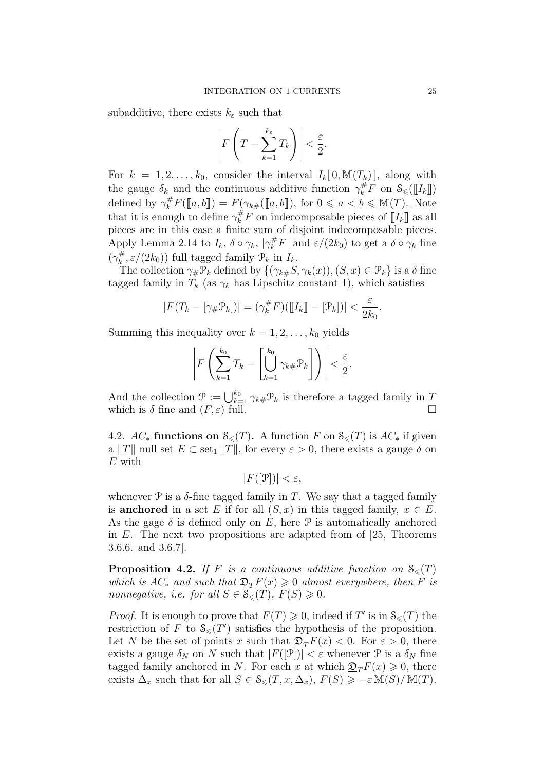subadditive, there exists $k_\varepsilon$ such that

$$\left| F\left( T - \sum_{k=1}^{k_\varepsilon} T_k \right) \right| < \frac{\varepsilon}{2}.$$

For $k = 1, 2, \ldots, k_0$, consider the interval $I_k[\,0, \mathbb{M}(T_k)\,]$, along with the gauge $\delta_k$ and the continuous additive function $\gamma_k^\# F$ on $\mathcal{S}_\leqslant([\![I_k]\!])$ defined by $\gamma_k^\# F([\![a, b]\!]) = F(\gamma_{k\#}([\![a, b]\!]))$, for $0 \leqslant a < b \leqslant \mathbb{M}(T)$. Note that it is enough to define $\gamma_k^\# F$ on indecomposable pieces of $[\![I_k]\!]$ as all pieces are in this case a finite sum of disjoint indecomposable pieces. Apply Lemma 2.14 to $I_k$, $\delta \circ \gamma_k$, $|\gamma_k^\# F|$ and $\varepsilon/(2k_0)$ to get a $\delta \circ \gamma_k$ fine $(\gamma_k^\#, \varepsilon/(2k_0))$ full tagged family $\mathcal{P}_k$ in $I_k$.

The collection $\gamma_\# \mathcal{P}_k$ defined by $\{(\gamma_{k\#} S, \gamma_k(x)), (S, x) \in \mathcal{P}_k\}$ is a $\delta$ fine tagged family in $T_k$ (as $\gamma_k$ has Lipschitz constant 1), which satisfies

$$|F(T_k - [\gamma_\# \mathcal{P}_k])| = (\gamma_k^\# F)([\![I_k]\!] - [\mathcal{P}_k])| < \frac{\varepsilon}{2k_0}.$$

Summing this inequality over $k = 1, 2, \ldots, k_0$ yields

$$\left| F\left( \sum_{k=1}^{k_0} T_k - \left[ \bigcup_{k=1}^{k_0} \gamma_{k\#} \mathcal{P}_k \right] \right) \right| < \frac{\varepsilon}{2}.$$

And the collection $\mathcal{P} := \bigcup_{k=1}^{k_0} \gamma_{k\#} \mathcal{P}_k$ is therefore a tagged family in $T$ which is $\delta$ fine and $(F, \varepsilon)$ full. $\square$

4.2. **$AC_*$ functions on $\mathcal{S}_\leqslant(T)$.** A function $F$ on $\mathcal{S}_\leqslant(T)$ is $AC_*$ if given a $\|T\|$ null set $E \subset \operatorname{set}_1 \|T\|$, for every $\varepsilon > 0$, there exists a gauge $\delta$ on $E$ with

$$|F([\mathcal{P}])| < \varepsilon,$$

whenever $\mathcal{P}$ is a $\delta$-fine tagged family in $T$. We say that a tagged family is **anchored** in a set $E$ if for all $(S, x)$ in this tagged family, $x \in E$. As the gage $\delta$ is defined only on $E$, here $\mathcal{P}$ is automatically anchored in $E$. The next two propositions are adapted from of [25, Theorems 3.6.6. and 3.6.7].

**Proposition 4.2.** *If $F$ is a continuous additive function on $\mathcal{S}_\leqslant(T)$ which is $AC_*$ and such that $\underline{\mathfrak{D}}_T F(x) \geqslant 0$ almost everywhere, then $F$ is nonnegative, i.e. for all $S \in \mathcal{S}_\leqslant(T)$, $F(S) \geqslant 0$.*

*Proof.* It is enough to prove that $F(T) \geqslant 0$, indeed if $T'$ is in $\mathcal{S}_\leqslant(T)$ the restriction of $F$ to $\mathcal{S}_\leqslant(T')$ satisfies the hypothesis of the proposition. Let $N$ be the set of points $x$ such that $\underline{\mathfrak{D}}_T F(x) < 0$. For $\varepsilon > 0$, there exists a gauge $\delta_N$ on $N$ such that $|F([\mathcal{P}])| < \varepsilon$ whenever $\mathcal{P}$ is a $\delta_N$ fine tagged family anchored in $N$. For each $x$ at which $\underline{\mathfrak{D}}_T F(x) \geqslant 0$, there exists $\Delta_x$ such that for all $S \in \mathcal{S}_\leqslant(T, x, \Delta_x)$, $F(S) \geqslant -\varepsilon\, \mathbb{M}(S)/\, \mathbb{M}(T)$.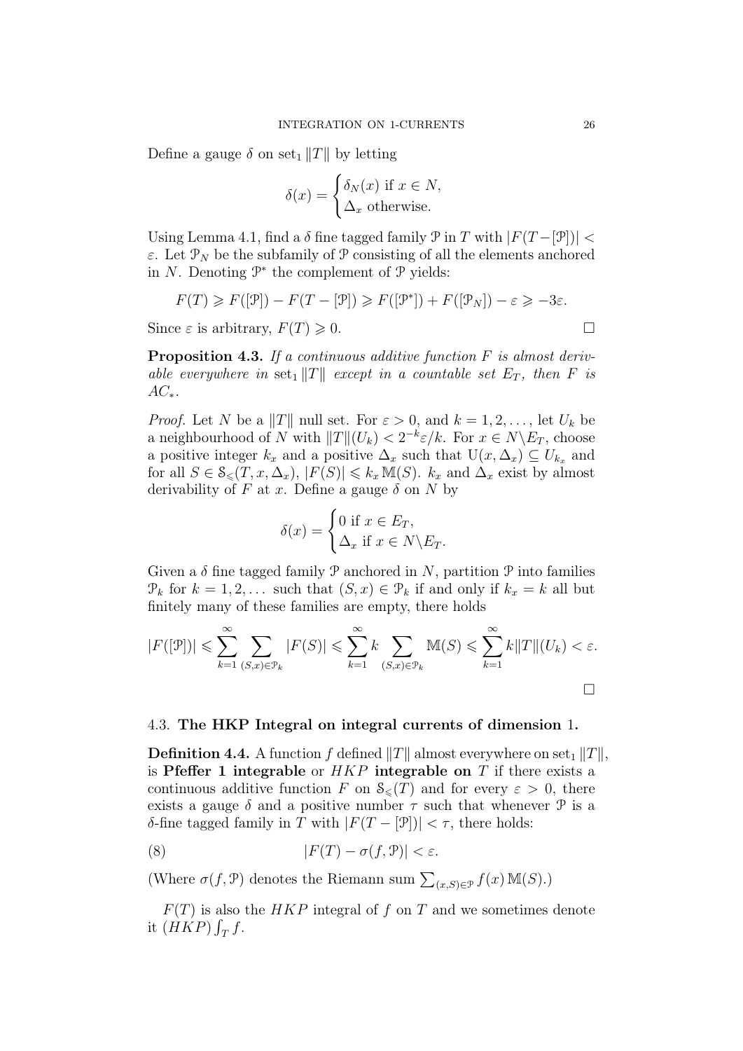Define a gauge $\delta$ on $\mathrm{set}_1 \|T\|$ by letting

$$\delta(x) = \begin{cases} \delta_N(x) \text{ if } x \in N, \\ \Delta_x \text{ otherwise.} \end{cases}$$

Using Lemma 4.1, find a $\delta$ fine tagged family $\mathcal{P}$ in $T$ with $|F(T - [\mathcal{P}])| < \varepsilon$. Let $\mathcal{P}_N$ be the subfamily of $\mathcal{P}$ consisting of all the elements anchored in $N$. Denoting $\mathcal{P}^*$ the complement of $\mathcal{P}$ yields:

$$F(T) \geqslant F([\mathcal{P}]) - F(T - [\mathcal{P}]) \geqslant F([\mathcal{P}^*]) + F([\mathcal{P}_N]) - \varepsilon \geqslant -3\varepsilon.$$

Since $\varepsilon$ is arbitrary, $F(T) \geqslant 0$. □

**Proposition 4.3.** *If a continuous additive function $F$ is almost derivable everywhere in $\mathrm{set}_1 \|T\|$ except in a countable set $E_T$, then $F$ is $AC_*$.*

*Proof.* Let $N$ be a $\|T\|$ null set. For $\varepsilon > 0$, and $k = 1, 2, \ldots$, let $U_k$ be a neighbourhood of $N$ with $\|T\|(U_k) < 2^{-k}\varepsilon/k$. For $x \in N \backslash E_T$, choose a positive integer $k_x$ and a positive $\Delta_x$ such that $\mathrm{U}(x, \Delta_x) \subseteq U_{k_x}$ and for all $S \in \mathcal{S}_{\leqslant}(T, x, \Delta_x)$, $|F(S)| \leqslant k_x \mathbb{M}(S)$. $k_x$ and $\Delta_x$ exist by almost derivability of $F$ at $x$. Define a gauge $\delta$ on $N$ by

$$\delta(x) = \begin{cases} 0 \text{ if } x \in E_T, \\ \Delta_x \text{ if } x \in N \backslash E_T. \end{cases}$$

Given a $\delta$ fine tagged family $\mathcal{P}$ anchored in $N$, partition $\mathcal{P}$ into families $\mathcal{P}_k$ for $k = 1, 2, \ldots$ such that $(S, x) \in \mathcal{P}_k$ if and only if $k_x = k$ all but finitely many of these families are empty, there holds

$$|F([\mathcal{P}])| \leqslant \sum_{k=1}^{\infty} \sum_{(S,x) \in \mathcal{P}_k} |F(S)| \leqslant \sum_{k=1}^{\infty} k \sum_{(S,x) \in \mathcal{P}_k} \mathbb{M}(S) \leqslant \sum_{k=1}^{\infty} k \|T\|(U_k) < \varepsilon.$$

□

### 4.3. **The HKP Integral on integral currents of dimension 1.**

**Definition 4.4.** A function $f$ defined $\|T\|$ almost everywhere on $\mathrm{set}_1 \|T\|$, is **Pfeffer 1 integrable** or **$HKP$ integrable on** $T$ if there exists a continuous additive function $F$ on $\mathcal{S}_{\leqslant}(T)$ and for every $\varepsilon > 0$, there exists a gauge $\delta$ and a positive number $\tau$ such that whenever $\mathcal{P}$ is a $\delta$-fine tagged family in $T$ with $|F(T - [\mathcal{P}])| < \tau$, there holds:

$$|F(T) - \sigma(f, \mathcal{P})| < \varepsilon. \tag{8}$$

(Where $\sigma(f, \mathcal{P})$ denotes the Riemann sum $\sum_{(x,S) \in \mathcal{P}} f(x) \mathbb{M}(S)$.)

$F(T)$ is also the $HKP$ integral of $f$ on $T$ and we sometimes denote it $(HKP) \int_T f$.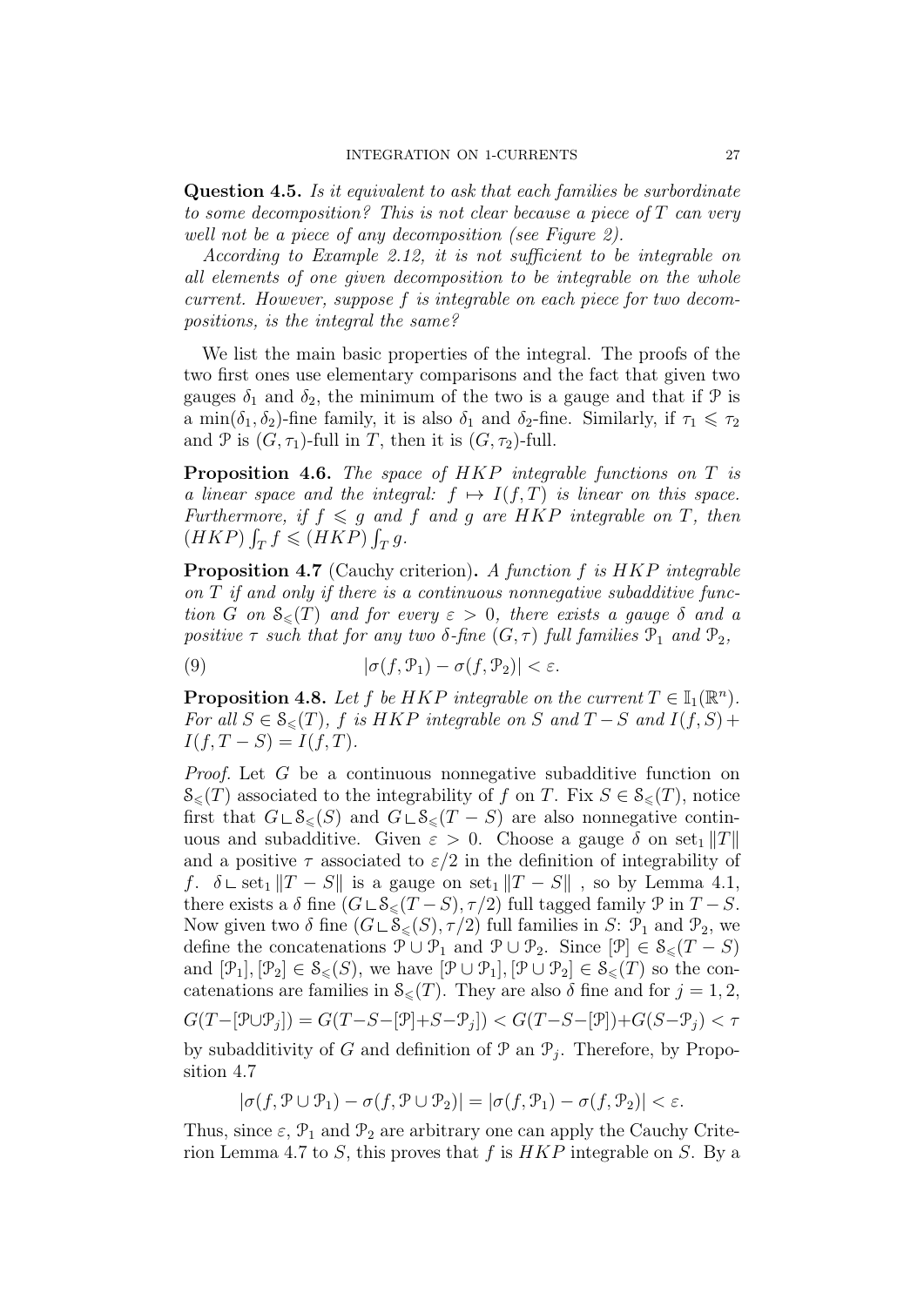**Question 4.5.** *Is it equivalent to ask that each families be surbordinate to some decomposition? This is not clear because a piece of $T$ can very well not be a piece of any decomposition (see Figure 2).*

*According to Example 2.12, it is not sufficient to be integrable on all elements of one given decomposition to be integrable on the whole current. However, suppose $f$ is integrable on each piece for two decompositions, is the integral the same?*

We list the main basic properties of the integral. The proofs of the two first ones use elementary comparisons and the fact that given two gauges $\delta_1$ and $\delta_2$, the minimum of the two is a gauge and that if $\mathcal{P}$ is a $\min(\delta_1, \delta_2)$-fine family, it is also $\delta_1$ and $\delta_2$-fine. Similarly, if $\tau_1 \leqslant \tau_2$ and $\mathcal{P}$ is $(G, \tau_1)$-full in $T$, then it is $(G, \tau_2)$-full.

**Proposition 4.6.** *The space of HKP integrable functions on $T$ is a linear space and the integral: $f \mapsto I(f, T)$ is linear on this space. Furthermore, if $f \leqslant g$ and $f$ and $g$ are HKP integrable on $T$, then $(HKP)\int_T f \leqslant (HKP)\int_T g$.*

**Proposition 4.7** (Cauchy criterion)**.** *A function $f$ is HKP integrable on $T$ if and only if there is a continuous nonnegative subadditive function $G$ on $\mathcal{S}_{\leqslant}(T)$ and for every $\varepsilon > 0$, there exists a gauge $\delta$ and a positive $\tau$ such that for any two $\delta$-fine $(G, \tau)$ full families $\mathcal{P}_1$ and $\mathcal{P}_2$,*

$$|\sigma(f, \mathcal{P}_1) - \sigma(f, \mathcal{P}_2)| < \varepsilon. \tag{9}$$

**Proposition 4.8.** *Let $f$ be HKP integrable on the current $T \in \mathbb{I}_1(\mathbb{R}^n)$. For all $S \in \mathcal{S}_{\leqslant}(T)$, $f$ is HKP integrable on $S$ and $T - S$ and $I(f, S) + I(f, T - S) = I(f, T)$.*

*Proof.* Let $G$ be a continuous nonnegative subadditive function on $\mathcal{S}_{\leqslant}(T)$ associated to the integrability of $f$ on $T$. Fix $S \in \mathcal{S}_{\leqslant}(T)$, notice first that $G \llcorner \mathcal{S}_{\leqslant}(S)$ and $G \llcorner \mathcal{S}_{\leqslant}(T - S)$ are also nonnegative continuous and subadditive. Given $\varepsilon > 0$. Choose a gauge $\delta$ on $\operatorname{set}_1 \|T\|$ and a positive $\tau$ associated to $\varepsilon/2$ in the definition of integrability of $f$. $\delta \llcorner \operatorname{set}_1 \|T - S\|$ is a gauge on $\operatorname{set}_1 \|T - S\|$ , so by Lemma 4.1, there exists a $\delta$ fine $(G \llcorner \mathcal{S}_{\leqslant}(T - S), \tau/2)$ full tagged family $\mathcal{P}$ in $T - S$. Now given two $\delta$ fine $(G \llcorner \mathcal{S}_{\leqslant}(S), \tau/2)$ full families in $S$: $\mathcal{P}_1$ and $\mathcal{P}_2$, we define the concatenations $\mathcal{P} \cup \mathcal{P}_1$ and $\mathcal{P} \cup \mathcal{P}_2$. Since $[\mathcal{P}] \in \mathcal{S}_{\leqslant}(T - S)$ and $[\mathcal{P}_1], [\mathcal{P}_2] \in \mathcal{S}_{\leqslant}(S)$, we have $[\mathcal{P} \cup \mathcal{P}_1], [\mathcal{P} \cup \mathcal{P}_2] \in \mathcal{S}_{\leqslant}(T)$ so the concatenations are families in $\mathcal{S}_{\leqslant}(T)$. They are also $\delta$ fine and for $j = 1, 2$,

$$G(T - [\mathcal{P} \cup \mathcal{P}_j]) = G(T - S - [\mathcal{P}] + S - \mathcal{P}_j) < G(T - S - [\mathcal{P}]) + G(S - \mathcal{P}_j) < \tau$$

by subadditivity of $G$ and definition of $\mathcal{P}$ an $\mathcal{P}_j$. Therefore, by Proposition 4.7

$$|\sigma(f, \mathcal{P} \cup \mathcal{P}_1) - \sigma(f, \mathcal{P} \cup \mathcal{P}_2)| = |\sigma(f, \mathcal{P}_1) - \sigma(f, \mathcal{P}_2)| < \varepsilon.$$

Thus, since $\varepsilon$, $\mathcal{P}_1$ and $\mathcal{P}_2$ are arbitrary one can apply the Cauchy Criterion Lemma 4.7 to $S$, this proves that $f$ is HKP integrable on $S$. By a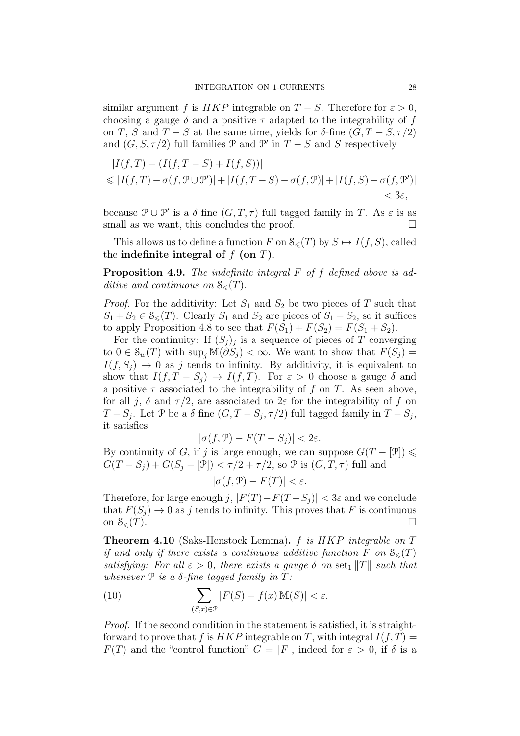similar argument $f$ is $HKP$ integrable on $T - S$. Therefore for $\varepsilon > 0$, choosing a gauge $\delta$ and a positive $\tau$ adapted to the integrability of $f$ on $T$, $S$ and $T - S$ at the same time, yields for $\delta$-fine $(G, T - S, \tau/2)$ and $(G, S, \tau/2)$ full families $\mathcal{P}$ and $\mathcal{P}'$ in $T - S$ and $S$ respectively

$$
\begin{aligned}
&|I(f,T) - (I(f,T-S) + I(f,S))| \\
&\leqslant |I(f,T) - \sigma(f, \mathcal{P} \cup \mathcal{P}')| + |I(f,T-S) - \sigma(f,\mathcal{P})| + |I(f,S) - \sigma(f,\mathcal{P}')| \\
&\qquad < 3\varepsilon,
\end{aligned}
$$

because $\mathcal{P} \cup \mathcal{P}'$ is a $\delta$ fine $(G, T, \tau)$ full tagged family in $T$. As $\varepsilon$ is as small as we want, this concludes the proof. $\square$

This allows us to define a function $F$ on $\mathcal{S}_{\leqslant}(T)$ by $S \mapsto I(f, S)$, called the **indefinite integral of $f$ (on $T$)**.

**Proposition 4.9.** *The indefinite integral $F$ of $f$ defined above is additive and continuous on $\mathcal{S}_{\leqslant}(T)$.*

*Proof.* For the additivity: Let $S_1$ and $S_2$ be two pieces of $T$ such that $S_1 + S_2 \in \mathcal{S}_{\leqslant}(T)$. Clearly $S_1$ and $S_2$ are pieces of $S_1 + S_2$, so it suffices to apply Proposition 4.8 to see that $F(S_1) + F(S_2) = F(S_1 + S_2)$.

For the continuity: If $(S_j)_j$ is a sequence of pieces of $T$ converging to $0 \in \mathcal{S}_w(T)$ with $\sup_j \mathbb{M}(\partial S_j) < \infty$. We want to show that $F(S_j) = I(f, S_j) \to 0$ as $j$ tends to infinity. By additivity, it is equivalent to show that $I(f, T - S_j) \to I(f, T)$. For $\varepsilon > 0$ choose a gauge $\delta$ and a positive $\tau$ associated to the integrability of $f$ on $T$. As seen above, for all $j$, $\delta$ and $\tau/2$, are associated to $2\varepsilon$ for the integrability of $f$ on $T - S_j$. Let $\mathcal{P}$ be a $\delta$ fine $(G, T - S_j, \tau/2)$ full tagged family in $T - S_j$, it satisfies

$$|\sigma(f, \mathcal{P}) - F(T - S_j)| < 2\varepsilon.$$

By continuity of $G$, if $j$ is large enough, we can suppose $G(T - [\mathcal{P}]) \leqslant G(T - S_j) + G(S_j - [\mathcal{P}]) < \tau/2 + \tau/2$, so $\mathcal{P}$ is $(G, T, \tau)$ full and

$$|\sigma(f, \mathcal{P}) - F(T)| < \varepsilon.$$

Therefore, for large enough $j$, $|F(T) - F(T - S_j)| < 3\varepsilon$ and we conclude that $F(S_j) \to 0$ as $j$ tends to infinity. This proves that $F$ is continuous on $\mathcal{S}_{\leqslant}(T)$. $\square$

**Theorem 4.10** (Saks-Henstock Lemma)**.** *$f$ is $HKP$ integrable on $T$ if and only if there exists a continuous additive function $F$ on $\mathcal{S}_{\leqslant}(T)$ satisfying: For all $\varepsilon > 0$, there exists a gauge $\delta$ on $\operatorname{set}_1 \|T\|$ such that whenever $\mathcal{P}$ is a $\delta$-fine tagged family in $T$:*

$$\sum_{(S,x) \in \mathcal{P}} |F(S) - f(x)\,\mathbb{M}(S)| < \varepsilon. \tag{10}$$

*Proof.* If the second condition in the statement is satisfied, it is straightforward to prove that $f$ is $HKP$ integrable on $T$, with integral $I(f,T) = F(T)$ and the "control function" $G = |F|$, indeed for $\varepsilon > 0$, if $\delta$ is a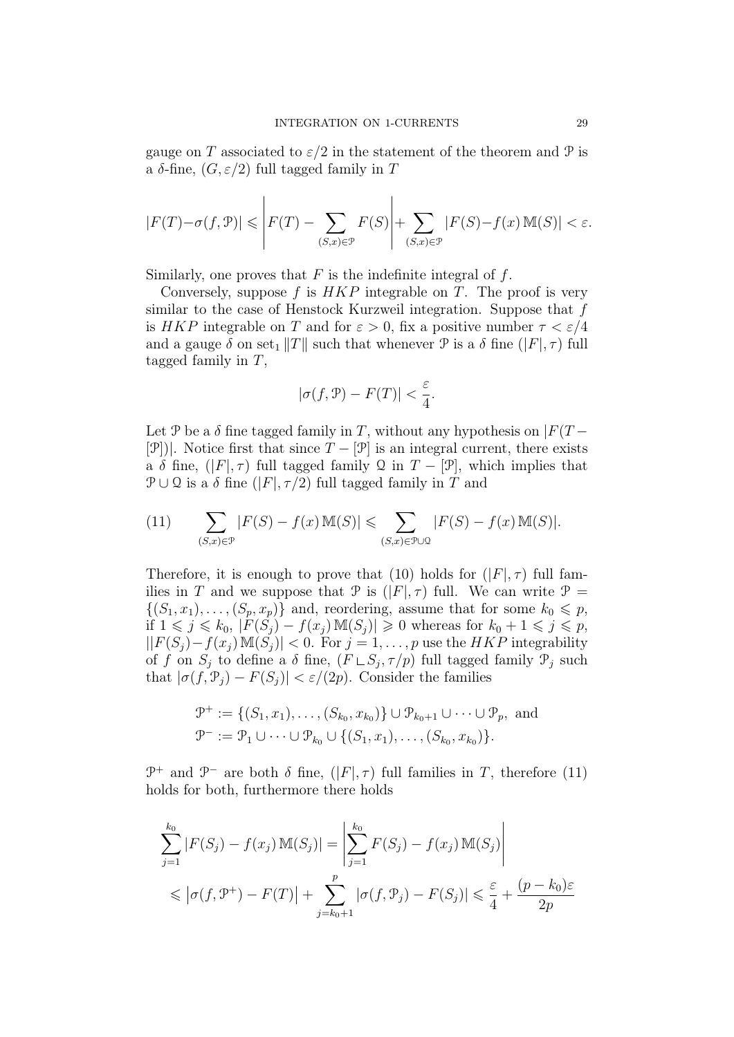gauge on $T$ associated to $\varepsilon/2$ in the statement of the theorem and $\mathcal{P}$ is a $\delta$-fine, $(G, \varepsilon/2)$ full tagged family in $T$

$$|F(T) - \sigma(f, \mathcal{P})| \leqslant \left| F(T) - \sum_{(S,x)\in\mathcal{P}} F(S) \right| + \sum_{(S,x)\in\mathcal{P}} |F(S) - f(x)\,\mathbb{M}(S)| < \varepsilon.$$

Similarly, one proves that $F$ is the indefinite integral of $f$.

Conversely, suppose $f$ is $HKP$ integrable on $T$. The proof is very similar to the case of Henstock Kurzweil integration. Suppose that $f$ is $HKP$ integrable on $T$ and for $\varepsilon > 0$, fix a positive number $\tau < \varepsilon/4$ and a gauge $\delta$ on $\mathrm{set}_1 \|T\|$ such that whenever $\mathcal{P}$ is a $\delta$ fine $(|F|, \tau)$ full tagged family in $T$,

$$|\sigma(f, \mathcal{P}) - F(T)| < \frac{\varepsilon}{4}.$$

Let $\mathcal{P}$ be a $\delta$ fine tagged family in $T$, without any hypothesis on $|F(T - [\mathcal{P}])|$. Notice first that since $T - [\mathcal{P}]$ is an integral current, there exists a $\delta$ fine, $(|F|, \tau)$ full tagged family $\mathcal{Q}$ in $T - [\mathcal{P}]$, which implies that $\mathcal{P} \cup \mathcal{Q}$ is a $\delta$ fine $(|F|, \tau/2)$ full tagged family in $T$ and

$$\sum_{(S,x)\in\mathcal{P}} |F(S) - f(x)\,\mathbb{M}(S)| \leqslant \sum_{(S,x)\in\mathcal{P}\cup\mathcal{Q}} |F(S) - f(x)\,\mathbb{M}(S)|. \tag{11}$$

Therefore, it is enough to prove that (10) holds for $(|F|, \tau)$ full families in $T$ and we suppose that $\mathcal{P}$ is $(|F|, \tau)$ full. We can write $\mathcal{P} = \{(S_1, x_1), \ldots, (S_p, x_p)\}$ and, reordering, assume that for some $k_0 \leqslant p$, if $1 \leqslant j \leqslant k_0$, $|F(S_j) - f(x_j)\,\mathbb{M}(S_j)| \geqslant 0$ whereas for $k_0 + 1 \leqslant j \leqslant p$, $||F(S_j) - f(x_j)\,\mathbb{M}(S_j)| < 0$. For $j = 1, \ldots, p$ use the $HKP$ integrability of $f$ on $S_j$ to define a $\delta$ fine, $(F \llcorner S_j, \tau/p)$ full tagged family $\mathcal{P}_j$ such that $|\sigma(f, \mathcal{P}_j) - F(S_j)| < \varepsilon/(2p)$. Consider the families

$$\mathcal{P}^+ := \{(S_1, x_1), \ldots, (S_{k_0}, x_{k_0})\} \cup \mathcal{P}_{k_0+1} \cup \cdots \cup \mathcal{P}_p, \text{ and}$$
$$\mathcal{P}^- := \mathcal{P}_1 \cup \cdots \cup \mathcal{P}_{k_0} \cup \{(S_1, x_1), \ldots, (S_{k_0}, x_{k_0})\}.$$

$\mathcal{P}^+$ and $\mathcal{P}^-$ are both $\delta$ fine, $(|F|, \tau)$ full families in $T$, therefore (11) holds for both, furthermore there holds

$$\begin{aligned}
\sum_{j=1}^{k_0} |F(S_j) - f(x_j)\,\mathbb{M}(S_j)| &= \left| \sum_{j=1}^{k_0} F(S_j) - f(x_j)\,\mathbb{M}(S_j) \right| \\
&\leqslant \left| \sigma(f, \mathcal{P}^+) - F(T) \right| + \sum_{j=k_0+1}^{p} |\sigma(f, \mathcal{P}_j) - F(S_j)| \leqslant \frac{\varepsilon}{4} + \frac{(p - k_0)\varepsilon}{2p}
\end{aligned}$$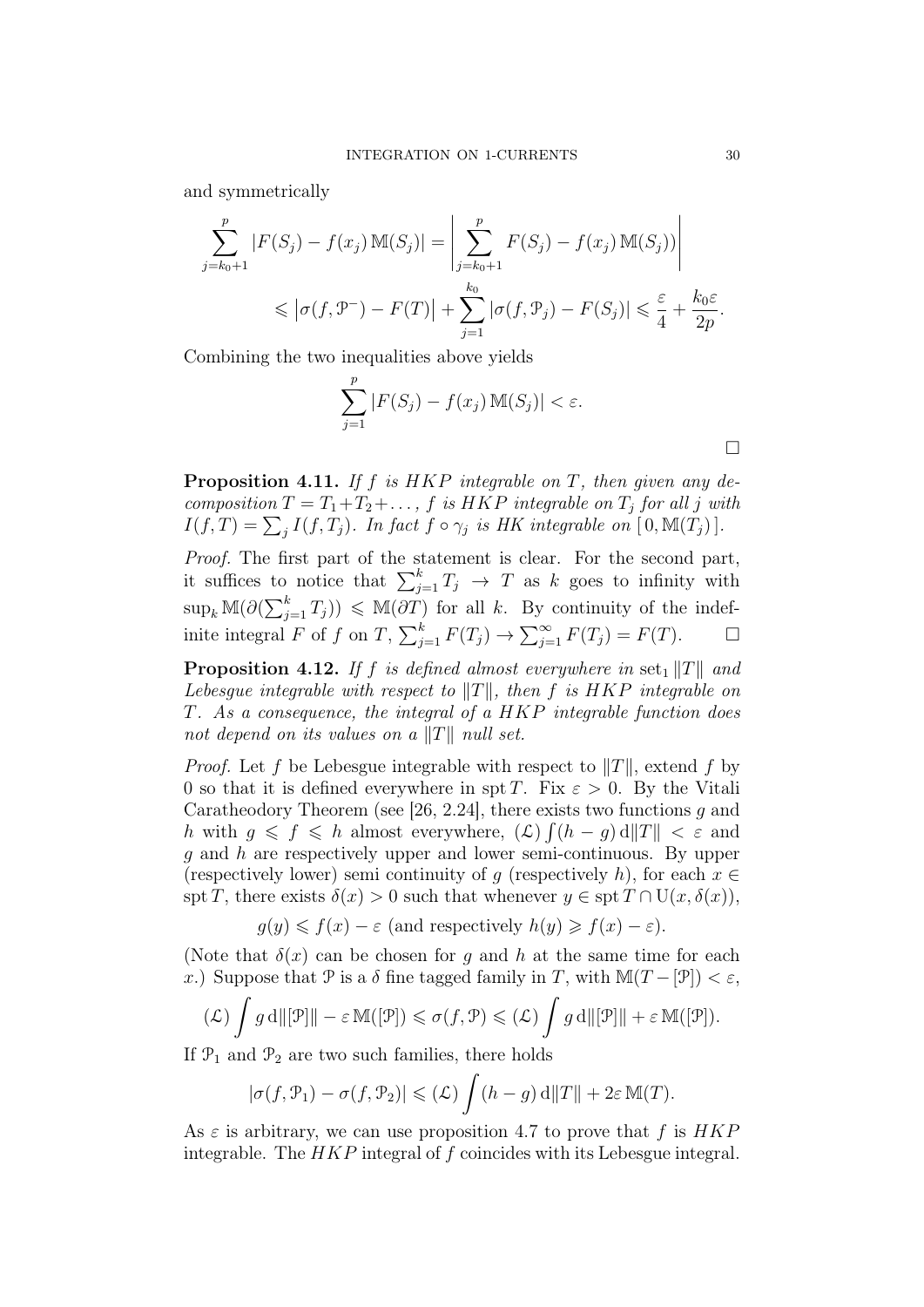and symmetrically

$$\sum_{j=k_0+1}^{p} |F(S_j) - f(x_j)\,\mathbb{M}(S_j)| = \left| \sum_{j=k_0+1}^{p} F(S_j) - f(x_j)\,\mathbb{M}(S_j)) \right|$$

$$\leqslant \left|\sigma(f, \mathcal{P}^-) - F(T)\right| + \sum_{j=1}^{k_0} |\sigma(f, \mathcal{P}_j) - F(S_j)| \leqslant \frac{\varepsilon}{4} + \frac{k_0 \varepsilon}{2p}.$$

Combining the two inequalities above yields

$$\sum_{j=1}^{p} |F(S_j) - f(x_j)\,\mathbb{M}(S_j)| < \varepsilon.$$

□

**Proposition 4.11.** *If $f$ is HKP integrable on $T$, then given any decomposition $T = T_1 + T_2 + \dots$, $f$ is HKP integrable on $T_j$ for all $j$ with $I(f, T) = \sum_j I(f, T_j)$. In fact $f \circ \gamma_j$ is HK integrable on $[\,0, \mathbb{M}(T_j)\,]$.*

*Proof.* The first part of the statement is clear. For the second part, it suffices to notice that $\sum_{j=1}^{k} T_j \to T$ as $k$ goes to infinity with $\sup_k \mathbb{M}(\partial(\sum_{j=1}^{k} T_j)) \leqslant \mathbb{M}(\partial T)$ for all $k$. By continuity of the indefinite integral $F$ of $f$ on $T$, $\sum_{j=1}^{k} F(T_j) \to \sum_{j=1}^{\infty} F(T_j) = F(T)$. □

**Proposition 4.12.** *If $f$ is defined almost everywhere in $\operatorname{set}_1 \|T\|$ and Lebesgue integrable with respect to $\|T\|$, then $f$ is HKP integrable on $T$. As a consequence, the integral of a HKP integrable function does not depend on its values on a $\|T\|$ null set.*

*Proof.* Let $f$ be Lebesgue integrable with respect to $\|T\|$, extend $f$ by 0 so that it is defined everywhere in $\operatorname{spt} T$. Fix $\varepsilon > 0$. By the Vitali Caratheodory Theorem (see [26, 2.24], there exists two functions $g$ and $h$ with $g \leqslant f \leqslant h$ almost everywhere, $(\mathcal{L}) \int (h - g)\,\mathrm{d}\|T\| < \varepsilon$ and $g$ and $h$ are respectively upper and lower semi-continuous. By upper (respectively lower) semi continuity of $g$ (respectively $h$), for each $x \in \operatorname{spt} T$, there exists $\delta(x) > 0$ such that whenever $y \in \operatorname{spt} T \cap \mathrm{U}(x, \delta(x))$,

$$g(y) \leqslant f(x) - \varepsilon \text{ (and respectively } h(y) \geqslant f(x) - \varepsilon).$$

(Note that $\delta(x)$ can be chosen for $g$ and $h$ at the same time for each $x$.) Suppose that $\mathcal{P}$ is a $\delta$ fine tagged family in $T$, with $\mathbb{M}(T - [\mathcal{P}]) < \varepsilon$,

$$(\mathcal{L}) \int g \,\mathrm{d}\|[\mathcal{P}]\| - \varepsilon\,\mathbb{M}([\mathcal{P}]) \leqslant \sigma(f, \mathcal{P}) \leqslant (\mathcal{L}) \int g \,\mathrm{d}\|[\mathcal{P}]\| + \varepsilon\,\mathbb{M}([\mathcal{P}]).$$

If $\mathcal{P}_1$ and $\mathcal{P}_2$ are two such families, there holds

$$|\sigma(f, \mathcal{P}_1) - \sigma(f, \mathcal{P}_2)| \leqslant (\mathcal{L}) \int (h - g)\,\mathrm{d}\|T\| + 2\varepsilon\,\mathbb{M}(T).$$

As $\varepsilon$ is arbitrary, we can use proposition 4.7 to prove that $f$ is HKP integrable. The HKP integral of $f$ coincides with its Lebesgue integral.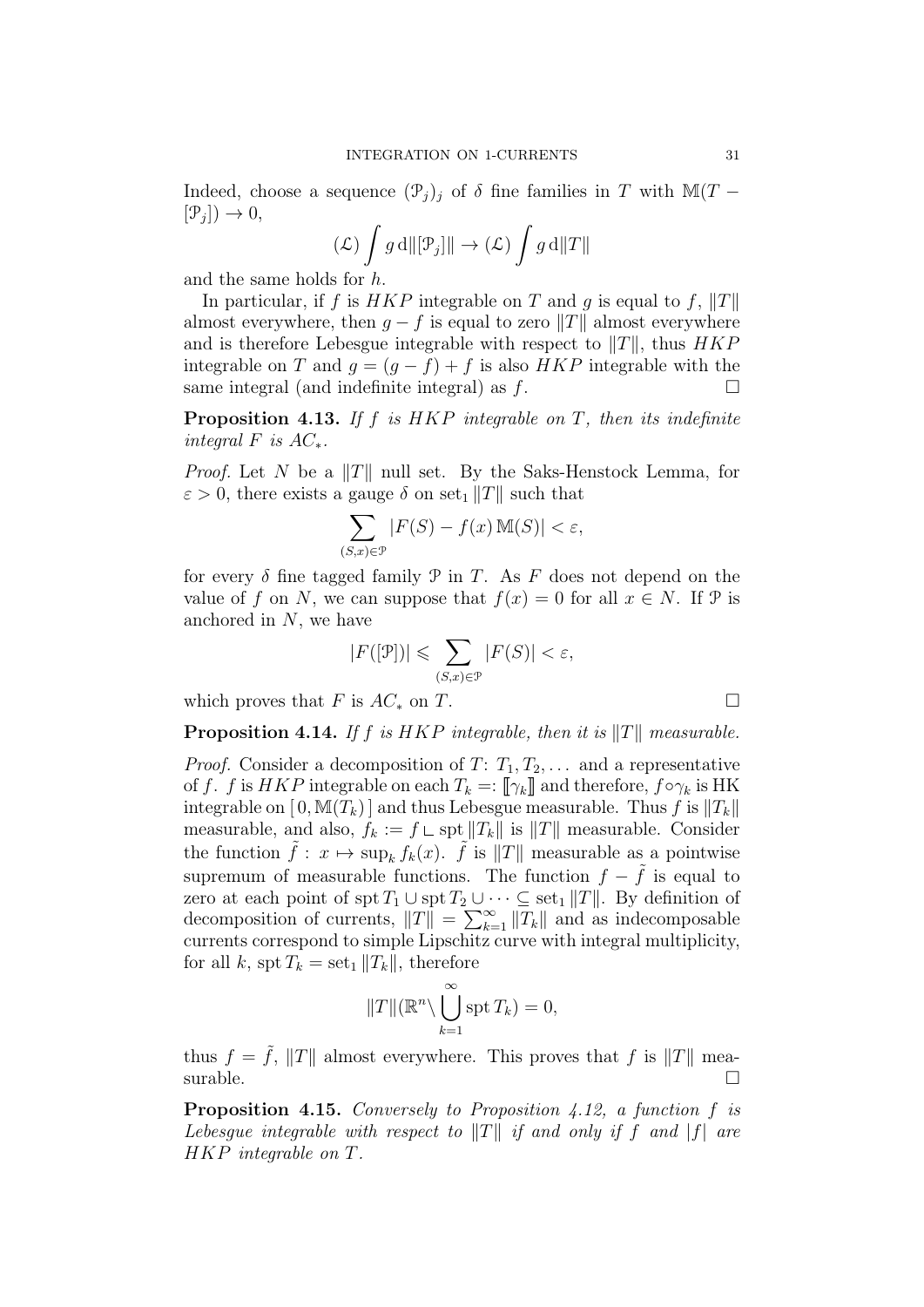Indeed, choose a sequence $(\mathcal{P}_j)_j$ of $\delta$ fine families in $T$ with $\mathbb{M}(T - [\mathcal{P}_j]) \to 0$,

$$(\mathcal{L}) \int g \, \mathrm{d}\|[\mathcal{P}_j]\| \to (\mathcal{L}) \int g \, \mathrm{d}\|T\|$$

and the same holds for $h$.

In particular, if $f$ is $HKP$ integrable on $T$ and $g$ is equal to $f$, $\|T\|$ almost everywhere, then $g - f$ is equal to zero $\|T\|$ almost everywhere and is therefore Lebesgue integrable with respect to $\|T\|$, thus $HKP$ integrable on $T$ and $g = (g - f) + f$ is also $HKP$ integrable with the same integral (and indefinite integral) as $f$. $\square$

**Proposition 4.13.** *If $f$ is $HKP$ integrable on $T$, then its indefinite integral $F$ is $AC_*$.*

*Proof.* Let $N$ be a $\|T\|$ null set. By the Saks-Henstock Lemma, for $\varepsilon > 0$, there exists a gauge $\delta$ on $\operatorname{set}_1 \|T\|$ such that

$$\sum_{(S,x) \in \mathcal{P}} |F(S) - f(x) \, \mathbb{M}(S)| < \varepsilon,$$

for every $\delta$ fine tagged family $\mathcal{P}$ in $T$. As $F$ does not depend on the value of $f$ on $N$, we can suppose that $f(x) = 0$ for all $x \in N$. If $\mathcal{P}$ is anchored in $N$, we have

$$|F([\mathcal{P}])| \leqslant \sum_{(S,x) \in \mathcal{P}} |F(S)| < \varepsilon,$$

which proves that $F$ is $AC_*$ on $T$. $\square$

**Proposition 4.14.** *If $f$ is $HKP$ integrable, then it is $\|T\|$ measurable.*

*Proof.* Consider a decomposition of $T$: $T_1, T_2, \dots$ and a representative of $f$. $f$ is $HKP$ integrable on each $T_k =: [\![\gamma_k]\!]$ and therefore, $f \circ \gamma_k$ is HK integrable on $[\, 0, \mathbb{M}(T_k) \,]$ and thus Lebesgue measurable. Thus $f$ is $\|T_k\|$ measurable, and also, $f_k := f \llcorner \operatorname{spt} \|T_k\|$ is $\|T\|$ measurable. Consider the function $\tilde{f} : x \mapsto \sup_k f_k(x)$. $\tilde{f}$ is $\|T\|$ measurable as a pointwise supremum of measurable functions. The function $f - \tilde{f}$ is equal to zero at each point of $\operatorname{spt} T_1 \cup \operatorname{spt} T_2 \cup \dots \subseteq \operatorname{set}_1 \|T\|$. By definition of decomposition of currents, $\|T\| = \sum_{k=1}^{\infty} \|T_k\|$ and as indecomposable currents correspond to simple Lipschitz curve with integral multiplicity, for all $k$, $\operatorname{spt} T_k = \operatorname{set}_1 \|T_k\|$, therefore

$$\|T\|(\mathbb{R}^n \setminus \bigcup_{k=1}^{\infty} \operatorname{spt} T_k) = 0,$$

thus $f = \tilde{f}$, $\|T\|$ almost everywhere. This proves that $f$ is $\|T\|$ measurable. $\square$

**Proposition 4.15.** *Conversely to Proposition 4.12, a function $f$ is Lebesgue integrable with respect to $\|T\|$ if and only if $f$ and $|f|$ are $HKP$ integrable on $T$.*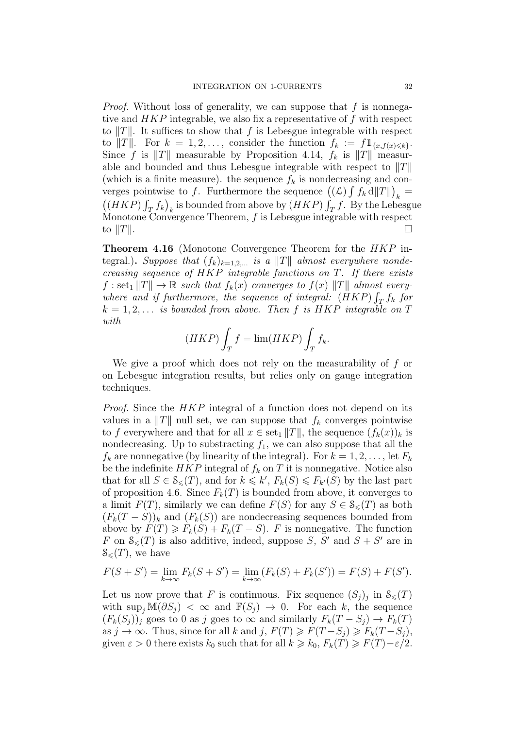*Proof.* Without loss of generality, we can suppose that $f$ is nonnegative and $HKP$ integrable, we also fix a representative of $f$ with respect to $\|T\|$. It suffices to show that $f$ is Lebesgue integrable with respect to $\|T\|$. For $k = 1, 2, \ldots$, consider the function $f_k := f\mathbb{1}_{\{x, f(x) \leqslant k\}}$. Since $f$ is $\|T\|$ measurable by Proposition 4.14, $f_k$ is $\|T\|$ measurable and bounded and thus Lebesgue integrable with respect to $\|T\|$ (which is a finite measure). the sequence $f_k$ is nondecreasing and converges pointwise to $f$. Furthermore the sequence $\left((\mathcal{L}) \int f_k \, \mathrm{d}\|T\|\right)_k = \left((HKP) \int_T f_k\right)_k$ is bounded from above by $(HKP) \int_T f$. By the Lebesgue Monotone Convergence Theorem, $f$ is Lebesgue integrable with respect to $\|T\|$. □

**Theorem 4.16** (Monotone Convergence Theorem for the $HKP$ integral.)**.** *Suppose that $(f_k)_{k=1,2,\ldots}$ is a $\|T\|$ almost everywhere nondecreasing sequence of $HKP$ integrable functions on $T$. If there exists $f : \operatorname{set}_1 \|T\| \to \mathbb{R}$ such that $f_k(x)$ converges to $f(x)$ $\|T\|$ almost everywhere and if furthermore, the sequence of integral: $(HKP) \int_T f_k$ for $k = 1, 2, \ldots$ is bounded from above. Then $f$ is $HKP$ integrable on $T$ with*

$$(HKP) \int_T f = \lim (HKP) \int_T f_k.$$

We give a proof which does not rely on the measurability of $f$ or on Lebesgue integration results, but relies only on gauge integration techniques.

*Proof.* Since the $HKP$ integral of a function does not depend on its values in a $\|T\|$ null set, we can suppose that $f_k$ converges pointwise to $f$ everywhere and that for all $x \in \operatorname{set}_1 \|T\|$, the sequence $(f_k(x))_k$ is nondecreasing. Up to substracting $f_1$, we can also suppose that all the $f_k$ are nonnegative (by linearity of the integral). For $k = 1, 2, \ldots$, let $F_k$ be the indefinite $HKP$ integral of $f_k$ on $T$ it is nonnegative. Notice also that for all $S \in \mathcal{S}_{\leqslant}(T)$, and for $k \leqslant k'$, $F_k(S) \leqslant F_{k'}(S)$ by the last part of proposition 4.6. Since $F_k(T)$ is bounded from above, it converges to a limit $F(T)$, similarly we can define $F(S)$ for any $S \in \mathcal{S}_{\leqslant}(T)$ as both $(F_k(T - S))_k$ and $(F_k(S))$ are nondecreasing sequences bounded from above by $F(T) \geqslant F_k(S) + F_k(T - S)$. $F$ is nonnegative. The function $F$ on $\mathcal{S}_{\leqslant}(T)$ is also additive, indeed, suppose $S$, $S'$ and $S + S'$ are in $\mathcal{S}_{\leqslant}(T)$, we have

$$F(S + S') = \lim_{k \to \infty} F_k(S + S') = \lim_{k \to \infty} (F_k(S) + F_k(S')) = F(S) + F(S').$$

Let us now prove that $F$ is continuous. Fix sequence $(S_j)_j$ in $\mathcal{S}_{\leqslant}(T)$ with $\sup_j \mathbb{M}(\partial S_j) < \infty$ and $\mathbb{F}(S_j) \to 0$. For each $k$, the sequence $(F_k(S_j))_j$ goes to 0 as $j$ goes to $\infty$ and similarly $F_k(T - S_j) \to F_k(T)$ as $j \to \infty$. Thus, since for all $k$ and $j$, $F(T) \geqslant F(T - S_j) \geqslant F_k(T - S_j)$, given $\varepsilon > 0$ there exists $k_0$ such that for all $k \geqslant k_0$, $F_k(T) \geqslant F(T) - \varepsilon/2$.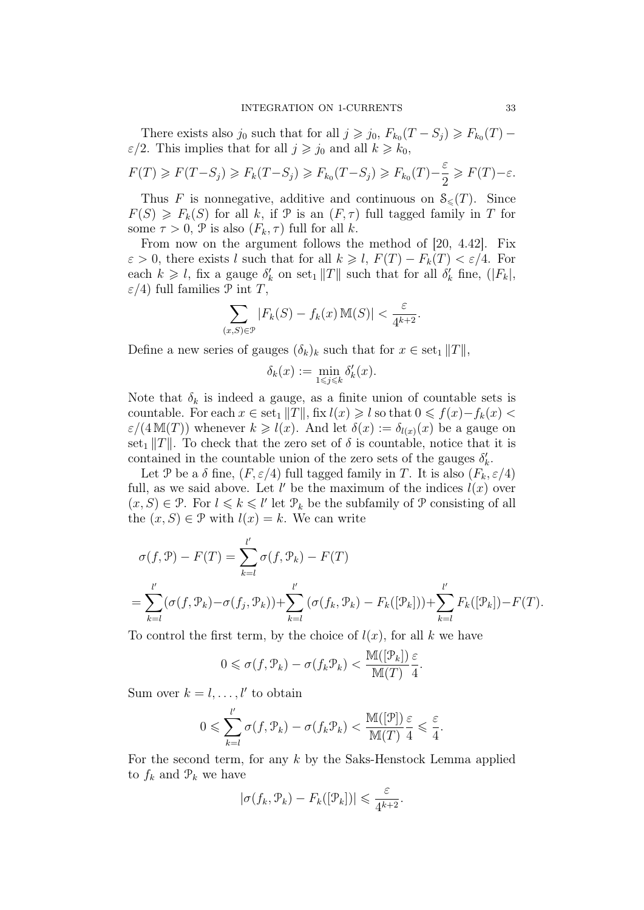There exists also $j_0$ such that for all $j \geqslant j_0$, $F_{k_0}(T - S_j) \geqslant F_{k_0}(T) - \varepsilon/2$. This implies that for all $j \geqslant j_0$ and all $k \geqslant k_0$,

$$F(T) \geqslant F(T-S_j) \geqslant F_k(T-S_j) \geqslant F_{k_0}(T-S_j) \geqslant F_{k_0}(T) - \frac{\varepsilon}{2} \geqslant F(T) - \varepsilon.$$

Thus $F$ is nonnegative, additive and continuous on $\mathcal{S}_\leqslant(T)$. Since $F(S) \geqslant F_k(S)$ for all $k$, if $\mathcal{P}$ is an $(F, \tau)$ full tagged family in $T$ for some $\tau > 0$, $\mathcal{P}$ is also $(F_k, \tau)$ full for all $k$.

From now on the argument follows the method of [20, 4.42]. Fix $\varepsilon > 0$, there exists $l$ such that for all $k \geqslant l$, $F(T) - F_k(T) < \varepsilon/4$. For each $k \geqslant l$, fix a gauge $\delta'_k$ on $\operatorname{set}_1 \|T\|$ such that for all $\delta'_k$ fine, $(|F_k|, \varepsilon/4)$ full families $\mathcal{P}$ int $T$,

$$\sum_{(x,S)\in\mathcal{P}} |F_k(S) - f_k(x)\,\mathbb{M}(S)| < \frac{\varepsilon}{4^{k+2}}.$$

Define a new series of gauges $(\delta_k)_k$ such that for $x \in \operatorname{set}_1 \|T\|$,

$$\delta_k(x) := \min_{1 \leqslant j \leqslant k} \delta'_k(x).$$

Note that $\delta_k$ is indeed a gauge, as a finite union of countable sets is countable. For each $x \in \operatorname{set}_1 \|T\|$, fix $l(x) \geqslant l$ so that $0 \leqslant f(x) - f_k(x) < \varepsilon/(4\,\mathbb{M}(T))$ whenever $k \geqslant l(x)$. And let $\delta(x) := \delta_{l(x)}(x)$ be a gauge on $\operatorname{set}_1 \|T\|$. To check that the zero set of $\delta$ is countable, notice that it is contained in the countable union of the zero sets of the gauges $\delta'_k$.

Let $\mathcal{P}$ be a $\delta$ fine, $(F, \varepsilon/4)$ full tagged family in $T$. It is also $(F_k, \varepsilon/4)$ full, as we said above. Let $l'$ be the maximum of the indices $l(x)$ over $(x, S) \in \mathcal{P}$. For $l \leqslant k \leqslant l'$ let $\mathcal{P}_k$ be the subfamily of $\mathcal{P}$ consisting of all the $(x, S) \in \mathcal{P}$ with $l(x) = k$. We can write

$$\sigma(f, \mathcal{P}) - F(T) = \sum_{k=l}^{l'} \sigma(f, \mathcal{P}_k) - F(T)$$

$$= \sum_{k=l}^{l'} (\sigma(f, \mathcal{P}_k) - \sigma(f_j, \mathcal{P}_k)) + \sum_{k=l}^{l'} (\sigma(f_k, \mathcal{P}_k) - F_k([\mathcal{P}_k])) + \sum_{k=l}^{l'} F_k([\mathcal{P}_k]) - F(T).$$

To control the first term, by the choice of $l(x)$, for all $k$ we have

$$0 \leqslant \sigma(f, \mathcal{P}_k) - \sigma(f_k \mathcal{P}_k) < \frac{\mathbb{M}([\mathcal{P}_k])}{\mathbb{M}(T)} \frac{\varepsilon}{4}.$$

Sum over $k = l, \ldots, l'$ to obtain

$$0 \leqslant \sum_{k=l}^{l'} \sigma(f, \mathcal{P}_k) - \sigma(f_k \mathcal{P}_k) < \frac{\mathbb{M}([\mathcal{P}])}{\mathbb{M}(T)} \frac{\varepsilon}{4} \leqslant \frac{\varepsilon}{4}.$$

For the second term, for any $k$ by the Saks-Henstock Lemma applied to $f_k$ and $\mathcal{P}_k$ we have

$$|\sigma(f_k, \mathcal{P}_k) - F_k([\mathcal{P}_k])| \leqslant \frac{\varepsilon}{4^{k+2}}.$$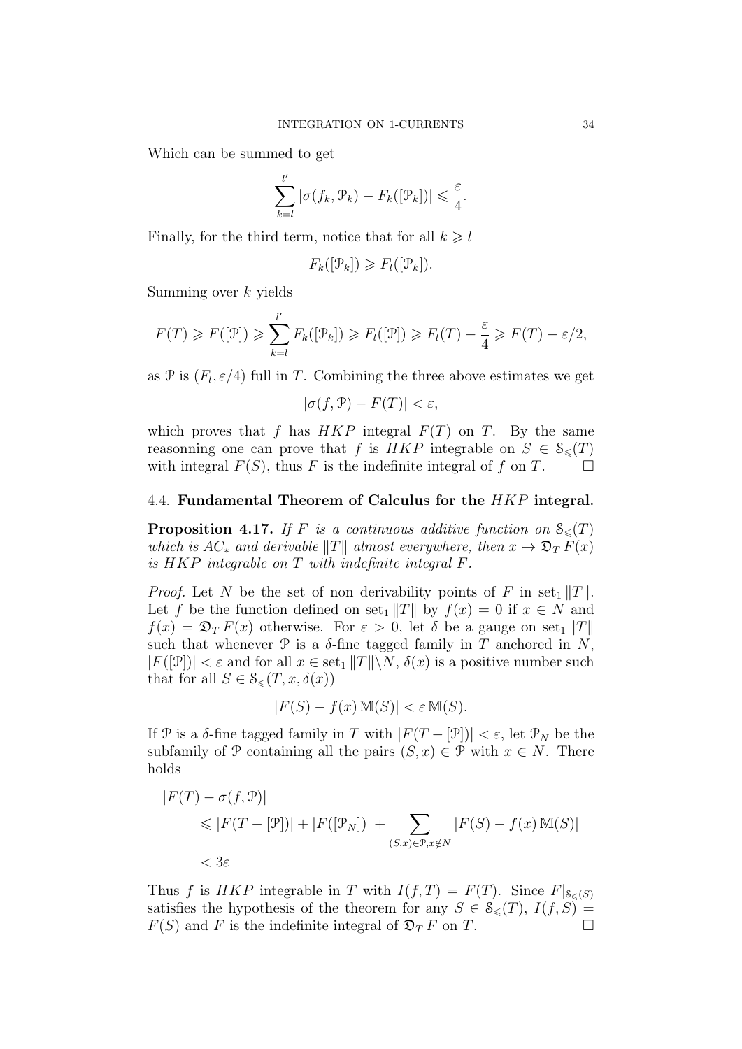Which can be summed to get

$$\sum_{k=l}^{l'} |\sigma(f_k, \mathcal{P}_k) - F_k([\mathcal{P}_k])| \leqslant \frac{\varepsilon}{4}.$$

Finally, for the third term, notice that for all $k \geqslant l$

$$F_k([\mathcal{P}_k]) \geqslant F_l([\mathcal{P}_k]).$$

Summing over $k$ yields

$$F(T) \geqslant F([\mathcal{P}]) \geqslant \sum_{k=l}^{l'} F_k([\mathcal{P}_k]) \geqslant F_l([\mathcal{P}]) \geqslant F_l(T) - \frac{\varepsilon}{4} \geqslant F(T) - \varepsilon/2,$$

as $\mathcal{P}$ is $(F_l, \varepsilon/4)$ full in $T$. Combining the three above estimates we get

$$|\sigma(f, \mathcal{P}) - F(T)| < \varepsilon,$$

which proves that $f$ has $HKP$ integral $F(T)$ on $T$. By the same reasonning one can prove that $f$ is $HKP$ integrable on $S \in \mathcal{S}_\leqslant(T)$ with integral $F(S)$, thus $F$ is the indefinite integral of $f$ on $T$. $\square$

### 4.4. Fundamental Theorem of Calculus for the $HKP$ integral.

**Proposition 4.17.** *If $F$ is a continuous additive function on $\mathcal{S}_\leqslant(T)$ which is $AC_*$ and derivable $\|T\|$ almost everywhere, then $x \mapsto \mathfrak{D}_T F(x)$ is $HKP$ integrable on $T$ with indefinite integral $F$.*

*Proof.* Let $N$ be the set of non derivability points of $F$ in $\text{set}_1 \|T\|$. Let $f$ be the function defined on $\text{set}_1 \|T\|$ by $f(x) = 0$ if $x \in N$ and $f(x) = \mathfrak{D}_T F(x)$ otherwise. For $\varepsilon > 0$, let $\delta$ be a gauge on $\text{set}_1 \|T\|$ such that whenever $\mathcal{P}$ is a $\delta$-fine tagged family in $T$ anchored in $N$, $|F([\mathcal{P}])| < \varepsilon$ and for all $x \in \text{set}_1 \|T\| \backslash N$, $\delta(x)$ is a positive number such that for all $S \in \mathcal{S}_\leqslant(T, x, \delta(x))$

$$|F(S) - f(x)\, \mathbb{M}(S)| < \varepsilon\, \mathbb{M}(S).$$

If $\mathcal{P}$ is a $\delta$-fine tagged family in $T$ with $|F(T - [\mathcal{P}])| < \varepsilon$, let $\mathcal{P}_N$ be the subfamily of $\mathcal{P}$ containing all the pairs $(S, x) \in \mathcal{P}$ with $x \in N$. There holds

$$\begin{aligned}
&|F(T) - \sigma(f, \mathcal{P})| \\
&\qquad \leqslant |F(T - [\mathcal{P}])| + |F([\mathcal{P}_N])| + \sum_{(S,x) \in \mathcal{P}, x \notin N} |F(S) - f(x)\, \mathbb{M}(S)| \\
&\qquad < 3\varepsilon
\end{aligned}$$

Thus $f$ is $HKP$ integrable in $T$ with $I(f, T) = F(T)$. Since $F|_{\mathcal{S}_\leqslant(S)}$ satisfies the hypothesis of the theorem for any $S \in \mathcal{S}_\leqslant(T)$, $I(f, S) = F(S)$ and $F$ is the indefinite integral of $\mathfrak{D}_T F$ on $T$. $\square$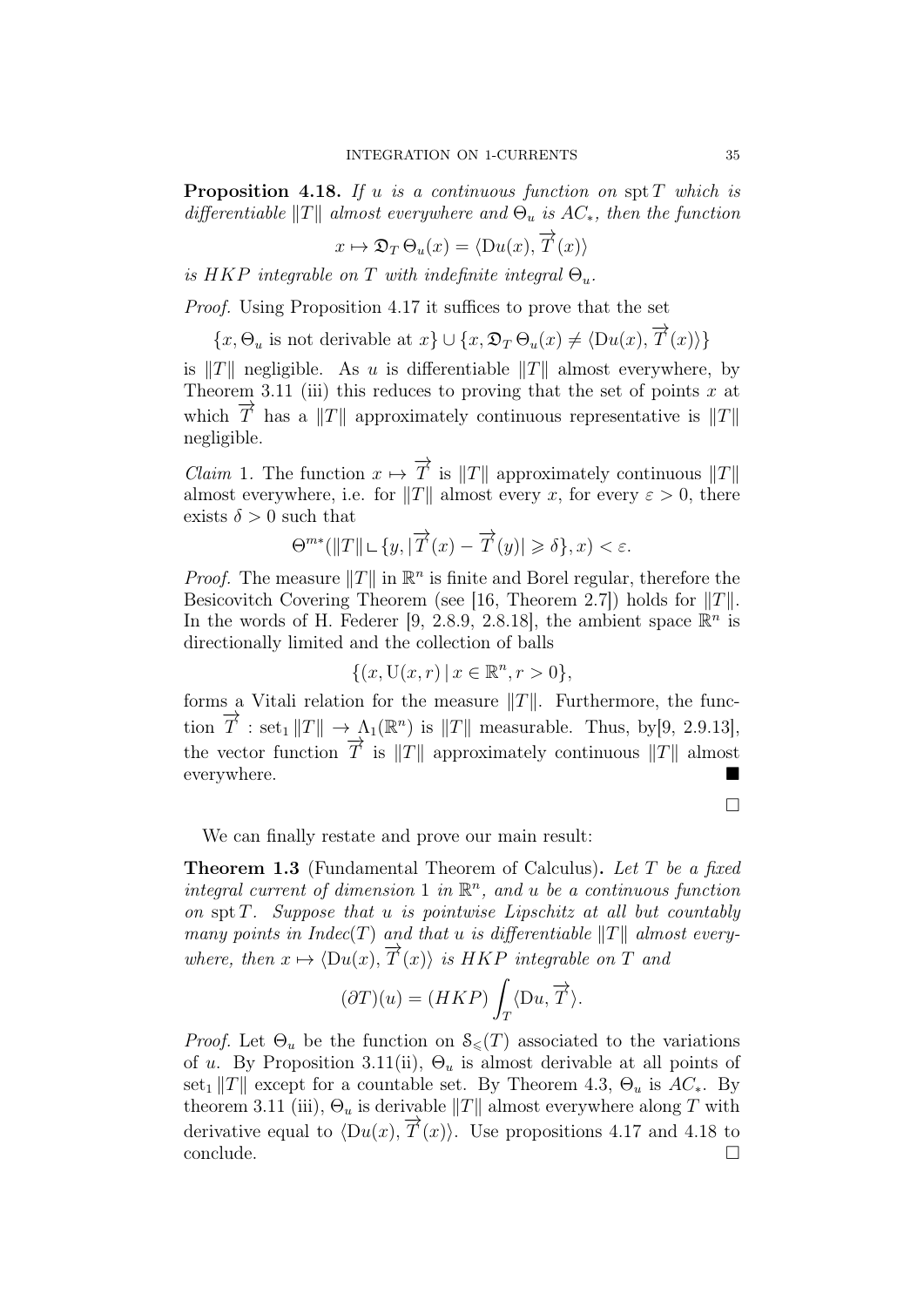**Proposition 4.18.** *If $u$ is a continuous function on $\operatorname{spt} T$ which is differentiable $\|T\|$ almost everywhere and $\Theta_u$ is $AC_*$, then the function*

$$x \mapsto \mathfrak{D}_T \Theta_u(x) = \langle \mathrm{D}u(x), \overrightarrow{T}(x)\rangle$$

*is $HKP$ integrable on $T$ with indefinite integral $\Theta_u$.*

*Proof.* Using Proposition 4.17 it suffices to prove that the set

$$\{x, \Theta_u \text{ is not derivable at } x\} \cup \{x, \mathfrak{D}_T \Theta_u(x) \neq \langle \mathrm{D}u(x), \overrightarrow{T}(x)\rangle\}$$

is $\|T\|$ negligible. As $u$ is differentiable $\|T\|$ almost everywhere, by Theorem 3.11 (iii) this reduces to proving that the set of points $x$ at which $\overrightarrow{T}$ has a $\|T\|$ approximately continuous representative is $\|T\|$ negligible.

*Claim* 1. The function $x \mapsto \overrightarrow{T}$ is $\|T\|$ approximately continuous $\|T\|$ almost everywhere, i.e. for $\|T\|$ almost every $x$, for every $\varepsilon > 0$, there exists $\delta > 0$ such that

$$\Theta^{m*}(\|T\| \llcorner \{y, |\overrightarrow{T}(x) - \overrightarrow{T}(y)| \geqslant \delta\}, x) < \varepsilon.$$

*Proof.* The measure $\|T\|$ in $\mathbb{R}^n$ is finite and Borel regular, therefore the Besicovitch Covering Theorem (see [16, Theorem 2.7]) holds for $\|T\|$. In the words of H. Federer [9, 2.8.9, 2.8.18], the ambient space $\mathbb{R}^n$ is directionally limited and the collection of balls

$$\{(x, \mathrm{U}(x, r) \mid x \in \mathbb{R}^n, r > 0\},$$

forms a Vitali relation for the measure $\|T\|$. Furthermore, the function $\overrightarrow{T} : \operatorname{set}_1 \|T\| \to \Lambda_1(\mathbb{R}^n)$ is $\|T\|$ measurable. Thus, by[9, 2.9.13], the vector function $\overrightarrow{T}$ is $\|T\|$ approximately continuous $\|T\|$ almost everywhere. ■

□

We can finally restate and prove our main result:

**Theorem 1.3** (Fundamental Theorem of Calculus)**.** *Let $T$ be a fixed integral current of dimension 1 in $\mathbb{R}^n$, and $u$ be a continuous function on $\operatorname{spt} T$. Suppose that $u$ is pointwise Lipschitz at all but countably many points in $Indec(T)$ and that $u$ is differentiable $\|T\|$ almost everywhere, then $x \mapsto \langle \mathrm{D}u(x), \overrightarrow{T}(x)\rangle$ is $HKP$ integrable on $T$ and*

$$(\partial T)(u) = (HKP) \int_T \langle \mathrm{D}u, \overrightarrow{T}\rangle.$$

*Proof.* Let $\Theta_u$ be the function on $\mathcal{S}_{\leqslant}(T)$ associated to the variations of $u$. By Proposition 3.11(ii), $\Theta_u$ is almost derivable at all points of $\operatorname{set}_1 \|T\|$ except for a countable set. By Theorem 4.3, $\Theta_u$ is $AC_*$. By theorem 3.11 (iii), $\Theta_u$ is derivable $\|T\|$ almost everywhere along $T$ with derivative equal to $\langle \mathrm{D}u(x), \overrightarrow{T}(x)\rangle$. Use propositions 4.17 and 4.18 to conclude. □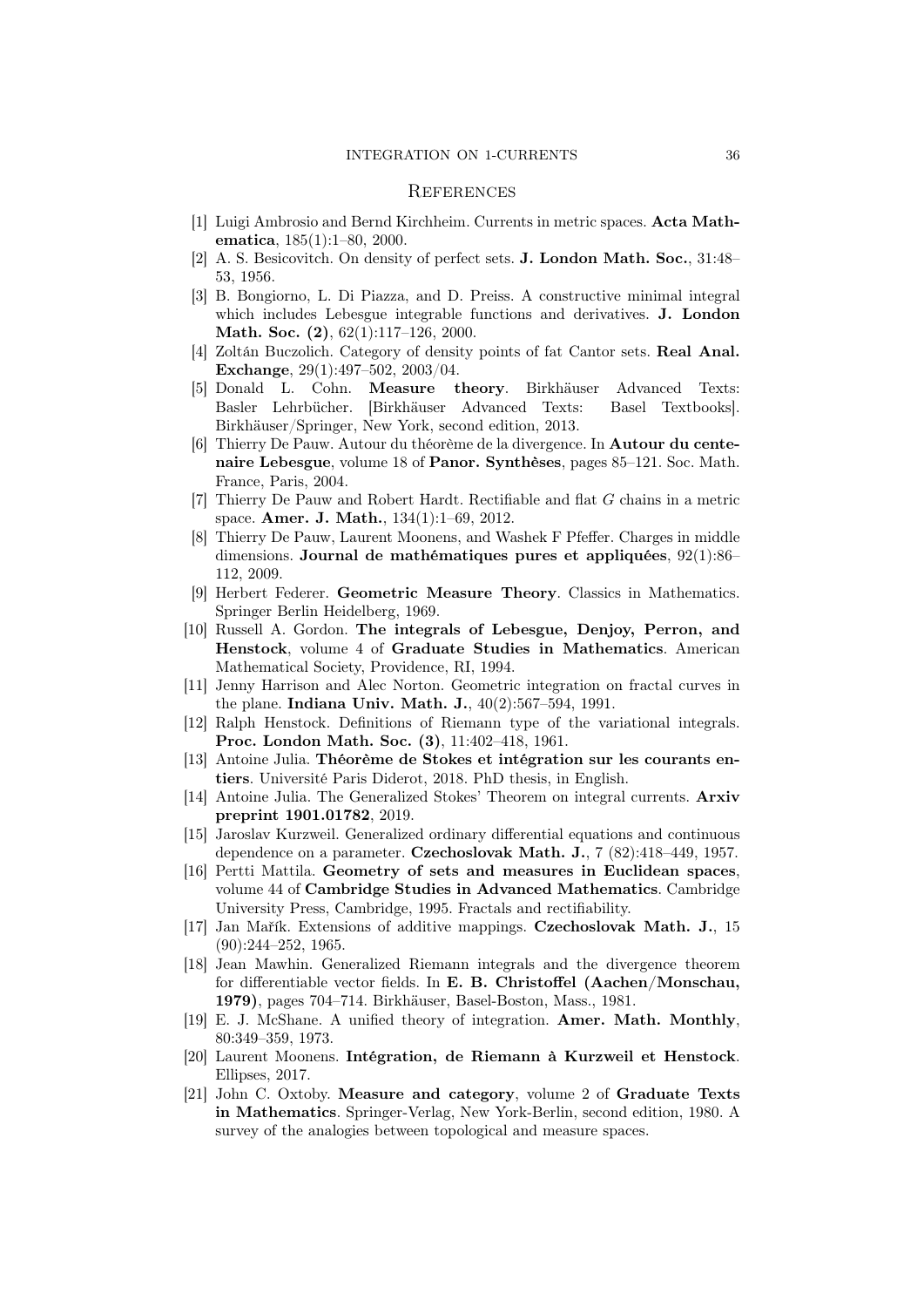## References

[1] Luigi Ambrosio and Bernd Kirchheim. Currents in metric spaces. **Acta Mathematica**, 185(1):1–80, 2000.

[2] A. S. Besicovitch. On density of perfect sets. **J. London Math. Soc.**, 31:48–53, 1956.

[3] B. Bongiorno, L. Di Piazza, and D. Preiss. A constructive minimal integral which includes Lebesgue integrable functions and derivatives. **J. London Math. Soc. (2)**, 62(1):117–126, 2000.

[4] Zoltán Buczolich. Category of density points of fat Cantor sets. **Real Anal. Exchange**, 29(1):497–502, 2003/04.

[5] Donald L. Cohn. **Measure theory**. Birkhäuser Advanced Texts: Basler Lehrbücher. [Birkhäuser Advanced Texts: Basel Textbooks]. Birkhäuser/Springer, New York, second edition, 2013.

[6] Thierry De Pauw. Autour du théorème de la divergence. In **Autour du centenaire Lebesgue**, volume 18 of **Panor. Synthèses**, pages 85–121. Soc. Math. France, Paris, 2004.

[7] Thierry De Pauw and Robert Hardt. Rectifiable and flat $G$ chains in a metric space. **Amer. J. Math.**, 134(1):1–69, 2012.

[8] Thierry De Pauw, Laurent Moonens, and Washek F Pfeffer. Charges in middle dimensions. **Journal de mathématiques pures et appliquées**, 92(1):86–112, 2009.

[9] Herbert Federer. **Geometric Measure Theory**. Classics in Mathematics. Springer Berlin Heidelberg, 1969.

[10] Russell A. Gordon. **The integrals of Lebesgue, Denjoy, Perron, and Henstock**, volume 4 of **Graduate Studies in Mathematics**. American Mathematical Society, Providence, RI, 1994.

[11] Jenny Harrison and Alec Norton. Geometric integration on fractal curves in the plane. **Indiana Univ. Math. J.**, 40(2):567–594, 1991.

[12] Ralph Henstock. Definitions of Riemann type of the variational integrals. **Proc. London Math. Soc. (3)**, 11:402–418, 1961.

[13] Antoine Julia. **Théorème de Stokes et intégration sur les courants entiers**. Université Paris Diderot, 2018. PhD thesis, in English.

[14] Antoine Julia. The Generalized Stokes' Theorem on integral currents. **Arxiv preprint 1901.01782**, 2019.

[15] Jaroslav Kurzweil. Generalized ordinary differential equations and continuous dependence on a parameter. **Czechoslovak Math. J.**, 7 (82):418–449, 1957.

[16] Pertti Mattila. **Geometry of sets and measures in Euclidean spaces**, volume 44 of **Cambridge Studies in Advanced Mathematics**. Cambridge University Press, Cambridge, 1995. Fractals and rectifiability.

[17] Jan Mařík. Extensions of additive mappings. **Czechoslovak Math. J.**, 15 (90):244–252, 1965.

[18] Jean Mawhin. Generalized Riemann integrals and the divergence theorem for differentiable vector fields. In **E. B. Christoffel (Aachen/Monschau, 1979)**, pages 704–714. Birkhäuser, Basel-Boston, Mass., 1981.

[19] E. J. McShane. A unified theory of integration. **Amer. Math. Monthly**, 80:349–359, 1973.

[20] Laurent Moonens. **Intégration, de Riemann à Kurzweil et Henstock**. Ellipses, 2017.

[21] John C. Oxtoby. **Measure and category**, volume 2 of **Graduate Texts in Mathematics**. Springer-Verlag, New York-Berlin, second edition, 1980. A survey of the analogies between topological and measure spaces.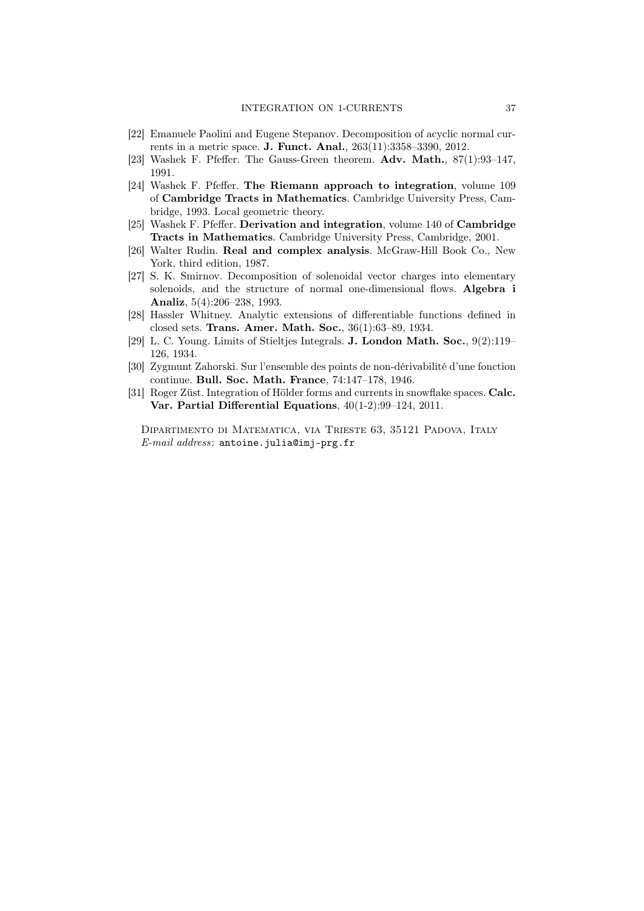[22] Emanuele Paolini and Eugene Stepanov. Decomposition of acyclic normal currents in a metric space. **J. Funct. Anal.**, 263(11):3358–3390, 2012.

[23] Washek F. Pfeffer. The Gauss-Green theorem. **Adv. Math.**, 87(1):93–147, 1991.

[24] Washek F. Pfeffer. **The Riemann approach to integration**, volume 109 of **Cambridge Tracts in Mathematics**. Cambridge University Press, Cambridge, 1993. Local geometric theory.

[25] Washek F. Pfeffer. **Derivation and integration**, volume 140 of **Cambridge Tracts in Mathematics**. Cambridge University Press, Cambridge, 2001.

[26] Walter Rudin. **Real and complex analysis**. McGraw-Hill Book Co., New York, third edition, 1987.

[27] S. K. Smirnov. Decomposition of solenoidal vector charges into elementary solenoids, and the structure of normal one-dimensional flows. **Algebra i Analiz**, 5(4):206–238, 1993.

[28] Hassler Whitney. Analytic extensions of differentiable functions defined in closed sets. **Trans. Amer. Math. Soc.**, 36(1):63–89, 1934.

[29] L. C. Young. Limits of Stieltjes Integrals. **J. London Math. Soc.**, 9(2):119–126, 1934.

[30] Zygmunt Zahorski. Sur l'ensemble des points de non-dérivabilité d'une fonction continue. **Bull. Soc. Math. France**, 74:147–178, 1946.

[31] Roger Züst. Integration of Hölder forms and currents in snowflake spaces. **Calc. Var. Partial Differential Equations**, 40(1-2):99–124, 2011.

Dipartimento di Matematica, via Trieste 63, 35121 Padova, Italy
*E-mail address*: antoine.julia@imj-prg.fr